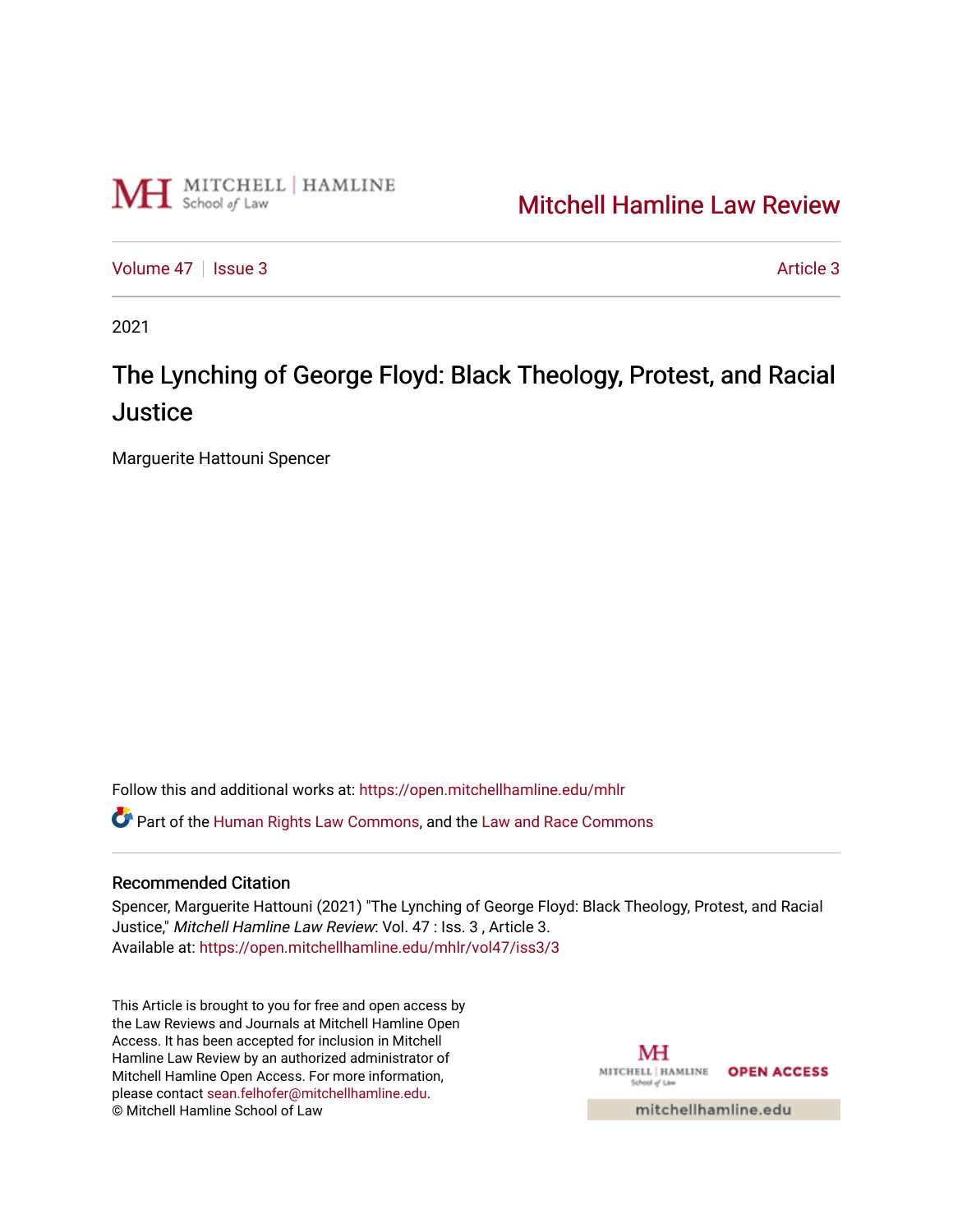Mitchell Hamline Law Review

Volume 47 | Issue 3 — Article 3

2021

# The Lynching of George Floyd: Black Theology, Protest, and Racial Justice

Marguerite Hattouni Spencer

Follow this and additional works at: https://open.mitchellhamline.edu/mhlr

Part of the Human Rights Law Commons, and the Law and Race Commons

## Recommended Citation

Spencer, Marguerite Hattouni (2021) "The Lynching of George Floyd: Black Theology, Protest, and Racial Justice," *Mitchell Hamline Law Review*: Vol. 47 : Iss. 3 , Article 3.
Available at: https://open.mitchellhamline.edu/mhlr/vol47/iss3/3

This Article is brought to you for free and open access by the Law Reviews and Journals at Mitchell Hamline Open Access. It has been accepted for inclusion in Mitchell Hamline Law Review by an authorized administrator of Mitchell Hamline Open Access. For more information, please contact sean.felhofer@mitchellhamline.edu.
© Mitchell Hamline School of Law

OPEN ACCESS

mitchellhamline.edu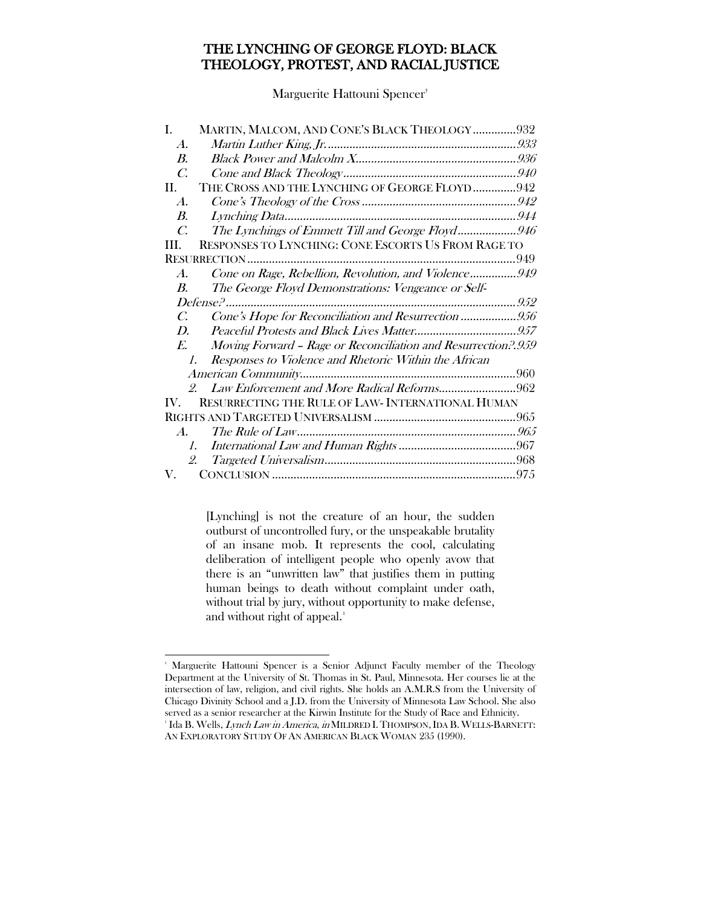# THE LYNCHING OF GEORGE FLOYD: BLACK THEOLOGY, PROTEST, AND RACIAL JUSTICE

Marguerite Hattouni Spencer[†]

| | |
|---|---|
| I. MARTIN, MALCOM, AND CONE'S BLACK THEOLOGY | 932 |
| *A. Martin Luther King, Jr.* | *933* |
| *B. Black Power and Malcolm X* | *936* |
| *C. Cone and Black Theology* | *940* |
| II. THE CROSS AND THE LYNCHING OF GEORGE FLOYD | 942 |
| *A. Cone's Theology of the Cross* | *942* |
| *B. Lynching Data* | *944* |
| *C. The Lynchings of Emmett Till and George Floyd* | *946* |
| III. RESPONSES TO LYNCHING: CONE ESCORTS US FROM RAGE TO RESURRECTION | 949 |
| *A. Cone on Rage, Rebellion, Revolution, and Violence* | *949* |
| *B. The George Floyd Demonstrations: Vengeance or Self-Defense?* | *952* |
| *C. Cone's Hope for Reconciliation and Resurrection* | *956* |
| *D. Peaceful Protests and Black Lives Matter* | *957* |
| *E. Moving Forward – Rage or Reconciliation and Resurrection?* | *959* |
| *1. Responses to Violence and Rhetoric Within the African American Community* | 960 |
| *2. Law Enforcement and More Radical Reforms* | 962 |
| IV. RESURRECTING THE RULE OF LAW- INTERNATIONAL HUMAN RIGHTS AND TARGETED UNIVERSALISM | 965 |
| *A. The Rule of Law* | *965* |
| *1. International Law and Human Rights* | 967 |
| *2. Targeted Universalism* | 968 |
| V. CONCLUSION | 975 |

> [Lynching] is not the creature of an hour, the sudden outburst of uncontrolled fury, or the unspeakable brutality of an insane mob. It represents the cool, calculating deliberation of intelligent people who openly avow that there is an "unwritten law" that justifies them in putting human beings to death without complaint under oath, without trial by jury, without opportunity to make defense, and without right of appeal.[1]

---

[†] Marguerite Hattouni Spencer is a Senior Adjunct Faculty member of the Theology Department at the University of St. Thomas in St. Paul, Minnesota. Her courses lie at the intersection of law, religion, and civil rights. She holds an A.M.R.S from the University of Chicago Divinity School and a J.D. from the University of Minnesota Law School. She also served as a senior researcher at the Kirwin Institute for the Study of Race and Ethnicity.

[1] Ida B. Wells, *Lynch Law in America*, *in* MILDRED I. THOMPSON, IDA B. WELLS-BARNETT: AN EXPLORATORY STUDY OF AN AMERICAN BLACK WOMAN 235 (1990).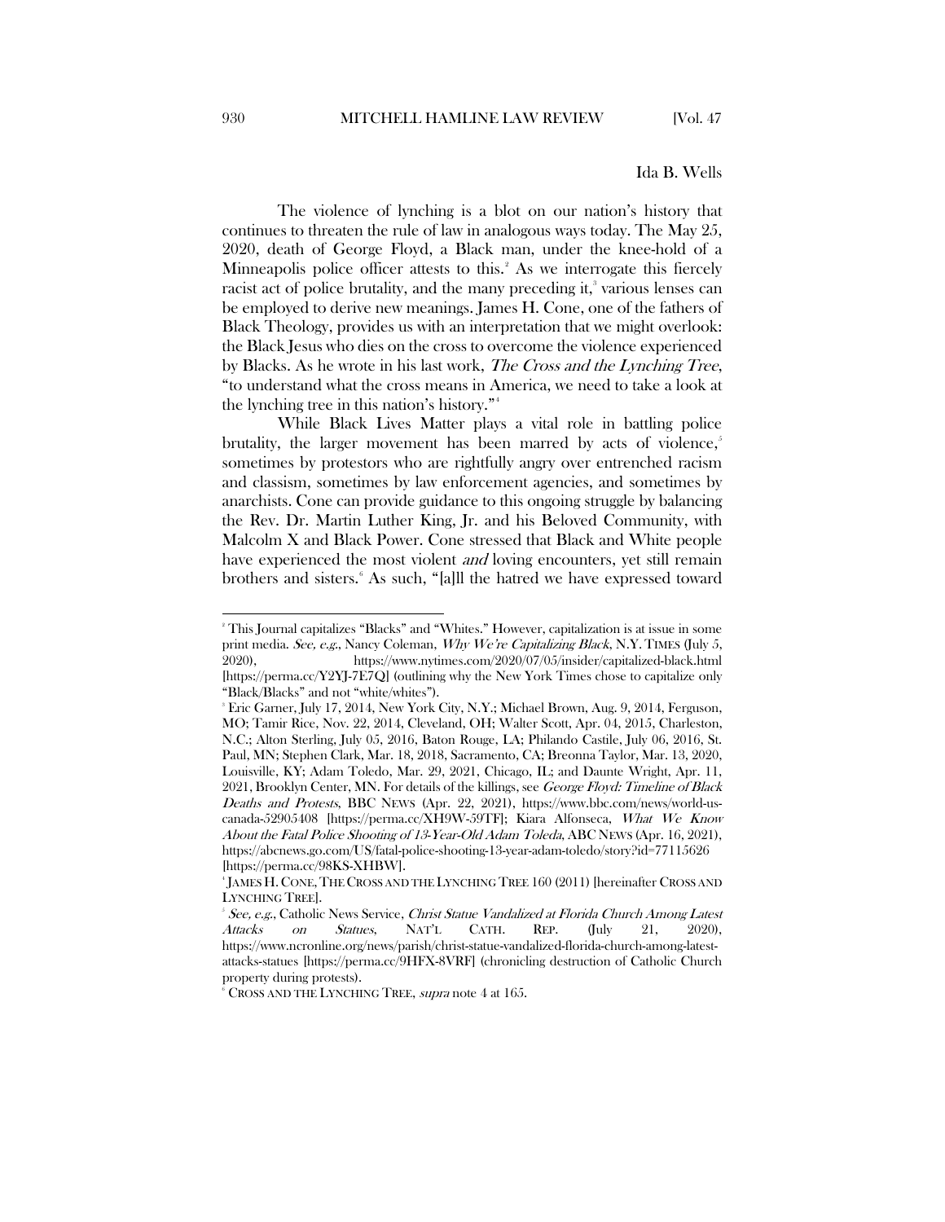Ida B. Wells

The violence of lynching is a blot on our nation's history that continues to threaten the rule of law in analogous ways today. The May 25, 2020, death of George Floyd, a Black man, under the knee-hold of a Minneapolis police officer attests to this.[2] As we interrogate this fiercely racist act of police brutality, and the many preceding it,[3] various lenses can be employed to derive new meanings. James H. Cone, one of the fathers of Black Theology, provides us with an interpretation that we might overlook: the Black Jesus who dies on the cross to overcome the violence experienced by Blacks. As he wrote in his last work, *The Cross and the Lynching Tree*, "to understand what the cross means in America, we need to take a look at the lynching tree in this nation's history."[4]

While Black Lives Matter plays a vital role in battling police brutality, the larger movement has been marred by acts of violence,[5] sometimes by protestors who are rightfully angry over entrenched racism and classism, sometimes by law enforcement agencies, and sometimes by anarchists. Cone can provide guidance to this ongoing struggle by balancing the Rev. Dr. Martin Luther King, Jr. and his Beloved Community, with Malcolm X and Black Power. Cone stressed that Black and White people have experienced the most violent *and* loving encounters, yet still remain brothers and sisters.[6] As such, "[a]ll the hatred we have expressed toward

---

[2] This Journal capitalizes "Blacks" and "Whites." However, capitalization is at issue in some print media. *See, e.g.*, Nancy Coleman, *Why We're Capitalizing Black*, N.Y. TIMES (July 5, 2020), https://www.nytimes.com/2020/07/05/insider/capitalized-black.html [https://perma.cc/Y2YJ-7E7Q] (outlining why the New York Times chose to capitalize only "Black/Blacks" and not "white/whites").

[3] Eric Garner, July 17, 2014, New York City, N.Y.; Michael Brown, Aug. 9, 2014, Ferguson, MO; Tamir Rice, Nov. 22, 2014, Cleveland, OH; Walter Scott, Apr. 04, 2015, Charleston, N.C.; Alton Sterling, July 05, 2016, Baton Rouge, LA; Philando Castile, July 06, 2016, St. Paul, MN; Stephen Clark, Mar. 18, 2018, Sacramento, CA; Breonna Taylor, Mar. 13, 2020, Louisville, KY; Adam Toledo, Mar. 29, 2021, Chicago, IL; and Daunte Wright, Apr. 11, 2021, Brooklyn Center, MN. For details of the killings, see *George Floyd: Timeline of Black Deaths and Protests*, BBC NEWS (Apr. 22, 2021), https://www.bbc.com/news/world-us-canada-52905408 [https://perma.cc/XH9W-59TF]; Kiara Alfonseca, *What We Know About the Fatal Police Shooting of 13-Year-Old Adam Toleda*, ABC NEWS (Apr. 16, 2021), https://abcnews.go.com/US/fatal-police-shooting-13-year-adam-toledo/story?id=77115626 [https://perma.cc/98KS-XHBW].

[4] JAMES H. CONE, THE CROSS AND THE LYNCHING TREE 160 (2011) [hereinafter CROSS AND LYNCHING TREE].

[5] *See, e.g.*, Catholic News Service, *Christ Statue Vandalized at Florida Church Among Latest Attacks on Statues*, NAT'L CATH. REP. (July 21, 2020), https://www.ncronline.org/news/parish/christ-statue-vandalized-florida-church-among-latest-attacks-statues [https://perma.cc/9HFX-8VRF] (chronicling destruction of Catholic Church property during protests).

[6] CROSS AND THE LYNCHING TREE, *supra* note 4 at 165.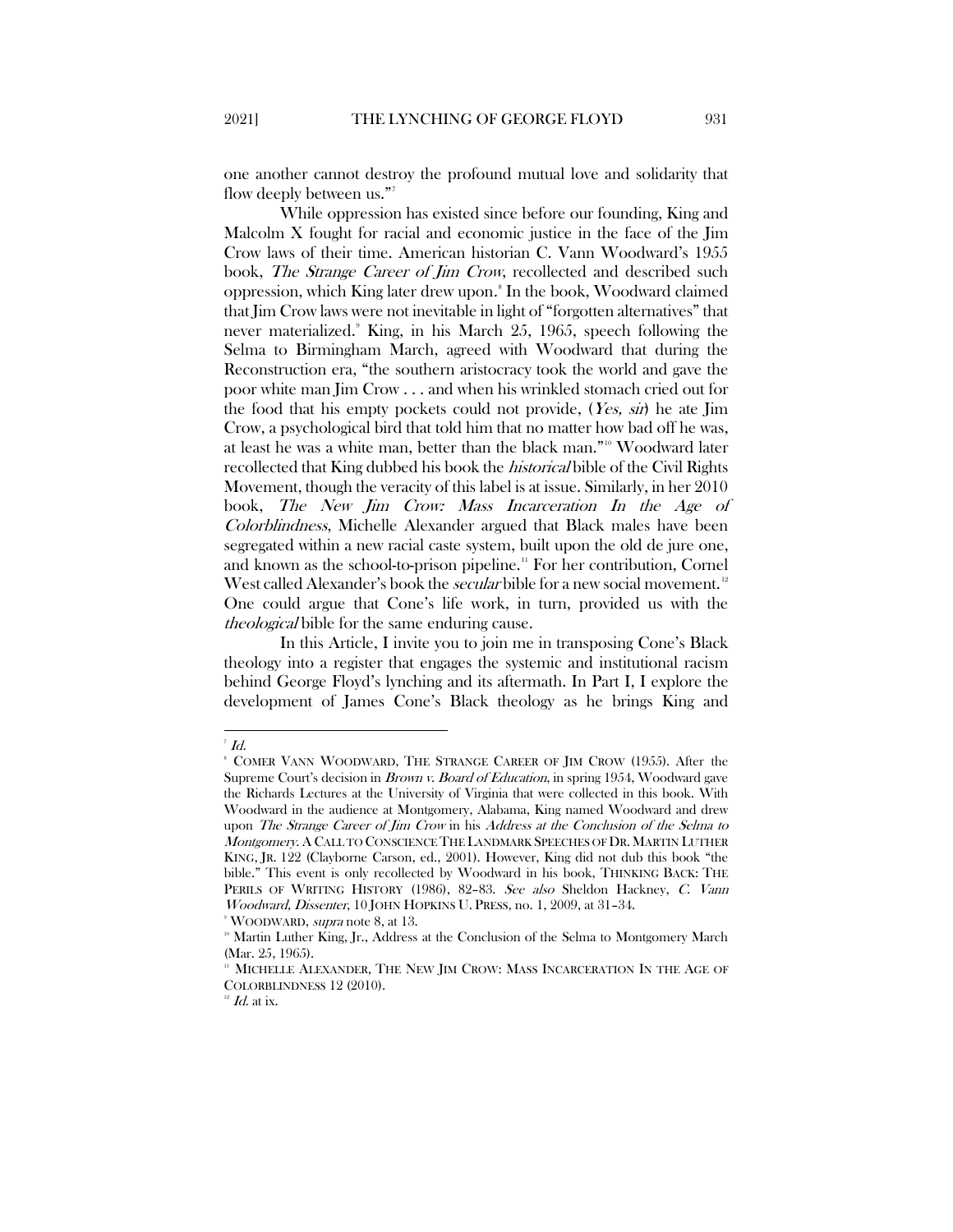one another cannot destroy the profound mutual love and solidarity that flow deeply between us."[7]

While oppression has existed since before our founding, King and Malcolm X fought for racial and economic justice in the face of the Jim Crow laws of their time. American historian C. Vann Woodward's 1955 book, *The Strange Career of Jim Crow*, recollected and described such oppression, which King later drew upon.[8] In the book, Woodward claimed that Jim Crow laws were not inevitable in light of "forgotten alternatives" that never materialized.[9] King, in his March 25, 1965, speech following the Selma to Birmingham March, agreed with Woodward that during the Reconstruction era, "the southern aristocracy took the world and gave the poor white man Jim Crow . . . and when his wrinkled stomach cried out for the food that his empty pockets could not provide, (*Yes, sir*) he ate Jim Crow, a psychological bird that told him that no matter how bad off he was, at least he was a white man, better than the black man."[10] Woodward later recollected that King dubbed his book the *historical* bible of the Civil Rights Movement, though the veracity of this label is at issue. Similarly, in her 2010 book, *The New Jim Crow: Mass Incarceration In the Age of Colorblindness*, Michelle Alexander argued that Black males have been segregated within a new racial caste system, built upon the old de jure one, and known as the school-to-prison pipeline.[11] For her contribution, Cornel West called Alexander's book the *secular* bible for a new social movement.[12] One could argue that Cone's life work, in turn, provided us with the *theological* bible for the same enduring cause.

In this Article, I invite you to join me in transposing Cone's Black theology into a register that engages the systemic and institutional racism behind George Floyd's lynching and its aftermath. In Part I, I explore the development of James Cone's Black theology as he brings King and

---

[7] *Id.*

[8] COMER VANN WOODWARD, THE STRANGE CAREER OF JIM CROW (1955). After the Supreme Court's decision in *Brown v. Board of Education*, in spring 1954, Woodward gave the Richards Lectures at the University of Virginia that were collected in this book. With Woodward in the audience at Montgomery, Alabama, King named Woodward and drew upon *The Strange Career of Jim Crow* in his *Address at the Conclusion of the Selma to Montgomery*. A CALL TO CONSCIENCE THE LANDMARK SPEECHES OF DR. MARTIN LUTHER KING, JR. 122 (Clayborne Carson, ed., 2001). However, King did not dub this book "the bible." This event is only recollected by Woodward in his book, THINKING BACK: THE PERILS OF WRITING HISTORY (1986), 82–83. *See also* Sheldon Hackney, *C. Vann Woodward, Dissenter*, 10 JOHN HOPKINS U. PRESS, no. 1, 2009, at 31–34.

[9] WOODWARD, *supra* note 8, at 13.

[10] Martin Luther King, Jr., Address at the Conclusion of the Selma to Montgomery March (Mar. 25, 1965).

[11] MICHELLE ALEXANDER, THE NEW JIM CROW: MASS INCARCERATION IN THE AGE OF COLORBLINDNESS 12 (2010).

[12] *Id.* at ix.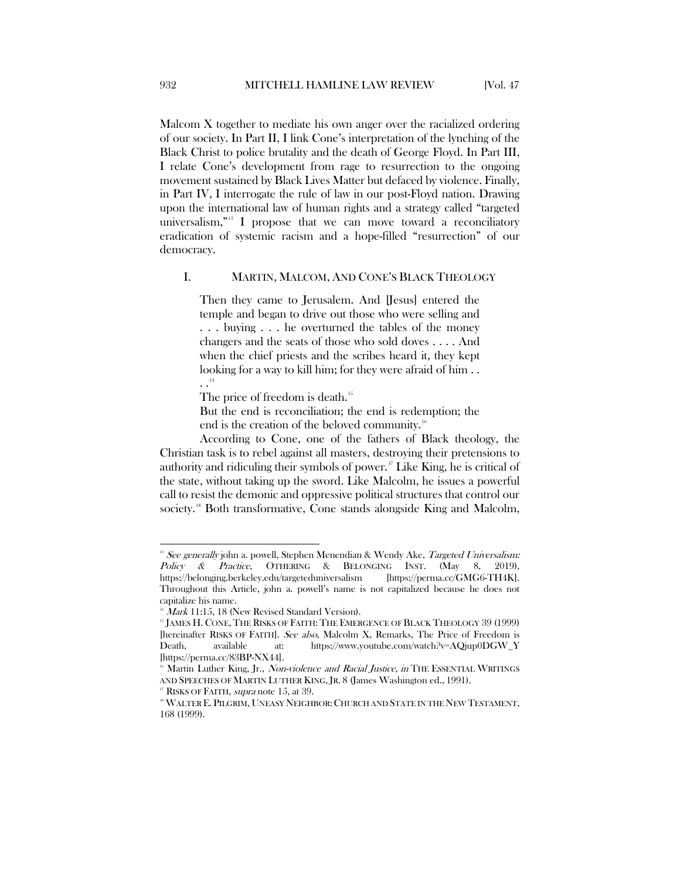Malcom X together to mediate his own anger over the racialized ordering of our society. In Part II, I link Cone's interpretation of the lynching of the Black Christ to police brutality and the death of George Floyd. In Part III, I relate Cone's development from rage to resurrection to the ongoing movement sustained by Black Lives Matter but defaced by violence. Finally, in Part IV, I interrogate the rule of law in our post-Floyd nation. Drawing upon the international law of human rights and a strategy called "targeted universalism,"[13] I propose that we can move toward a reconciliatory eradication of systemic racism and a hope-filled "resurrection" of our democracy.

## I. MARTIN, MALCOM, AND CONE'S BLACK THEOLOGY

> Then they came to Jerusalem. And [Jesus] entered the temple and began to drive out those who were selling and . . . buying . . . he overturned the tables of the money changers and the seats of those who sold doves . . . . And when the chief priests and the scribes heard it, they kept looking for a way to kill him; for they were afraid of him . . . .[14]
>
> The price of freedom is death.[15]
>
> But the end is reconciliation; the end is redemption; the end is the creation of the beloved community.[16]

According to Cone, one of the fathers of Black theology, the Christian task is to rebel against all masters, destroying their pretensions to authority and ridiculing their symbols of power.[17] Like King, he is critical of the state, without taking up the sword. Like Malcolm, he issues a powerful call to resist the demonic and oppressive political structures that control our society.[18] Both transformative, Cone stands alongside King and Malcolm,

---

[13] *See generally* john a. powell, Stephen Menendian & Wendy Ake, *Targeted Universalism: Policy & Practice*, OTHERING & BELONGING INST. (May 8, 2019), https://belonging.berkeley.edu/targeteduniversalism [https://perma.cc/GMG6-TH4K]. Throughout this Article, john a. powell's name is not capitalized because he does not capitalize his name.

[14] *Mark* 11:15, 18 (New Revised Standard Version).

[15] JAMES H. CONE, THE RISKS OF FAITH: THE EMERGENCE OF BLACK THEOLOGY 39 (1999) [hereinafter RISKS OF FAITH]. *See also*, Malcolm X, Remarks, The Price of Freedom is Death, available at: https://www.youtube.com/watch?v=AQjup0DGW_Y [https://perma.cc/83BP-NX44].

[16] Martin Luther King, Jr., *Non-violence and Racial Justice*, *in* THE ESSENTIAL WRITINGS AND SPEECHES OF MARTIN LUTHER KING, JR. 8 (James Washington ed., 1991).

[17] RISKS OF FAITH, *supra* note 15, at 39.

[18] WALTER E. PILGRIM, UNEASY NEIGHBOR: CHURCH AND STATE IN THE NEW TESTAMENT, 168 (1999).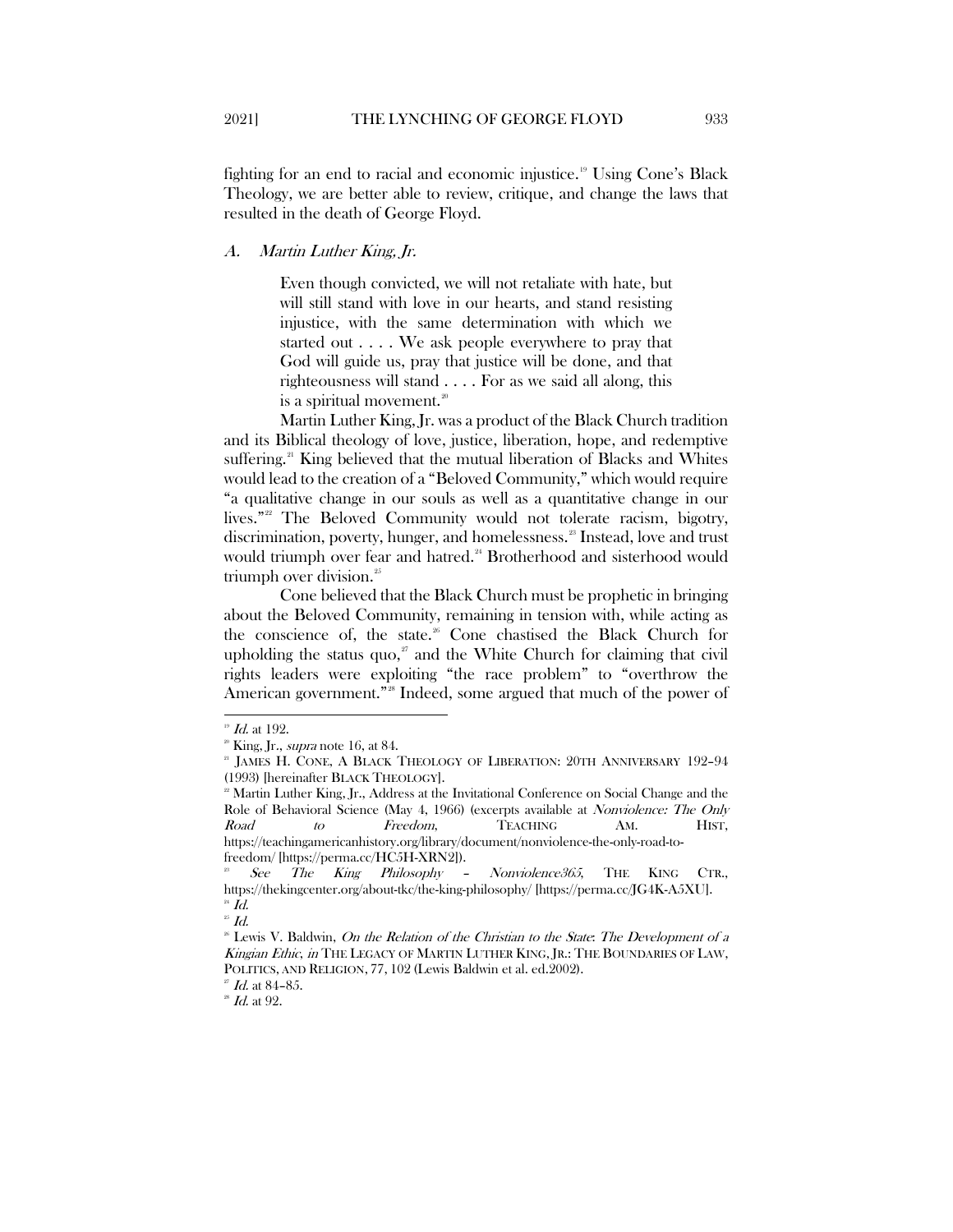fighting for an end to racial and economic injustice.[19] Using Cone's Black Theology, we are better able to review, critique, and change the laws that resulted in the death of George Floyd.

### *A. Martin Luther King, Jr.*

> Even though convicted, we will not retaliate with hate, but will still stand with love in our hearts, and stand resisting injustice, with the same determination with which we started out . . . . We ask people everywhere to pray that God will guide us, pray that justice will be done, and that righteousness will stand . . . . For as we said all along, this is a spiritual movement.[20]

Martin Luther King, Jr. was a product of the Black Church tradition and its Biblical theology of love, justice, liberation, hope, and redemptive suffering.[21] King believed that the mutual liberation of Blacks and Whites would lead to the creation of a "Beloved Community," which would require "a qualitative change in our souls as well as a quantitative change in our lives."[22] The Beloved Community would not tolerate racism, bigotry, discrimination, poverty, hunger, and homelessness.[23] Instead, love and trust would triumph over fear and hatred.[24] Brotherhood and sisterhood would triumph over division.[25]

Cone believed that the Black Church must be prophetic in bringing about the Beloved Community, remaining in tension with, while acting as the conscience of, the state.[26] Cone chastised the Black Church for upholding the status quo,[27] and the White Church for claiming that civil rights leaders were exploiting "the race problem" to "overthrow the American government."[28] Indeed, some argued that much of the power of

---

[19] *Id.* at 192.

[20] King, Jr., *supra* note 16, at 84.

[21] JAMES H. CONE, A BLACK THEOLOGY OF LIBERATION: 20TH ANNIVERSARY 192–94 (1993) [hereinafter BLACK THEOLOGY].

[22] Martin Luther King, Jr., Address at the Invitational Conference on Social Change and the Role of Behavioral Science (May 4, 1966) (excerpts available at *Nonviolence: The Only Road to Freedom*, TEACHING AM. HIST, https://teachingamericanhistory.org/library/document/nonviolence-the-only-road-to-freedom/ [https://perma.cc/HC5H-XRN2]).

[23] *See The King Philosophy – Nonviolence365*, THE KING CTR., https://thekingcenter.org/about-tkc/the-king-philosophy/ [https://perma.cc/JG4K-A5XU].

[24] *Id.*

[25] *Id.*

[26] Lewis V. Baldwin, *On the Relation of the Christian to the State: The Development of a Kingian Ethic*, *in* THE LEGACY OF MARTIN LUTHER KING, JR.: THE BOUNDARIES OF LAW, POLITICS, AND RELIGION, 77, 102 (Lewis Baldwin et al. ed.2002).

[27] *Id.* at 84–85.

[28] *Id.* at 92.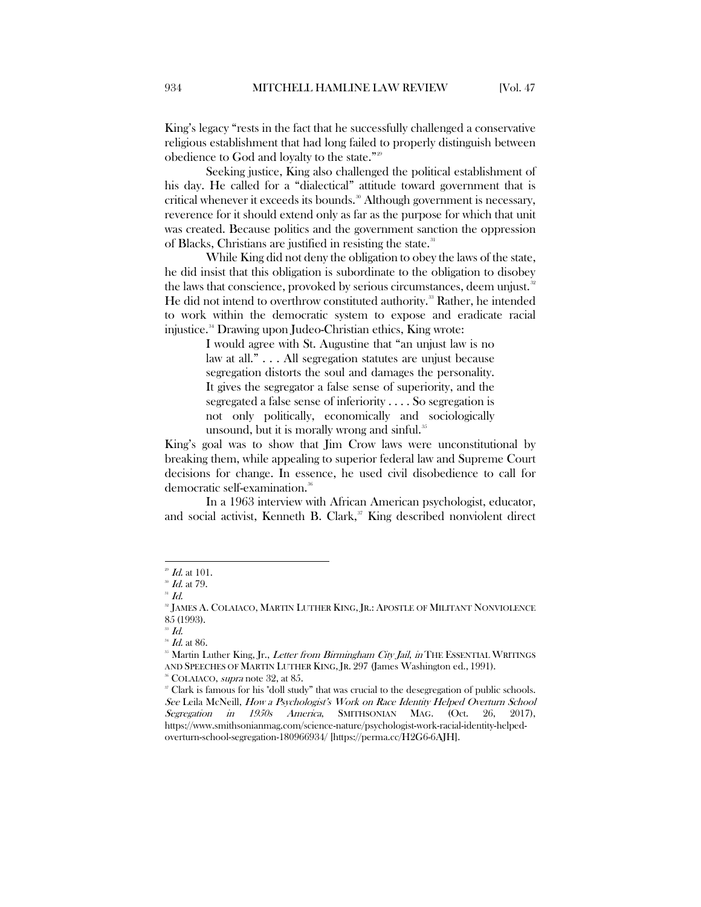King's legacy "rests in the fact that he successfully challenged a conservative religious establishment that had long failed to properly distinguish between obedience to God and loyalty to the state."[29]

Seeking justice, King also challenged the political establishment of his day. He called for a "dialectical" attitude toward government that is critical whenever it exceeds its bounds.[30] Although government is necessary, reverence for it should extend only as far as the purpose for which that unit was created. Because politics and the government sanction the oppression of Blacks, Christians are justified in resisting the state.[31]

While King did not deny the obligation to obey the laws of the state, he did insist that this obligation is subordinate to the obligation to disobey the laws that conscience, provoked by serious circumstances, deem unjust.[32] He did not intend to overthrow constituted authority.[33] Rather, he intended to work within the democratic system to expose and eradicate racial injustice.[34] Drawing upon Judeo-Christian ethics, King wrote:

> I would agree with St. Augustine that "an unjust law is no law at all." . . . All segregation statutes are unjust because segregation distorts the soul and damages the personality. It gives the segregator a false sense of superiority, and the segregated a false sense of inferiority . . . . So segregation is not only politically, economically and sociologically unsound, but it is morally wrong and sinful.[35]

King's goal was to show that Jim Crow laws were unconstitutional by breaking them, while appealing to superior federal law and Supreme Court decisions for change. In essence, he used civil disobedience to call for democratic self-examination.[36]

In a 1963 interview with African American psychologist, educator, and social activist, Kenneth B. Clark,[37] King described nonviolent direct

---

[29] *Id.* at 101.

[30] *Id.* at 79.

[31] *Id.*

[32] JAMES A. COLAIACO, MARTIN LUTHER KING, JR.: APOSTLE OF MILITANT NONVIOLENCE 85 (1993).

[33] *Id.*

[34] *Id.* at 86.

[35] Martin Luther King, Jr., *Letter from Birmingham City Jail*, *in* THE ESSENTIAL WRITINGS AND SPEECHES OF MARTIN LUTHER KING, JR. 297 (James Washington ed., 1991).

[36] COLAIACO, *supra* note 32, at 85.

[37] Clark is famous for his "doll study" that was crucial to the desegregation of public schools. *See* Leila McNeill, *How a Psychologist's Work on Race Identity Helped Overturn School Segregation in 1950s America*, SMITHSONIAN MAG. (Oct. 26, 2017), https://www.smithsonianmag.com/science-nature/psychologist-work-racial-identity-helped-overturn-school-segregation-180966934/ [https://perma.cc/H2G6-6AJH].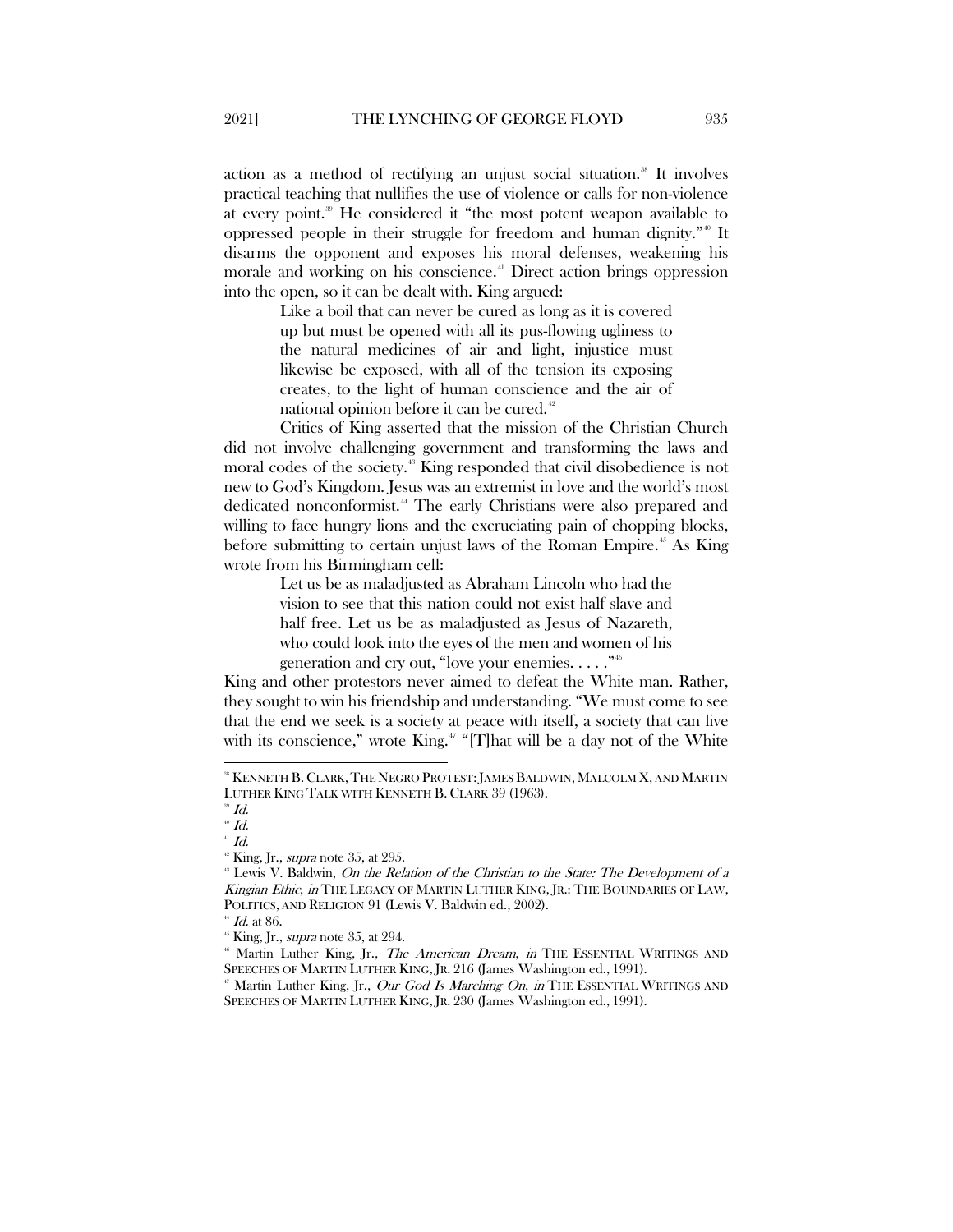action as a method of rectifying an unjust social situation.[38] It involves practical teaching that nullifies the use of violence or calls for non-violence at every point.[39] He considered it "the most potent weapon available to oppressed people in their struggle for freedom and human dignity."[40] It disarms the opponent and exposes his moral defenses, weakening his morale and working on his conscience.[41] Direct action brings oppression into the open, so it can be dealt with. King argued:

> Like a boil that can never be cured as long as it is covered up but must be opened with all its pus-flowing ugliness to the natural medicines of air and light, injustice must likewise be exposed, with all of the tension its exposing creates, to the light of human conscience and the air of national opinion before it can be cured.[42]

Critics of King asserted that the mission of the Christian Church did not involve challenging government and transforming the laws and moral codes of the society.[43] King responded that civil disobedience is not new to God's Kingdom. Jesus was an extremist in love and the world's most dedicated nonconformist.[44] The early Christians were also prepared and willing to face hungry lions and the excruciating pain of chopping blocks, before submitting to certain unjust laws of the Roman Empire.[45] As King wrote from his Birmingham cell:

> Let us be as maladjusted as Abraham Lincoln who had the vision to see that this nation could not exist half slave and half free. Let us be as maladjusted as Jesus of Nazareth, who could look into the eyes of the men and women of his generation and cry out, "love your enemies. . . . ."[46]

King and other protestors never aimed to defeat the White man. Rather, they sought to win his friendship and understanding. "We must come to see that the end we seek is a society at peace with itself, a society that can live with its conscience," wrote King.[47] "[T]hat will be a day not of the White

---

[38] KENNETH B. CLARK, THE NEGRO PROTEST: JAMES BALDWIN, MALCOLM X, AND MARTIN LUTHER KING TALK WITH KENNETH B. CLARK 39 (1963).

[39] *Id.*

[40] *Id.*

[41] *Id.*

[42] King, Jr., *supra* note 35, at 295.

[43] Lewis V. Baldwin, *On the Relation of the Christian to the State: The Development of a Kingian Ethic*, *in* THE LEGACY OF MARTIN LUTHER KING, JR.: THE BOUNDARIES OF LAW, POLITICS, AND RELIGION 91 (Lewis V. Baldwin ed., 2002).

[44] *Id.* at 86.

[45] King, Jr., *supra* note 35, at 294.

[46] Martin Luther King, Jr., *The American Dream*, *in* THE ESSENTIAL WRITINGS AND SPEECHES OF MARTIN LUTHER KING, JR. 216 (James Washington ed., 1991).

[47] Martin Luther King, Jr., *Our God Is Marching On*, *in* THE ESSENTIAL WRITINGS AND SPEECHES OF MARTIN LUTHER KING, JR. 230 (James Washington ed., 1991).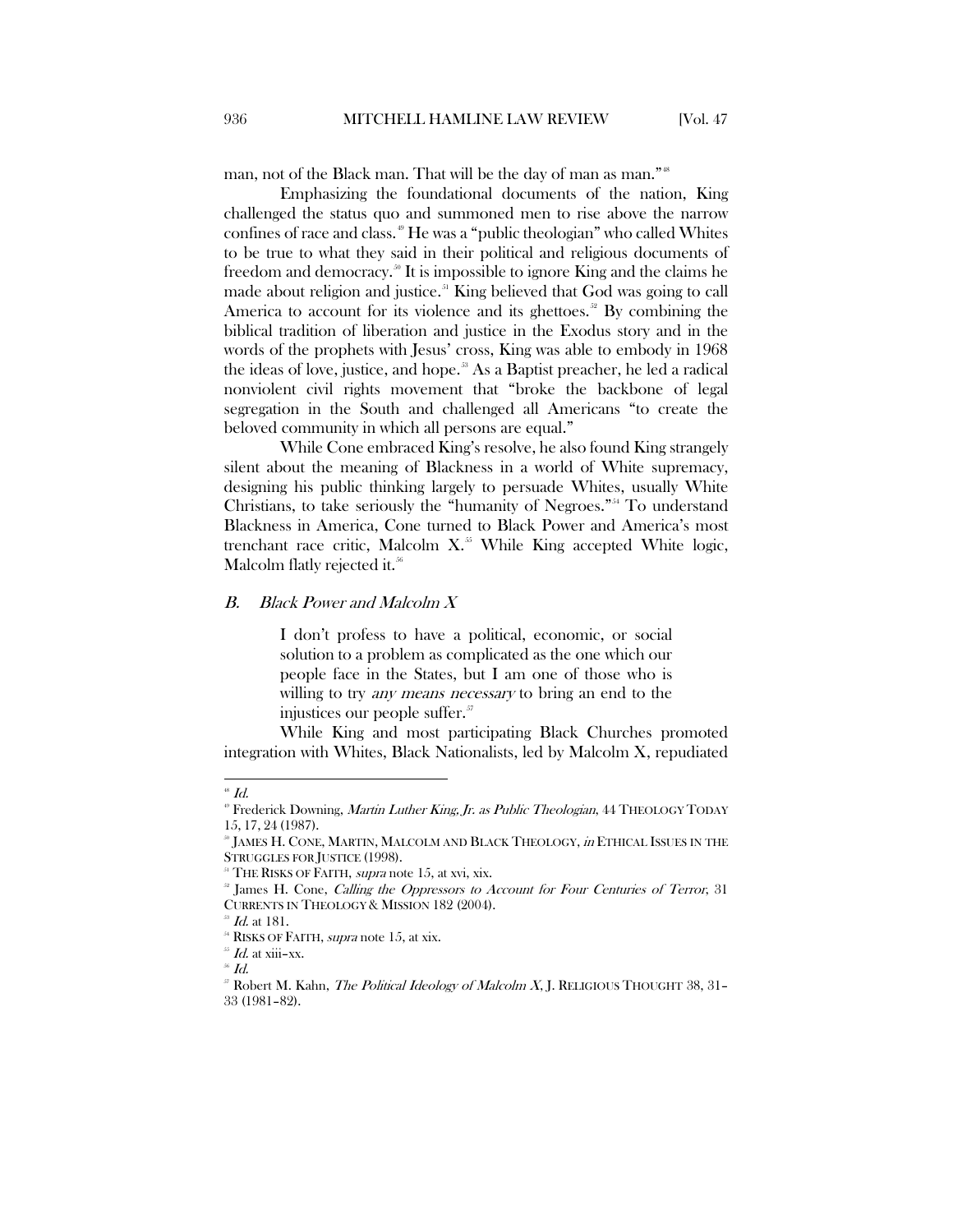man, not of the Black man. That will be the day of man as man."[48]

Emphasizing the foundational documents of the nation, King challenged the status quo and summoned men to rise above the narrow confines of race and class.[49] He was a "public theologian" who called Whites to be true to what they said in their political and religious documents of freedom and democracy.[50] It is impossible to ignore King and the claims he made about religion and justice.[51] King believed that God was going to call America to account for its violence and its ghettoes.[52] By combining the biblical tradition of liberation and justice in the Exodus story and in the words of the prophets with Jesus' cross, King was able to embody in 1968 the ideas of love, justice, and hope.[53] As a Baptist preacher, he led a radical nonviolent civil rights movement that "broke the backbone of legal segregation in the South and challenged all Americans "to create the beloved community in which all persons are equal."

While Cone embraced King's resolve, he also found King strangely silent about the meaning of Blackness in a world of White supremacy, designing his public thinking largely to persuade Whites, usually White Christians, to take seriously the "humanity of Negroes."[54] To understand Blackness in America, Cone turned to Black Power and America's most trenchant race critic, Malcolm X.[55] While King accepted White logic, Malcolm flatly rejected it.[56]

### *B. Black Power and Malcolm X*

> I don't profess to have a political, economic, or social solution to a problem as complicated as the one which our people face in the States, but I am one of those who is willing to try *any means necessary* to bring an end to the injustices our people suffer.[57]

While King and most participating Black Churches promoted integration with Whites, Black Nationalists, led by Malcolm X, repudiated

---

[48] *Id.*

[49] Frederick Downing, *Martin Luther King, Jr. as Public Theologian*, 44 THEOLOGY TODAY 15, 17, 24 (1987).

[50] JAMES H. CONE, MARTIN, MALCOLM AND BLACK THEOLOGY, *in* ETHICAL ISSUES IN THE STRUGGLES FOR JUSTICE (1998).

[51] THE RISKS OF FAITH, *supra* note 15, at xvi, xix.

[52] James H. Cone, *Calling the Oppressors to Account for Four Centuries of Terror*, 31 CURRENTS IN THEOLOGY & MISSION 182 (2004).

[53] *Id.* at 181.

[54] RISKS OF FAITH, *supra* note 15, at xix.

[55] *Id.* at xiii–xx.

[56] *Id.*

[57] Robert M. Kahn, *The Political Ideology of Malcolm X*, J. RELIGIOUS THOUGHT 38, 31–33 (1981–82).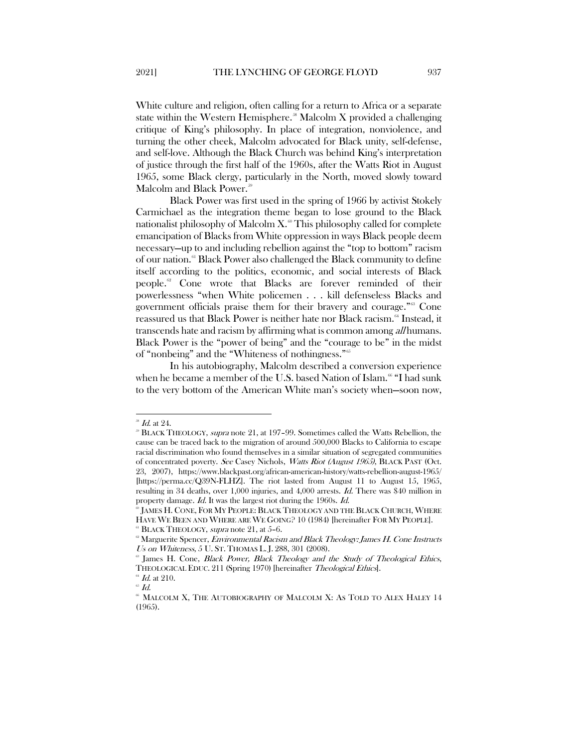White culture and religion, often calling for a return to Africa or a separate state within the Western Hemisphere.[58] Malcolm X provided a challenging critique of King's philosophy. In place of integration, nonviolence, and turning the other cheek, Malcolm advocated for Black unity, self-defense, and self-love. Although the Black Church was behind King's interpretation of justice through the first half of the 1960s, after the Watts Riot in August 1965, some Black clergy, particularly in the North, moved slowly toward Malcolm and Black Power.[59]

Black Power was first used in the spring of 1966 by activist Stokely Carmichael as the integration theme began to lose ground to the Black nationalist philosophy of Malcolm X.[60] This philosophy called for complete emancipation of Blacks from White oppression in ways Black people deem necessary—up to and including rebellion against the "top to bottom" racism of our nation.[61] Black Power also challenged the Black community to define itself according to the politics, economic, and social interests of Black people.[62] Cone wrote that Blacks are forever reminded of their powerlessness "when White policemen . . . kill defenseless Blacks and government officials praise them for their bravery and courage."[63] Cone reassured us that Black Power is neither hate nor Black racism.[64] Instead, it transcends hate and racism by affirming what is common among *all* humans. Black Power is the "power of being" and the "courage to be" in the midst of "nonbeing" and the "Whiteness of nothingness."[65]

In his autobiography, Malcolm described a conversion experience when he became a member of the U.S. based Nation of Islam.[66] "I had sunk to the very bottom of the American White man's society when—soon now,

---

[58] *Id.* at 24.

[59] BLACK THEOLOGY, *supra* note 21, at 197–99. Sometimes called the Watts Rebellion, the cause can be traced back to the migration of around 500,000 Blacks to California to escape racial discrimination who found themselves in a similar situation of segregated communities of concentrated poverty. *See* Casey Nichols, *Watts Riot (August 1965)*, BLACK PAST (Oct. 23, 2007), https://www.blackpast.org/african-american-history/watts-rebellion-august-1965/ [https://perma.cc/Q39N-FLHZ]. The riot lasted from August 11 to August 15, 1965, resulting in 34 deaths, over 1,000 injuries, and 4,000 arrests. *Id.* There was $40 million in property damage. *Id.* It was the largest riot during the 1960s. *Id.*

[60] JAMES H. CONE, FOR MY PEOPLE: BLACK THEOLOGY AND THE BLACK CHURCH, WHERE HAVE WE BEEN AND WHERE ARE WE GOING? 10 (1984) [hereinafter FOR MY PEOPLE].

[61] BLACK THEOLOGY, *supra* note 21, at 5–6.

[62] Marguerite Spencer, *Environmental Racism and Black Theology: James H. Cone Instructs Us on Whiteness*, 5 U. ST. THOMAS L. J. 288, 301 (2008).

[63] James H. Cone, *Black Power, Black Theology and the Study of Theological Ethics*, THEOLOGICAL EDUC. 211 (Spring 1970) [hereinafter *Theological Ethics*].

[64] *Id.* at 210.

[65] *Id.*

[66] MALCOLM X, THE AUTOBIOGRAPHY OF MALCOLM X: AS TOLD TO ALEX HALEY 14 (1965).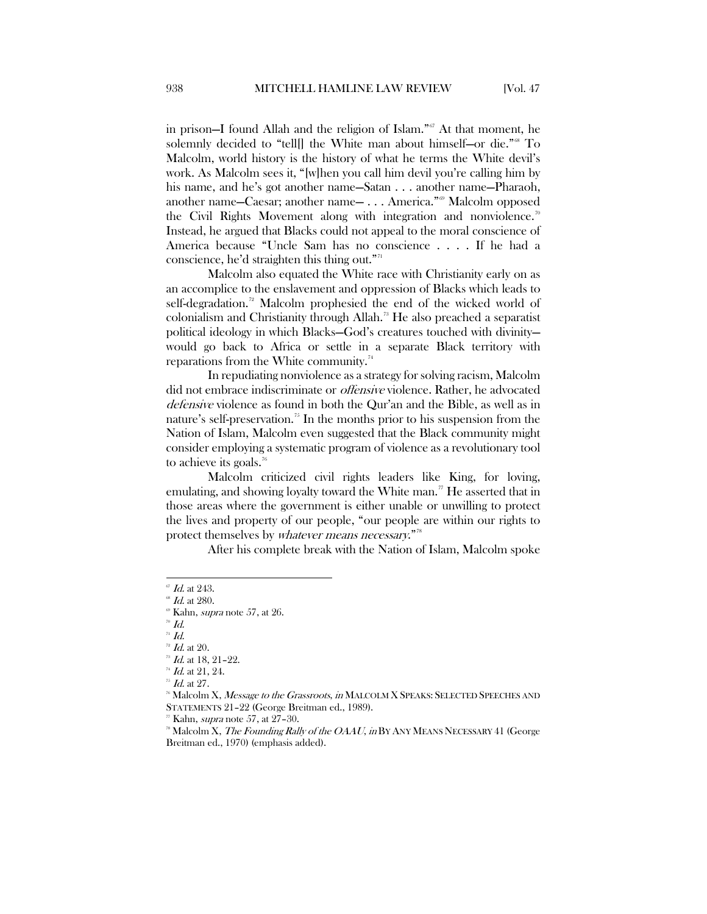in prison—I found Allah and the religion of Islam."[67] At that moment, he solemnly decided to "tell[] the White man about himself—or die."[68] To Malcolm, world history is the history of what he terms the White devil's work. As Malcolm sees it, "[w]hen you call him devil you're calling him by his name, and he's got another name—Satan . . . another name—Pharaoh, another name—Caesar; another name— . . . America."[69] Malcolm opposed the Civil Rights Movement along with integration and nonviolence.[70] Instead, he argued that Blacks could not appeal to the moral conscience of America because "Uncle Sam has no conscience . . . . If he had a conscience, he'd straighten this thing out."[71]

Malcolm also equated the White race with Christianity early on as an accomplice to the enslavement and oppression of Blacks which leads to self-degradation.[72] Malcolm prophesied the end of the wicked world of colonialism and Christianity through Allah.[73] He also preached a separatist political ideology in which Blacks—God's creatures touched with divinity—would go back to Africa or settle in a separate Black territory with reparations from the White community.[74]

In repudiating nonviolence as a strategy for solving racism, Malcolm did not embrace indiscriminate or *offensive* violence. Rather, he advocated *defensive* violence as found in both the Qur'an and the Bible, as well as in nature's self-preservation.[75] In the months prior to his suspension from the Nation of Islam, Malcolm even suggested that the Black community might consider employing a systematic program of violence as a revolutionary tool to achieve its goals.[76]

Malcolm criticized civil rights leaders like King, for loving, emulating, and showing loyalty toward the White man.[77] He asserted that in those areas where the government is either unable or unwilling to protect the lives and property of our people, "our people are within our rights to protect themselves by *whatever means necessary*."[78]

After his complete break with the Nation of Islam, Malcolm spoke

---

[67] *Id.* at 243.

[68] *Id.* at 280.

[69] Kahn, *supra* note 57, at 26.

[70] *Id.*

[71] *Id.*

[72] *Id.* at 20.

[73] *Id.* at 18, 21–22.

[74] *Id.* at 21, 24.

[75] *Id.* at 27.

[76] Malcolm X, *Message to the Grassroots*, *in* MALCOLM X SPEAKS: SELECTED SPEECHES AND STATEMENTS 21–22 (George Breitman ed., 1989).

[77] Kahn, *supra* note 57, at 27–30.

[78] Malcolm X, *The Founding Rally of the OAAU*, *in* BY ANY MEANS NECESSARY 41 (George Breitman ed., 1970) (emphasis added).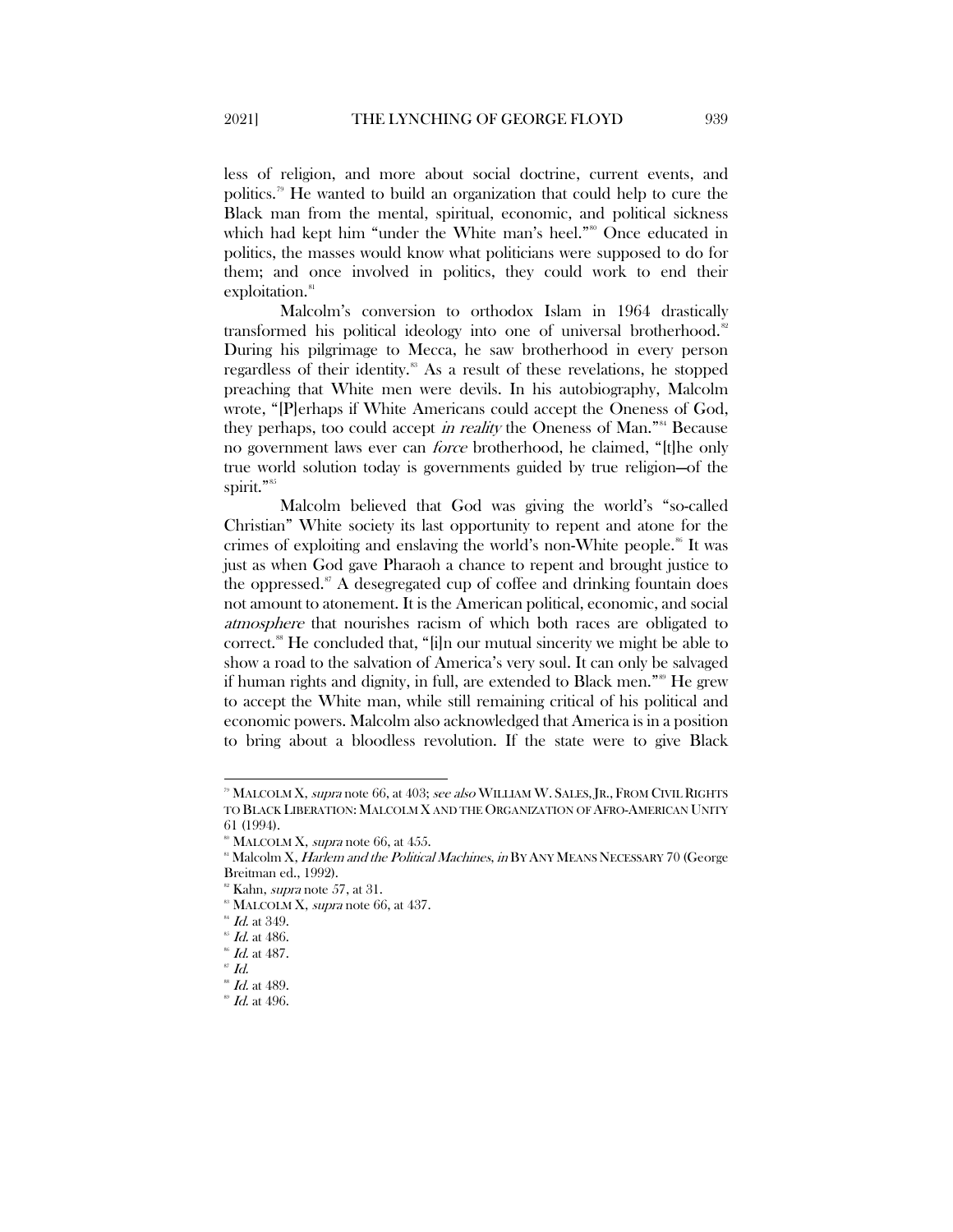less of religion, and more about social doctrine, current events, and politics.[79] He wanted to build an organization that could help to cure the Black man from the mental, spiritual, economic, and political sickness which had kept him "under the White man's heel."[80] Once educated in politics, the masses would know what politicians were supposed to do for them; and once involved in politics, they could work to end their exploitation.[81]

Malcolm's conversion to orthodox Islam in 1964 drastically transformed his political ideology into one of universal brotherhood.[82] During his pilgrimage to Mecca, he saw brotherhood in every person regardless of their identity.[83] As a result of these revelations, he stopped preaching that White men were devils. In his autobiography, Malcolm wrote, "[P]erhaps if White Americans could accept the Oneness of God, they perhaps, too could accept *in reality* the Oneness of Man."[84] Because no government laws ever can *force* brotherhood, he claimed, "[t]he only true world solution today is governments guided by true religion—of the spirit."[85]

Malcolm believed that God was giving the world's "so-called Christian" White society its last opportunity to repent and atone for the crimes of exploiting and enslaving the world's non-White people.[86] It was just as when God gave Pharaoh a chance to repent and brought justice to the oppressed.[87] A desegregated cup of coffee and drinking fountain does not amount to atonement. It is the American political, economic, and social *atmosphere* that nourishes racism of which both races are obligated to correct.[88] He concluded that, "[i]n our mutual sincerity we might be able to show a road to the salvation of America's very soul. It can only be salvaged if human rights and dignity, in full, are extended to Black men."[89] He grew to accept the White man, while still remaining critical of his political and economic powers. Malcolm also acknowledged that America is in a position to bring about a bloodless revolution. If the state were to give Black

---

[79] MALCOLM X, *supra* note 66, at 403; *see also* WILLIAM W. SALES, JR., FROM CIVIL RIGHTS TO BLACK LIBERATION: MALCOLM X AND THE ORGANIZATION OF AFRO-AMERICAN UNITY 61 (1994).

[80] MALCOLM X, *supra* note 66, at 455.

[81] Malcolm X, *Harlem and the Political Machines*, *in* BY ANY MEANS NECESSARY 70 (George Breitman ed., 1992).

[82] Kahn, *supra* note 57, at 31.

[83] MALCOLM X, *supra* note 66, at 437.

[84] *Id.* at 349.

[85] *Id.* at 486.

[86] *Id.* at 487.

[87] *Id.*

[88] *Id.* at 489.

[89] *Id.* at 496.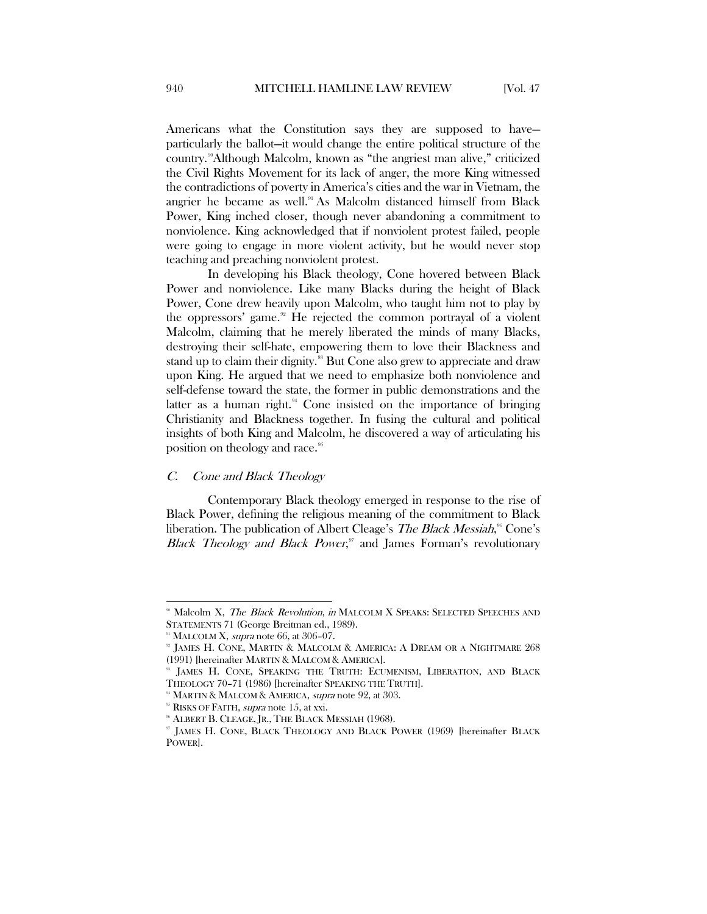Americans what the Constitution says they are supposed to have—particularly the ballot—it would change the entire political structure of the country.[90] Although Malcolm, known as "the angriest man alive," criticized the Civil Rights Movement for its lack of anger, the more King witnessed the contradictions of poverty in America's cities and the war in Vietnam, the angrier he became as well.[91] As Malcolm distanced himself from Black Power, King inched closer, though never abandoning a commitment to nonviolence. King acknowledged that if nonviolent protest failed, people were going to engage in more violent activity, but he would never stop teaching and preaching nonviolent protest.

In developing his Black theology, Cone hovered between Black Power and nonviolence. Like many Blacks during the height of Black Power, Cone drew heavily upon Malcolm, who taught him not to play by the oppressors' game.[92] He rejected the common portrayal of a violent Malcolm, claiming that he merely liberated the minds of many Blacks, destroying their self-hate, empowering them to love their Blackness and stand up to claim their dignity.[93] But Cone also grew to appreciate and draw upon King. He argued that we need to emphasize both nonviolence and self-defense toward the state, the former in public demonstrations and the latter as a human right.[94] Cone insisted on the importance of bringing Christianity and Blackness together. In fusing the cultural and political insights of both King and Malcolm, he discovered a way of articulating his position on theology and race.[95]

### *C. Cone and Black Theology*

Contemporary Black theology emerged in response to the rise of Black Power, defining the religious meaning of the commitment to Black liberation. The publication of Albert Cleage's *The Black Messiah*,[96] Cone's *Black Theology and Black Power*,[97] and James Forman's revolutionary

---

[90] Malcolm X, *The Black Revolution*, *in* MALCOLM X SPEAKS: SELECTED SPEECHES AND STATEMENTS 71 (George Breitman ed., 1989).

[91] MALCOLM X, *supra* note 66, at 306–07.

[92] JAMES H. CONE, MARTIN & MALCOLM & AMERICA: A DREAM OR A NIGHTMARE 268 (1991) [hereinafter MARTIN & MALCOM & AMERICA].

[93] JAMES H. CONE, SPEAKING THE TRUTH: ECUMENISM, LIBERATION, AND BLACK THEOLOGY 70–71 (1986) [hereinafter SPEAKING THE TRUTH].

[94] MARTIN & MALCOM & AMERICA, *supra* note 92, at 303.

[95] RISKS OF FAITH, *supra* note 15, at xxi.

[96] ALBERT B. CLEAGE, JR., THE BLACK MESSIAH (1968).

[97] JAMES H. CONE, BLACK THEOLOGY AND BLACK POWER (1969) [hereinafter BLACK POWER].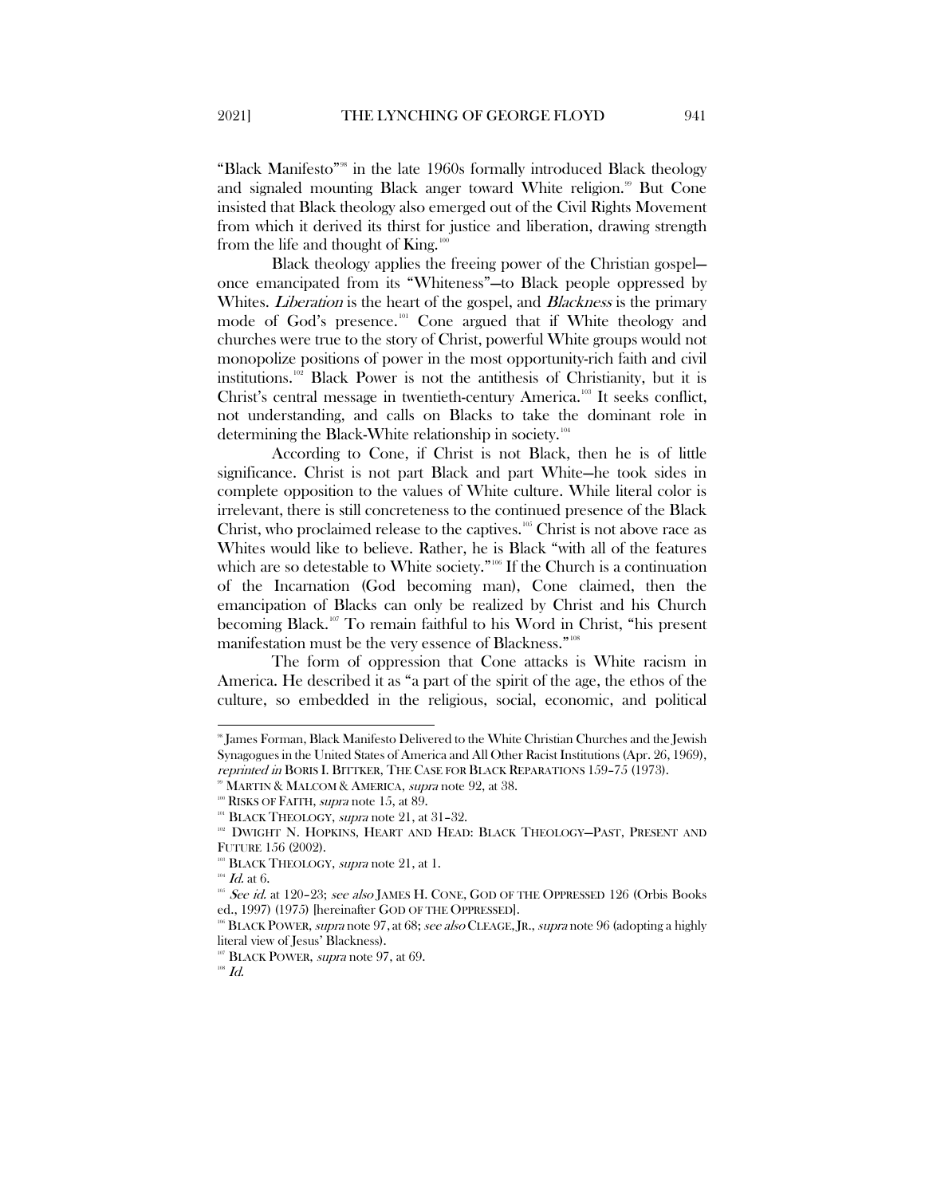"Black Manifesto"[98] in the late 1960s formally introduced Black theology and signaled mounting Black anger toward White religion.[99] But Cone insisted that Black theology also emerged out of the Civil Rights Movement from which it derived its thirst for justice and liberation, drawing strength from the life and thought of King.[100]

Black theology applies the freeing power of the Christian gospel—once emancipated from its "Whiteness"—to Black people oppressed by Whites. *Liberation* is the heart of the gospel, and *Blackness* is the primary mode of God's presence.[101] Cone argued that if White theology and churches were true to the story of Christ, powerful White groups would not monopolize positions of power in the most opportunity-rich faith and civil institutions.[102] Black Power is not the antithesis of Christianity, but it is Christ's central message in twentieth-century America.[103] It seeks conflict, not understanding, and calls on Blacks to take the dominant role in determining the Black-White relationship in society.[104]

According to Cone, if Christ is not Black, then he is of little significance. Christ is not part Black and part White—he took sides in complete opposition to the values of White culture. While literal color is irrelevant, there is still concreteness to the continued presence of the Black Christ, who proclaimed release to the captives.[105] Christ is not above race as Whites would like to believe. Rather, he is Black "with all of the features which are so detestable to White society."[106] If the Church is a continuation of the Incarnation (God becoming man), Cone claimed, then the emancipation of Blacks can only be realized by Christ and his Church becoming Black.[107] To remain faithful to his Word in Christ, "his present manifestation must be the very essence of Blackness."[108]

The form of oppression that Cone attacks is White racism in America. He described it as "a part of the spirit of the age, the ethos of the culture, so embedded in the religious, social, economic, and political

---

[98] James Forman, Black Manifesto Delivered to the White Christian Churches and the Jewish Synagogues in the United States of America and All Other Racist Institutions (Apr. 26, 1969), *reprinted in* BORIS I. BITTKER, THE CASE FOR BLACK REPARATIONS 159–75 (1973).

[99] MARTIN & MALCOM & AMERICA, *supra* note 92, at 38.

[100] RISKS OF FAITH, *supra* note 15, at 89.

[101] BLACK THEOLOGY, *supra* note 21, at 31–32.

[102] DWIGHT N. HOPKINS, HEART AND HEAD: BLACK THEOLOGY—PAST, PRESENT AND FUTURE 156 (2002).

[103] BLACK THEOLOGY, *supra* note 21, at 1.

[104] *Id.* at 6.

[105] *See id.* at 120–23; *see also* JAMES H. CONE, GOD OF THE OPPRESSED 126 (Orbis Books ed., 1997) (1975) [hereinafter GOD OF THE OPPRESSED].

[106] BLACK POWER, *supra* note 97, at 68; *see also* CLEAGE, JR., *supra* note 96 (adopting a highly literal view of Jesus' Blackness).

[107] BLACK POWER, *supra* note 97, at 69.

[108] *Id.*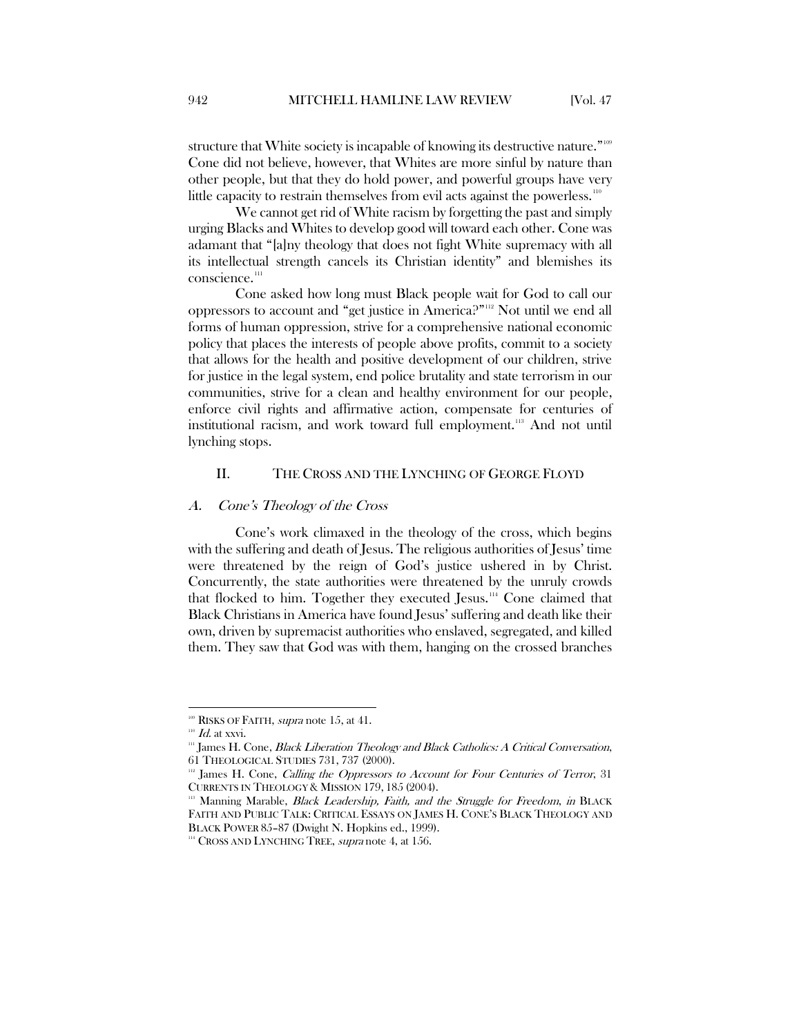structure that White society is incapable of knowing its destructive nature."[109] Cone did not believe, however, that Whites are more sinful by nature than other people, but that they do hold power, and powerful groups have very little capacity to restrain themselves from evil acts against the powerless.[110]

We cannot get rid of White racism by forgetting the past and simply urging Blacks and Whites to develop good will toward each other. Cone was adamant that "[a]ny theology that does not fight White supremacy with all its intellectual strength cancels its Christian identity" and blemishes its conscience.[111]

Cone asked how long must Black people wait for God to call our oppressors to account and "get justice in America?"[112] Not until we end all forms of human oppression, strive for a comprehensive national economic policy that places the interests of people above profits, commit to a society that allows for the health and positive development of our children, strive for justice in the legal system, end police brutality and state terrorism in our communities, strive for a clean and healthy environment for our people, enforce civil rights and affirmative action, compensate for centuries of institutional racism, and work toward full employment.[113] And not until lynching stops.

## II. THE CROSS AND THE LYNCHING OF GEORGE FLOYD

### A. *Cone's Theology of the Cross*

Cone's work climaxed in the theology of the cross, which begins with the suffering and death of Jesus. The religious authorities of Jesus' time were threatened by the reign of God's justice ushered in by Christ. Concurrently, the state authorities were threatened by the unruly crowds that flocked to him. Together they executed Jesus.[114] Cone claimed that Black Christians in America have found Jesus' suffering and death like their own, driven by supremacist authorities who enslaved, segregated, and killed them. They saw that God was with them, hanging on the crossed branches

---

[109] RISKS OF FAITH, *supra* note 15, at 41.

[110] *Id.* at xxvi.

[111] James H. Cone, *Black Liberation Theology and Black Catholics: A Critical Conversation*, 61 THEOLOGICAL STUDIES 731, 737 (2000).

[112] James H. Cone, *Calling the Oppressors to Account for Four Centuries of Terror*, 31 CURRENTS IN THEOLOGY & MISSION 179, 185 (2004).

[113] Manning Marable, *Black Leadership, Faith, and the Struggle for Freedom*, *in* BLACK FAITH AND PUBLIC TALK: CRITICAL ESSAYS ON JAMES H. CONE'S BLACK THEOLOGY AND BLACK POWER 85–87 (Dwight N. Hopkins ed., 1999).

[114] CROSS AND LYNCHING TREE, *supra* note 4, at 156.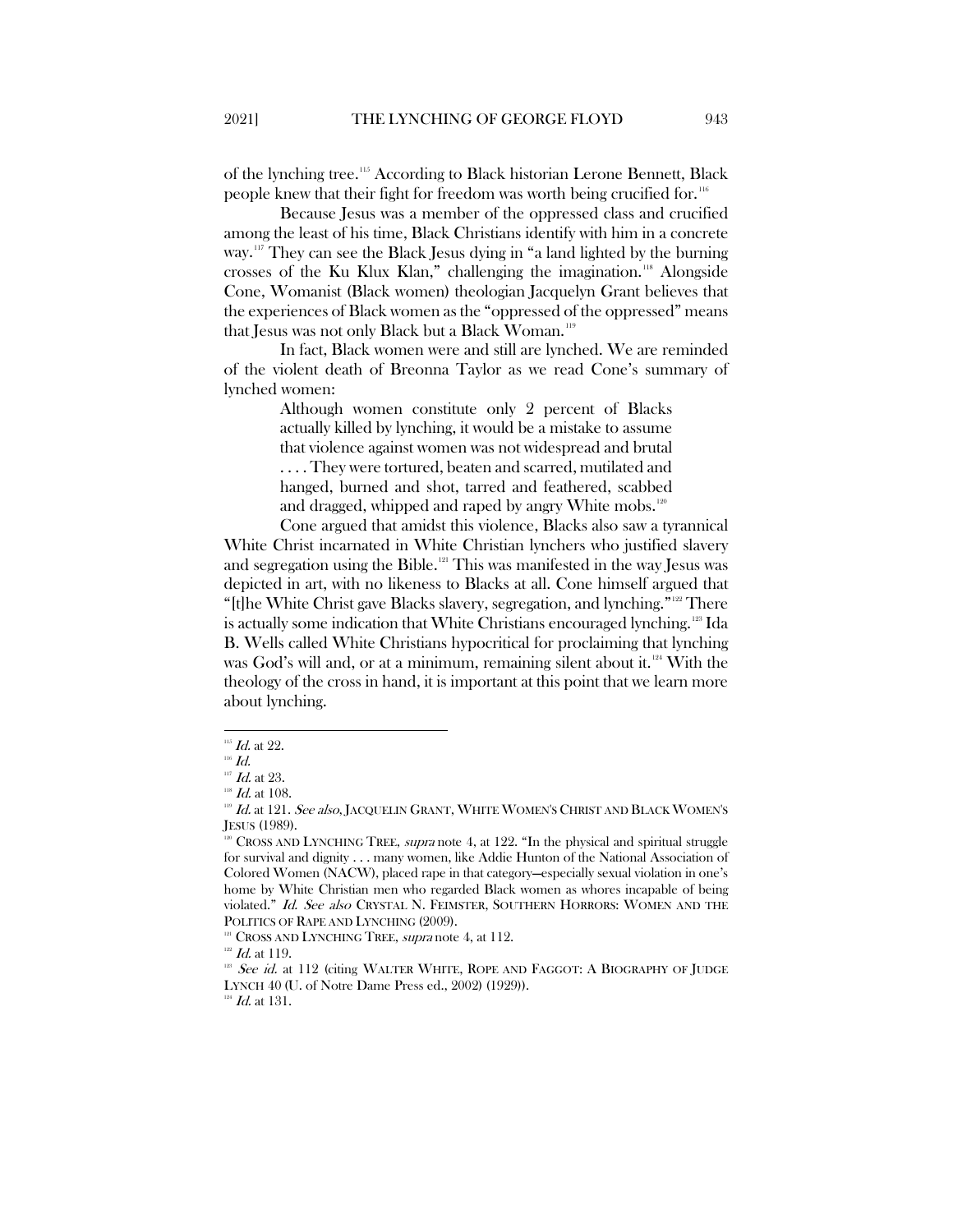of the lynching tree.[115] According to Black historian Lerone Bennett, Black people knew that their fight for freedom was worth being crucified for.[116]

Because Jesus was a member of the oppressed class and crucified among the least of his time, Black Christians identify with him in a concrete way.[117] They can see the Black Jesus dying in "a land lighted by the burning crosses of the Ku Klux Klan," challenging the imagination.[118] Alongside Cone, Womanist (Black women) theologian Jacquelyn Grant believes that the experiences of Black women as the "oppressed of the oppressed" means that Jesus was not only Black but a Black Woman.[119]

In fact, Black women were and still are lynched. We are reminded of the violent death of Breonna Taylor as we read Cone's summary of lynched women:

> Although women constitute only 2 percent of Blacks actually killed by lynching, it would be a mistake to assume that violence against women was not widespread and brutal . . . . They were tortured, beaten and scarred, mutilated and hanged, burned and shot, tarred and feathered, scabbed and dragged, whipped and raped by angry White mobs.[120]

Cone argued that amidst this violence, Blacks also saw a tyrannical White Christ incarnated in White Christian lynchers who justified slavery and segregation using the Bible.[121] This was manifested in the way Jesus was depicted in art, with no likeness to Blacks at all. Cone himself argued that "[t]he White Christ gave Blacks slavery, segregation, and lynching."[122] There is actually some indication that White Christians encouraged lynching.[123] Ida B. Wells called White Christians hypocritical for proclaiming that lynching was God's will and, or at a minimum, remaining silent about it.[124] With the theology of the cross in hand, it is important at this point that we learn more about lynching.

---

[115] *Id.* at 22.

[116] *Id.*

[117] *Id.* at 23.

[118] *Id.* at 108.

[119] *Id.* at 121. *See also*, JACQUELIN GRANT, WHITE WOMEN'S CHRIST AND BLACK WOMEN'S JESUS (1989).

[120] CROSS AND LYNCHING TREE, *supra* note 4, at 122. "In the physical and spiritual struggle for survival and dignity . . . many women, like Addie Hunton of the National Association of Colored Women (NACW), placed rape in that category—especially sexual violation in one's home by White Christian men who regarded Black women as whores incapable of being violated." *Id. See also* CRYSTAL N. FEIMSTER, SOUTHERN HORRORS: WOMEN AND THE POLITICS OF RAPE AND LYNCHING (2009).

[121] CROSS AND LYNCHING TREE, *supra* note 4, at 112.

[122] *Id.* at 119.

[123] *See id.* at 112 (citing WALTER WHITE, ROPE AND FAGGOT: A BIOGRAPHY OF JUDGE LYNCH 40 (U. of Notre Dame Press ed., 2002) (1929)).

[124] *Id.* at 131.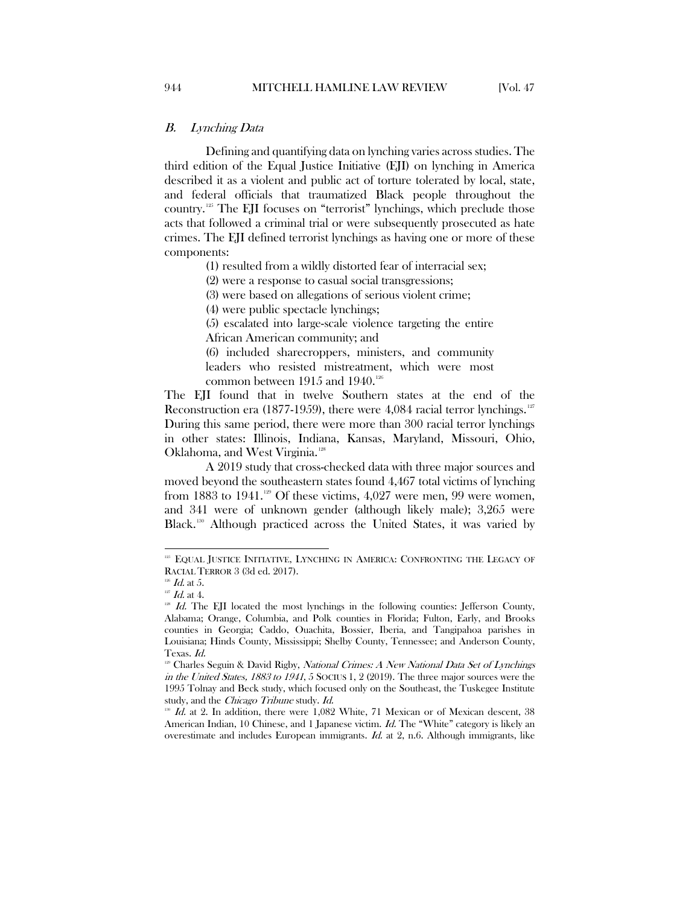## *B. Lynching Data*

Defining and quantifying data on lynching varies across studies. The third edition of the Equal Justice Initiative (EJI) on lynching in America described it as a violent and public act of torture tolerated by local, state, and federal officials that traumatized Black people throughout the country.[125] The EJI focuses on "terrorist" lynchings, which preclude those acts that followed a criminal trial or were subsequently prosecuted as hate crimes. The EJI defined terrorist lynchings as having one or more of these components:

> (1) resulted from a wildly distorted fear of interracial sex;
>
> (2) were a response to casual social transgressions;
>
> (3) were based on allegations of serious violent crime;
>
> (4) were public spectacle lynchings;
>
> (5) escalated into large-scale violence targeting the entire African American community; and
>
> (6) included sharecroppers, ministers, and community leaders who resisted mistreatment, which were most common between 1915 and 1940.[126]

The EJI found that in twelve Southern states at the end of the Reconstruction era (1877-1959), there were 4,084 racial terror lynchings.[127] During this same period, there were more than 300 racial terror lynchings in other states: Illinois, Indiana, Kansas, Maryland, Missouri, Ohio, Oklahoma, and West Virginia.[128]

A 2019 study that cross-checked data with three major sources and moved beyond the southeastern states found 4,467 total victims of lynching from 1883 to 1941.[129] Of these victims, 4,027 were men, 99 were women, and 341 were of unknown gender (although likely male); 3,265 were Black.[130] Although practiced across the United States, it was varied by

---

[125] EQUAL JUSTICE INITIATIVE, LYNCHING IN AMERICA: CONFRONTING THE LEGACY OF RACIAL TERROR 3 (3d ed. 2017).

[126] *Id.* at 5.

[127] *Id.* at 4.

[128] *Id.* The EJI located the most lynchings in the following counties: Jefferson County, Alabama; Orange, Columbia, and Polk counties in Florida; Fulton, Early, and Brooks counties in Georgia; Caddo, Ouachita, Bossier, Iberia, and Tangipahoa parishes in Louisiana; Hinds County, Mississippi; Shelby County, Tennessee; and Anderson County, Texas. *Id.*

[129] Charles Seguin & David Rigby, *National Crimes: A New National Data Set of Lynchings in the United States, 1883 to 1941*, 5 SOCIUS 1, 2 (2019). The three major sources were the 1995 Tolnay and Beck study, which focused only on the Southeast, the Tuskegee Institute study, and the *Chicago Tribune* study. *Id.*

[130] *Id.* at 2. In addition, there were 1,082 White, 71 Mexican or of Mexican descent, 38 American Indian, 10 Chinese, and 1 Japanese victim. *Id.* The "White" category is likely an overestimate and includes European immigrants. *Id.* at 2, n.6. Although immigrants, like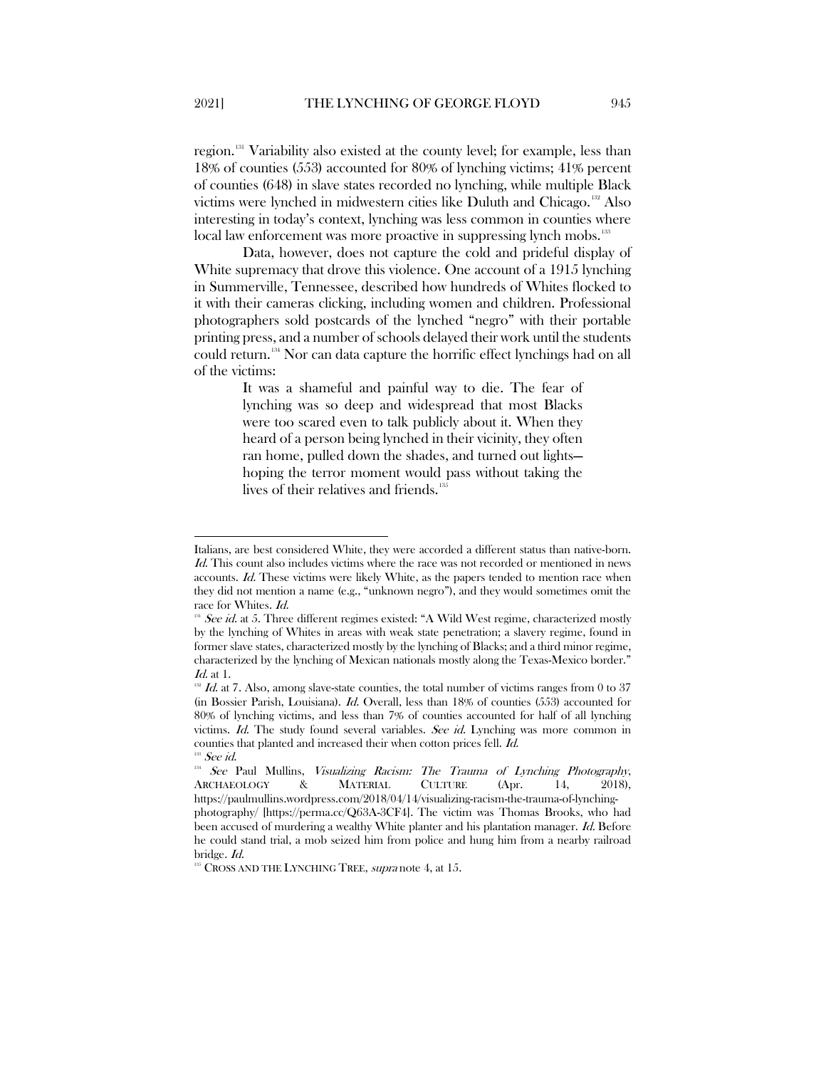region.[131] Variability also existed at the county level; for example, less than 18% of counties (553) accounted for 80% of lynching victims; 41% percent of counties (648) in slave states recorded no lynching, while multiple Black victims were lynched in midwestern cities like Duluth and Chicago.[132] Also interesting in today's context, lynching was less common in counties where local law enforcement was more proactive in suppressing lynch mobs.[133]

Data, however, does not capture the cold and prideful display of White supremacy that drove this violence. One account of a 1915 lynching in Summerville, Tennessee, described how hundreds of Whites flocked to it with their cameras clicking, including women and children. Professional photographers sold postcards of the lynched "negro" with their portable printing press, and a number of schools delayed their work until the students could return.[134] Nor can data capture the horrific effect lynchings had on all of the victims:

> It was a shameful and painful way to die. The fear of lynching was so deep and widespread that most Blacks were too scared even to talk publicly about it. When they heard of a person being lynched in their vicinity, they often ran home, pulled down the shades, and turned out lights—hoping the terror moment would pass without taking the lives of their relatives and friends.[135]

---

Italians, are best considered White, they were accorded a different status than native-born. *Id.* This count also includes victims where the race was not recorded or mentioned in news accounts. *Id.* These victims were likely White, as the papers tended to mention race when they did not mention a name (e.g., "unknown negro"), and they would sometimes omit the race for Whites. *Id.*

[131] *See id.* at 5. Three different regimes existed: "A Wild West regime, characterized mostly by the lynching of Whites in areas with weak state penetration; a slavery regime, found in former slave states, characterized mostly by the lynching of Blacks; and a third minor regime, characterized by the lynching of Mexican nationals mostly along the Texas-Mexico border." *Id.* at 1.

[132] *Id.* at 7. Also, among slave-state counties, the total number of victims ranges from 0 to 37 (in Bossier Parish, Louisiana). *Id.* Overall, less than 18% of counties (553) accounted for 80% of lynching victims, and less than 7% of counties accounted for half of all lynching victims. *Id.* The study found several variables. *See id.* Lynching was more common in counties that planted and increased their when cotton prices fell. *Id.*

[133] *See id.*

[134] *See* Paul Mullins, *Visualizing Racism: The Trauma of Lynching Photography*, ARCHAEOLOGY & MATERIAL CULTURE (Apr. 14, 2018), https://paulmullins.wordpress.com/2018/04/14/visualizing-racism-the-trauma-of-lynching-photography/ [https://perma.cc/Q63A-3CF4]. The victim was Thomas Brooks, who had been accused of murdering a wealthy White planter and his plantation manager. *Id.* Before he could stand trial, a mob seized him from police and hung him from a nearby railroad bridge. *Id.*

[135] CROSS AND THE LYNCHING TREE, *supra* note 4, at 15.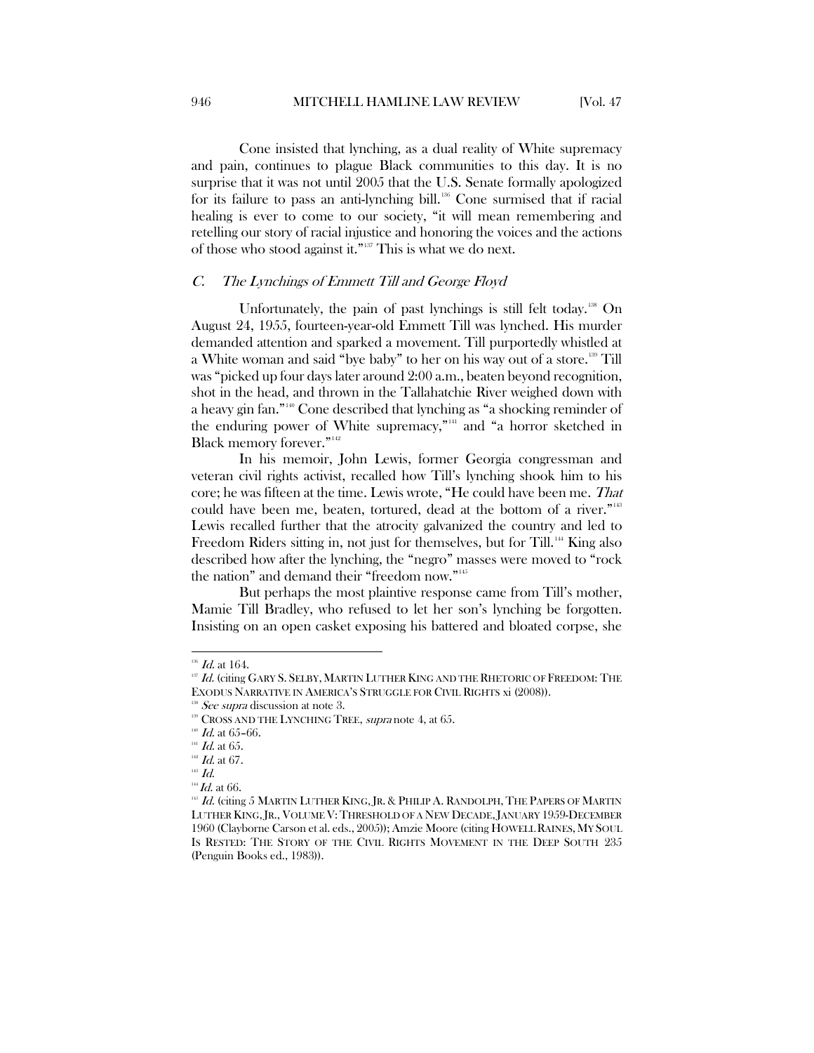Cone insisted that lynching, as a dual reality of White supremacy and pain, continues to plague Black communities to this day. It is no surprise that it was not until 2005 that the U.S. Senate formally apologized for its failure to pass an anti-lynching bill.[136] Cone surmised that if racial healing is ever to come to our society, "it will mean remembering and retelling our story of racial injustice and honoring the voices and the actions of those who stood against it."[137] This is what we do next.

### *C. The Lynchings of Emmett Till and George Floyd*

Unfortunately, the pain of past lynchings is still felt today.[138] On August 24, 1955, fourteen-year-old Emmett Till was lynched. His murder demanded attention and sparked a movement. Till purportedly whistled at a White woman and said "bye baby" to her on his way out of a store.[139] Till was "picked up four days later around 2:00 a.m., beaten beyond recognition, shot in the head, and thrown in the Tallahatchie River weighed down with a heavy gin fan."[140] Cone described that lynching as "a shocking reminder of the enduring power of White supremacy,"[141] and "a horror sketched in Black memory forever."[142]

In his memoir, John Lewis, former Georgia congressman and veteran civil rights activist, recalled how Till's lynching shook him to his core; he was fifteen at the time. Lewis wrote, "He could have been me. *That* could have been me, beaten, tortured, dead at the bottom of a river."[143] Lewis recalled further that the atrocity galvanized the country and led to Freedom Riders sitting in, not just for themselves, but for Till.[144] King also described how after the lynching, the "negro" masses were moved to "rock the nation" and demand their "freedom now."[145]

But perhaps the most plaintive response came from Till's mother, Mamie Till Bradley, who refused to let her son's lynching be forgotten. Insisting on an open casket exposing his battered and bloated corpse, she

---

[136] *Id.* at 164.

[137] *Id.* (citing GARY S. SELBY, MARTIN LUTHER KING AND THE RHETORIC OF FREEDOM: THE EXODUS NARRATIVE IN AMERICA'S STRUGGLE FOR CIVIL RIGHTS xi (2008)).

[138] *See supra* discussion at note 3.

[139] CROSS AND THE LYNCHING TREE, *supra* note 4, at 65.

[140] *Id.* at 65–66.

[141] *Id.* at 65.

[142] *Id.* at 67.

[143] *Id.*

[144] *Id.* at 66.

[145] *Id.* (citing 5 MARTIN LUTHER KING, JR. & PHILIP A. RANDOLPH, THE PAPERS OF MARTIN LUTHER KING, JR., VOLUME V: THRESHOLD OF A NEW DECADE, JANUARY 1959-DECEMBER 1960 (Clayborne Carson et al. eds., 2005)); Amzie Moore (citing HOWELL RAINES, MY SOUL IS RESTED: THE STORY OF THE CIVIL RIGHTS MOVEMENT IN THE DEEP SOUTH 235 (Penguin Books ed., 1983)).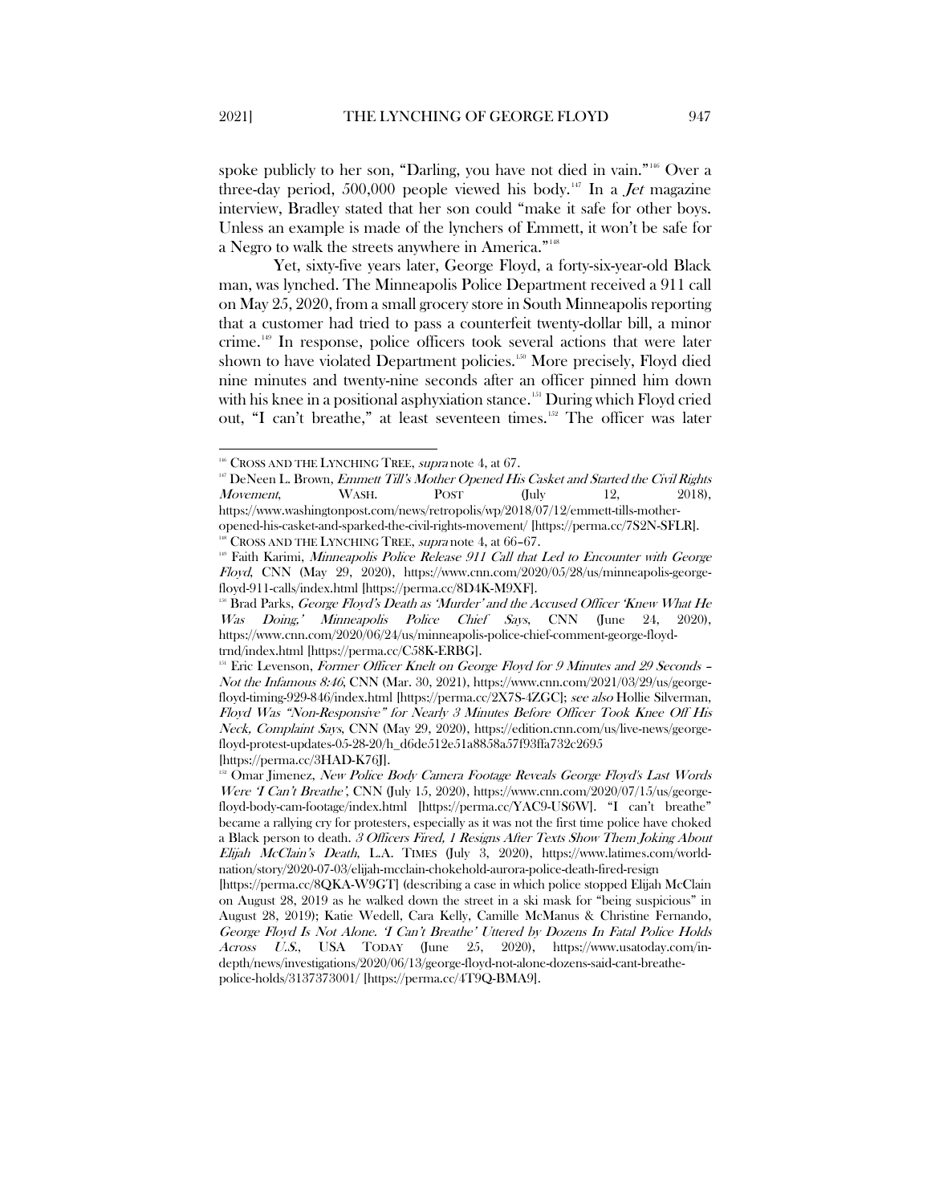spoke publicly to her son, "Darling, you have not died in vain."[146] Over a three-day period, 500,000 people viewed his body.[147] In a *Jet* magazine interview, Bradley stated that her son could "make it safe for other boys. Unless an example is made of the lynchers of Emmett, it won't be safe for a Negro to walk the streets anywhere in America."[148]

Yet, sixty-five years later, George Floyd, a forty-six-year-old Black man, was lynched. The Minneapolis Police Department received a 911 call on May 25, 2020, from a small grocery store in South Minneapolis reporting that a customer had tried to pass a counterfeit twenty-dollar bill, a minor crime.[149] In response, police officers took several actions that were later shown to have violated Department policies.[150] More precisely, Floyd died nine minutes and twenty-nine seconds after an officer pinned him down with his knee in a positional asphyxiation stance.[151] During which Floyd cried out, "I can't breathe," at least seventeen times.[152] The officer was later

---

[146] CROSS AND THE LYNCHING TREE, *supra* note 4, at 67.

[147] DeNeen L. Brown, *Emmett Till's Mother Opened His Casket and Started the Civil Rights Movement*, WASH. POST (July 12, 2018), https://www.washingtonpost.com/news/retropolis/wp/2018/07/12/emmett-tills-mother-opened-his-casket-and-sparked-the-civil-rights-movement/ [https://perma.cc/7S2N-SFLR].

[148] CROSS AND THE LYNCHING TREE, *supra* note 4, at 66–67.

[149] Faith Karimi, *Minneapolis Police Release 911 Call that Led to Encounter with George Floyd*, CNN (May 29, 2020), https://www.cnn.com/2020/05/28/us/minneapolis-george-floyd-911-calls/index.html [https://perma.cc/8D4K-M9XF].

[150] Brad Parks, *George Floyd's Death as 'Murder' and the Accused Officer 'Knew What He Was Doing,' Minneapolis Police Chief Says*, CNN (June 24, 2020), https://www.cnn.com/2020/06/24/us/minneapolis-police-chief-comment-george-floyd-trnd/index.html [https://perma.cc/C58K-ERBG].

[151] Eric Levenson, *Former Officer Knelt on George Floyd for 9 Minutes and 29 Seconds – Not the Infamous 8:46*, CNN (Mar. 30, 2021), https://www.cnn.com/2021/03/29/us/george-floyd-timing-929-846/index.html [https://perma.cc/2X7S-4ZGC]; *see also* Hollie Silverman, *Floyd Was "Non-Responsive" for Nearly 3 Minutes Before Officer Took Knee Off His Neck, Complaint Says*, CNN (May 29, 2020), https://edition.cnn.com/us/live-news/george-floyd-protest-updates-05-28-20/h_d6de512e51a8858a57f93ffa732c2695 [https://perma.cc/3HAD-K76J].

[152] Omar Jimenez, *New Police Body Camera Footage Reveals George Floyd's Last Words Were 'I Can't Breathe'*, CNN (July 15, 2020), https://www.cnn.com/2020/07/15/us/george-floyd-body-cam-footage/index.html [https://perma.cc/YAC9-US6W]. "I can't breathe" became a rallying cry for protesters, especially as it was not the first time police have choked a Black person to death. *3 Officers Fired, 1 Resigns After Texts Show Them Joking About Elijah McClain's Death*, L.A. TIMES (July 3, 2020), https://www.latimes.com/world-nation/story/2020-07-03/elijah-mcclain-chokehold-aurora-police-death-fired-resign [https://perma.cc/8QKA-W9GT] (describing a case in which police stopped Elijah McClain on August 28, 2019 as he walked down the street in a ski mask for "being suspicious" in August 28, 2019); Katie Wedell, Cara Kelly, Camille McManus & Christine Fernando, *George Floyd Is Not Alone. 'I Can't Breathe' Uttered by Dozens In Fatal Police Holds Across U.S.*, USA TODAY (June 25, 2020), https://www.usatoday.com/in-depth/news/investigations/2020/06/13/george-floyd-not-alone-dozens-said-cant-breathe-police-holds/3137373001/ [https://perma.cc/4T9Q-BMA9].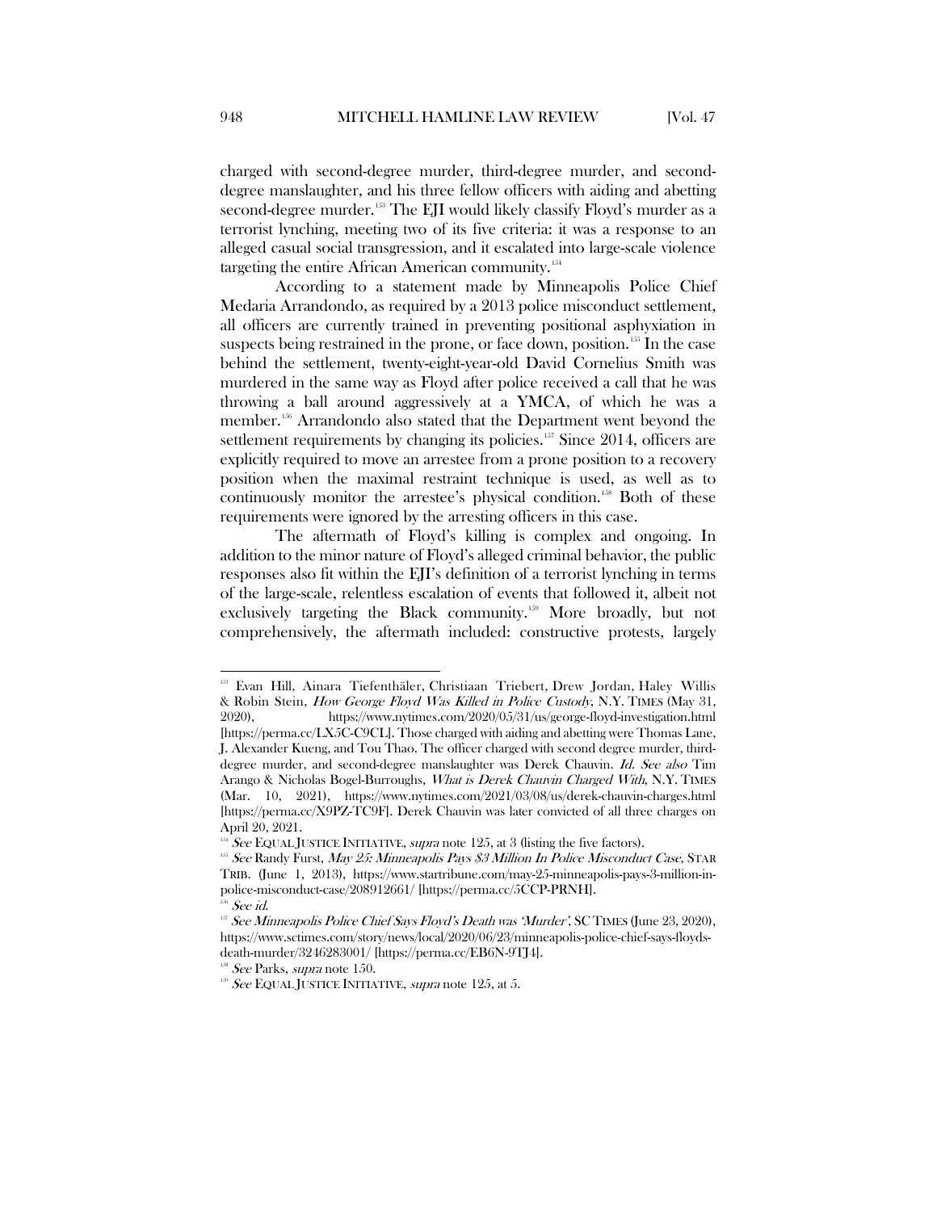charged with second-degree murder, third-degree murder, and second-degree manslaughter, and his three fellow officers with aiding and abetting second-degree murder.[153] The EJI would likely classify Floyd's murder as a terrorist lynching, meeting two of its five criteria: it was a response to an alleged casual social transgression, and it escalated into large-scale violence targeting the entire African American community.[154]

According to a statement made by Minneapolis Police Chief Medaria Arrandondo, as required by a 2013 police misconduct settlement, all officers are currently trained in preventing positional asphyxiation in suspects being restrained in the prone, or face down, position.[155] In the case behind the settlement, twenty-eight-year-old David Cornelius Smith was murdered in the same way as Floyd after police received a call that he was throwing a ball around aggressively at a YMCA, of which he was a member.[156] Arrandondo also stated that the Department went beyond the settlement requirements by changing its policies.[157] Since 2014, officers are explicitly required to move an arrestee from a prone position to a recovery position when the maximal restraint technique is used, as well as to continuously monitor the arrestee's physical condition.[158] Both of these requirements were ignored by the arresting officers in this case.

The aftermath of Floyd's killing is complex and ongoing. In addition to the minor nature of Floyd's alleged criminal behavior, the public responses also fit within the EJI's definition of a terrorist lynching in terms of the large-scale, relentless escalation of events that followed it, albeit not exclusively targeting the Black community.[159] More broadly, but not comprehensively, the aftermath included: constructive protests, largely

---

[153] Evan Hill, Ainara Tiefenthäler, Christiaan Triebert, Drew Jordan, Haley Willis & Robin Stein, *How George Floyd Was Killed in Police Custody*, N.Y. TIMES (May 31, 2020), https://www.nytimes.com/2020/05/31/us/george-floyd-investigation.html [https://perma.cc/LX5C-C9CL]. Those charged with aiding and abetting were Thomas Lane, J. Alexander Kueng, and Tou Thao. The officer charged with second degree murder, third-degree murder, and second-degree manslaughter was Derek Chauvin. *Id.* *See also* Tim Arango & Nicholas Bogel-Burroughs, *What is Derek Chauvin Charged With*, N.Y. TIMES (Mar. 10, 2021), https://www.nytimes.com/2021/03/08/us/derek-chauvin-charges.html [https://perma.cc/X9PZ-TC9F]. Derek Chauvin was later convicted of all three charges on April 20, 2021.

[154] *See* EQUAL JUSTICE INITIATIVE, *supra* note 125, at 3 (listing the five factors).

[155] *See* Randy Furst, *May 25: Minneapolis Pays $3 Million In Police Misconduct Case*, STAR TRIB. (June 1, 2013), https://www.startribune.com/may-25-minneapolis-pays-3-million-in-police-misconduct-case/208912661/ [https://perma.cc/5CCP-PRNH].

[156] *See id.*

[157] *See Minneapolis Police Chief Says Floyd's Death was 'Murder'*, SC TIMES (June 23, 2020), https://www.sctimes.com/story/news/local/2020/06/23/minneapolis-police-chief-says-floyds-death-murder/3246283001/ [https://perma.cc/EB6N-9TJ4].

[158] *See* Parks, *supra* note 150.

[159] *See* EQUAL JUSTICE INITIATIVE, *supra* note 125, at 5.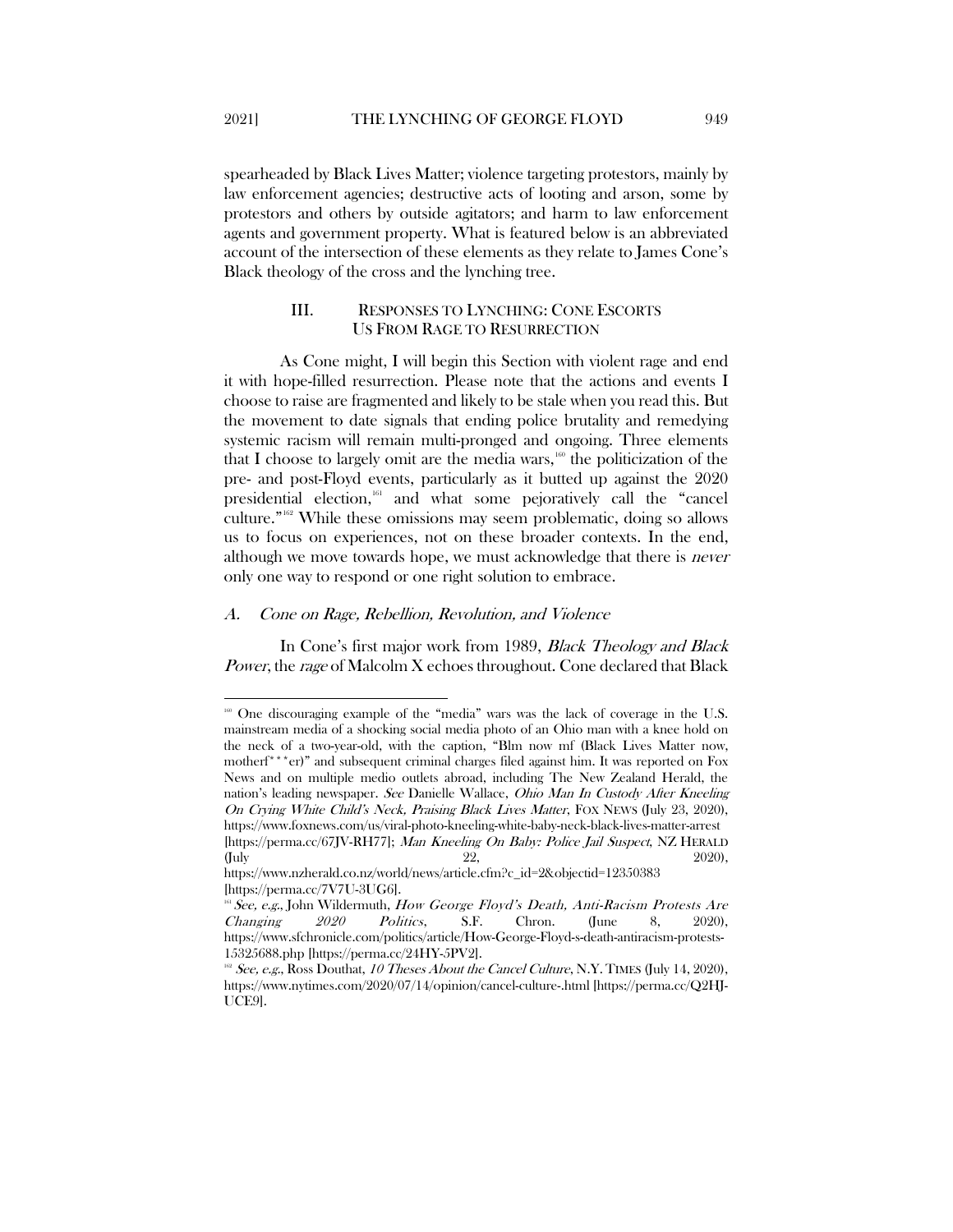spearheaded by Black Lives Matter; violence targeting protestors, mainly by law enforcement agencies; destructive acts of looting and arson, some by protestors and others by outside agitators; and harm to law enforcement agents and government property. What is featured below is an abbreviated account of the intersection of these elements as they relate to James Cone's Black theology of the cross and the lynching tree.

## III. RESPONSES TO LYNCHING: CONE ESCORTS US FROM RAGE TO RESURRECTION

As Cone might, I will begin this Section with violent rage and end it with hope-filled resurrection. Please note that the actions and events I choose to raise are fragmented and likely to be stale when you read this. But the movement to date signals that ending police brutality and remedying systemic racism will remain multi-pronged and ongoing. Three elements that I choose to largely omit are the media wars,[160] the politicization of the pre- and post-Floyd events, particularly as it butted up against the 2020 presidential election,[161] and what some pejoratively call the "cancel culture."[162] While these omissions may seem problematic, doing so allows us to focus on experiences, not on these broader contexts. In the end, although we move towards hope, we must acknowledge that there is *never* only one way to respond or one right solution to embrace.

### A. *Cone on Rage, Rebellion, Revolution, and Violence*

In Cone's first major work from 1989, *Black Theology and Black Power*, the *rage* of Malcolm X echoes throughout. Cone declared that Black

---

[160] One discouraging example of the "media" wars was the lack of coverage in the U.S. mainstream media of a shocking social media photo of an Ohio man with a knee hold on the neck of a two-year-old, with the caption, "Blm now mf (Black Lives Matter now, motherf***er)" and subsequent criminal charges filed against him. It was reported on Fox News and on multiple medio outlets abroad, including The New Zealand Herald, the nation's leading newspaper. *See* Danielle Wallace, *Ohio Man In Custody After Kneeling On Crying White Child's Neck, Praising Black Lives Matter*, FOX NEWS (July 23, 2020), https://www.foxnews.com/us/viral-photo-kneeling-white-baby-neck-black-lives-matter-arrest [https://perma.cc/67JV-RH77]; *Man Kneeling On Baby: Police Jail Suspect*, NZ HERALD (July 22, 2020), https://www.nzherald.co.nz/world/news/article.cfm?c_id=2&objectid=12350383 [https://perma.cc/7V7U-3UG6].

[161] *See, e.g.*, John Wildermuth, *How George Floyd's Death, Anti-Racism Protests Are Changing 2020 Politics*, S.F. Chron. (June 8, 2020), https://www.sfchronicle.com/politics/article/How-George-Floyd-s-death-antiracism-protests-15325688.php [https://perma.cc/24HY-5PV2].

[162] *See, e.g.*, Ross Douthat, *10 Theses About the Cancel Culture*, N.Y. TIMES (July 14, 2020), https://www.nytimes.com/2020/07/14/opinion/cancel-culture-.html [https://perma.cc/Q2HJ-UCE9].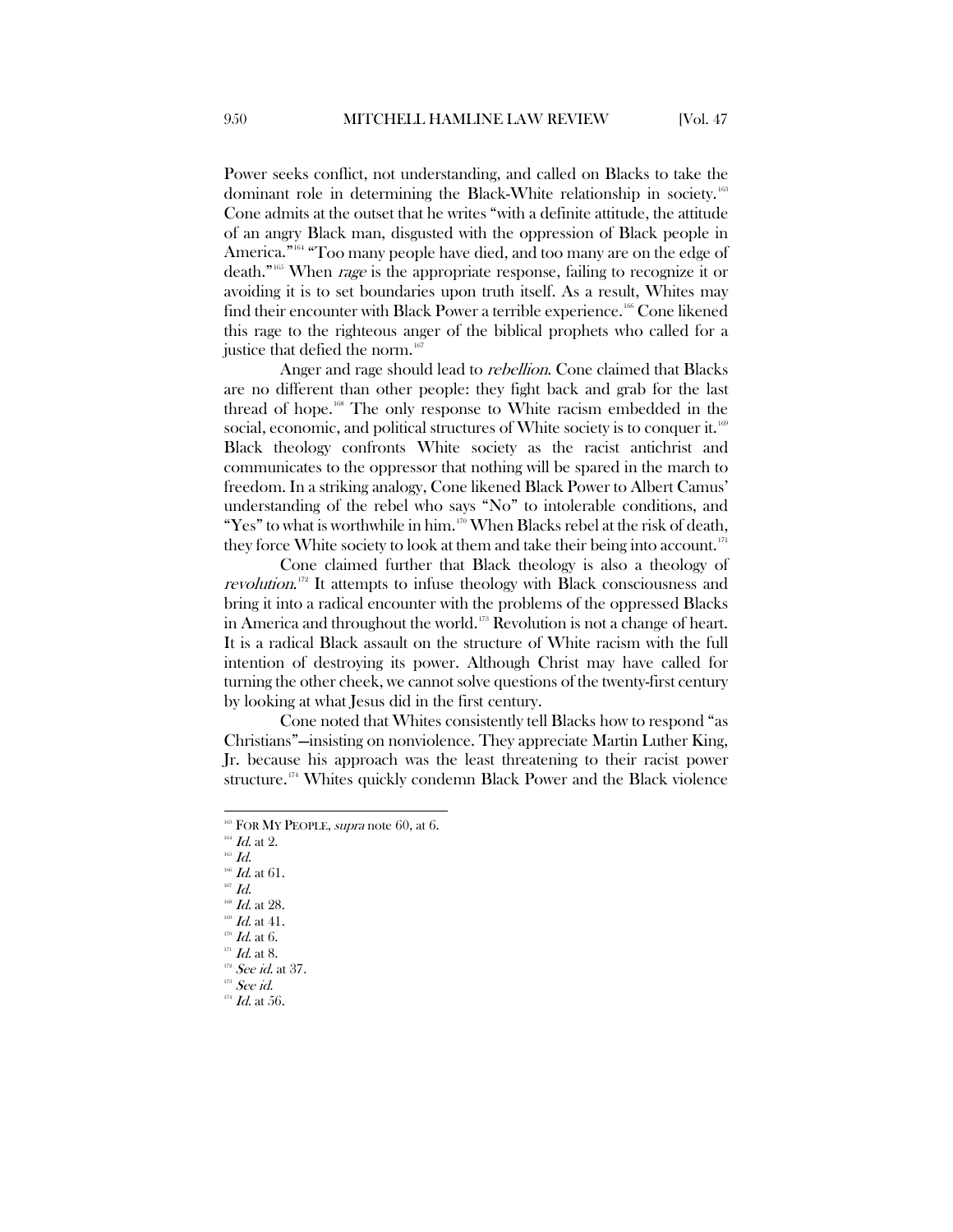Power seeks conflict, not understanding, and called on Blacks to take the dominant role in determining the Black-White relationship in society.[163] Cone admits at the outset that he writes "with a definite attitude, the attitude of an angry Black man, disgusted with the oppression of Black people in America."[164] "Too many people have died, and too many are on the edge of death."[165] When *rage* is the appropriate response, failing to recognize it or avoiding it is to set boundaries upon truth itself. As a result, Whites may find their encounter with Black Power a terrible experience.[166] Cone likened this rage to the righteous anger of the biblical prophets who called for a justice that defied the norm.[167]

Anger and rage should lead to *rebellion*. Cone claimed that Blacks are no different than other people: they fight back and grab for the last thread of hope.[168] The only response to White racism embedded in the social, economic, and political structures of White society is to conquer it.[169] Black theology confronts White society as the racist antichrist and communicates to the oppressor that nothing will be spared in the march to freedom. In a striking analogy, Cone likened Black Power to Albert Camus' understanding of the rebel who says "No" to intolerable conditions, and "Yes" to what is worthwhile in him.[170] When Blacks rebel at the risk of death, they force White society to look at them and take their being into account.[171]

Cone claimed further that Black theology is also a theology of *revolution*.[172] It attempts to infuse theology with Black consciousness and bring it into a radical encounter with the problems of the oppressed Blacks in America and throughout the world.[173] Revolution is not a change of heart. It is a radical Black assault on the structure of White racism with the full intention of destroying its power. Although Christ may have called for turning the other cheek, we cannot solve questions of the twenty-first century by looking at what Jesus did in the first century.

Cone noted that Whites consistently tell Blacks how to respond "as Christians"—insisting on nonviolence. They appreciate Martin Luther King, Jr. because his approach was the least threatening to their racist power structure.[174] Whites quickly condemn Black Power and the Black violence

---

[163] FOR MY PEOPLE, *supra* note 60, at 6.

[164] *Id.* at 2.

[165] *Id.*

[166] *Id.* at 61.

[167] *Id.*

[168] *Id.* at 28.

[169] *Id.* at 41.

[170] *Id.* at 6.

[171] *Id.* at 8.

[172] *See id.* at 37.

[173] *See id.*

[174] *Id.* at 56.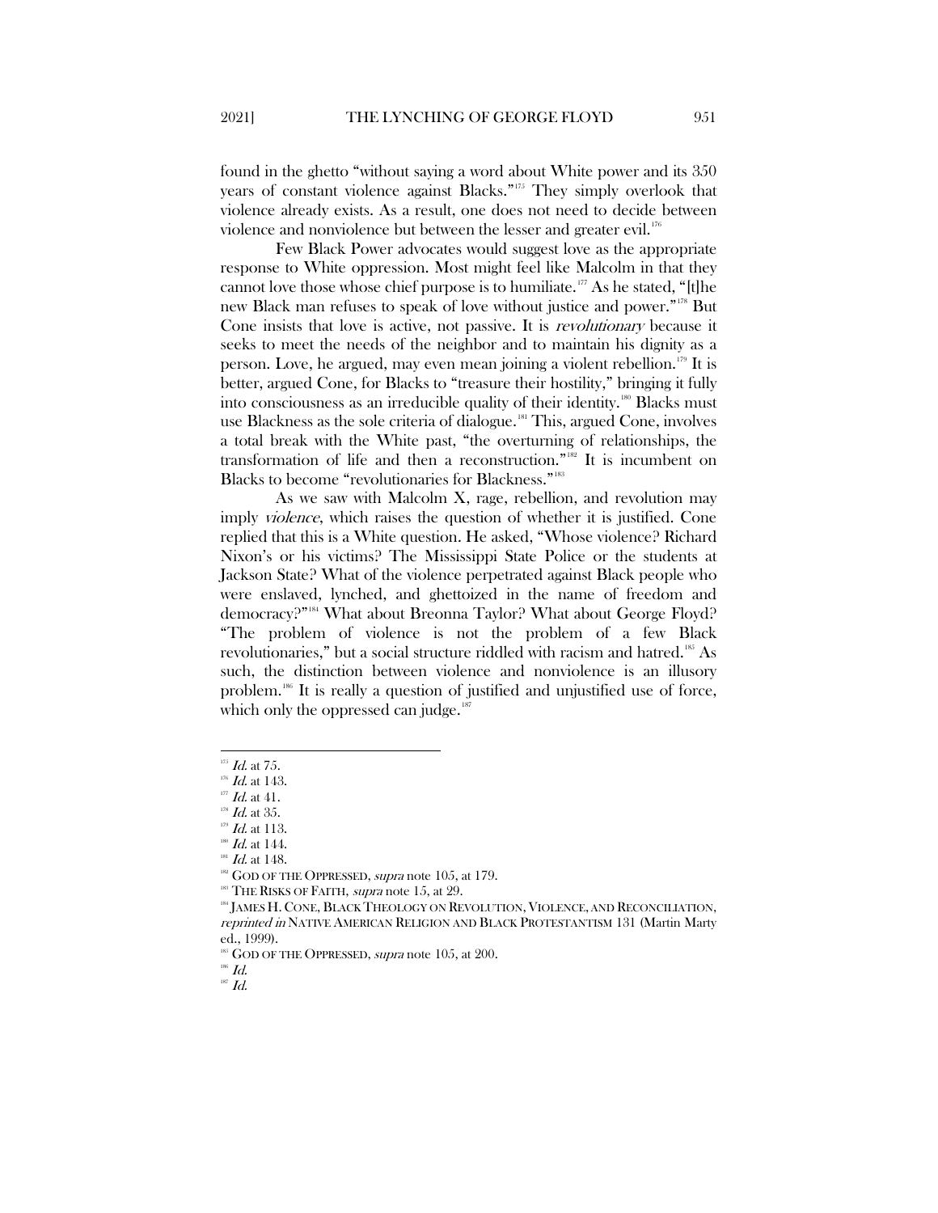found in the ghetto "without saying a word about White power and its 350 years of constant violence against Blacks."[175] They simply overlook that violence already exists. As a result, one does not need to decide between violence and nonviolence but between the lesser and greater evil.[176]

Few Black Power advocates would suggest love as the appropriate response to White oppression. Most might feel like Malcolm in that they cannot love those whose chief purpose is to humiliate.[177] As he stated, "[t]he new Black man refuses to speak of love without justice and power."[178] But Cone insists that love is active, not passive. It is *revolutionary* because it seeks to meet the needs of the neighbor and to maintain his dignity as a person. Love, he argued, may even mean joining a violent rebellion.[179] It is better, argued Cone, for Blacks to "treasure their hostility," bringing it fully into consciousness as an irreducible quality of their identity.[180] Blacks must use Blackness as the sole criteria of dialogue.[181] This, argued Cone, involves a total break with the White past, "the overturning of relationships, the transformation of life and then a reconstruction."[182] It is incumbent on Blacks to become "revolutionaries for Blackness."[183]

As we saw with Malcolm X, rage, rebellion, and revolution may imply *violence*, which raises the question of whether it is justified. Cone replied that this is a White question. He asked, "Whose violence? Richard Nixon's or his victims? The Mississippi State Police or the students at Jackson State? What of the violence perpetrated against Black people who were enslaved, lynched, and ghettoized in the name of freedom and democracy?"[184] What about Breonna Taylor? What about George Floyd? "The problem of violence is not the problem of a few Black revolutionaries," but a social structure riddled with racism and hatred.[185] As such, the distinction between violence and nonviolence is an illusory problem.[186] It is really a question of justified and unjustified use of force, which only the oppressed can judge.[187]

---

[175] *Id.* at 75.
[176] *Id.* at 143.
[177] *Id.* at 41.
[178] *Id.* at 35.
[179] *Id.* at 113.
[180] *Id.* at 144.
[181] *Id.* at 148.
[182] GOD OF THE OPPRESSED, *supra* note 105, at 179.
[183] THE RISKS OF FAITH, *supra* note 15, at 29.
[184] JAMES H. CONE, BLACK THEOLOGY ON REVOLUTION, VIOLENCE, AND RECONCILIATION, *reprinted in* NATIVE AMERICAN RELIGION AND BLACK PROTESTANTISM 131 (Martin Marty ed., 1999).
[185] GOD OF THE OPPRESSED, *supra* note 105, at 200.
[186] *Id.*
[187] *Id.*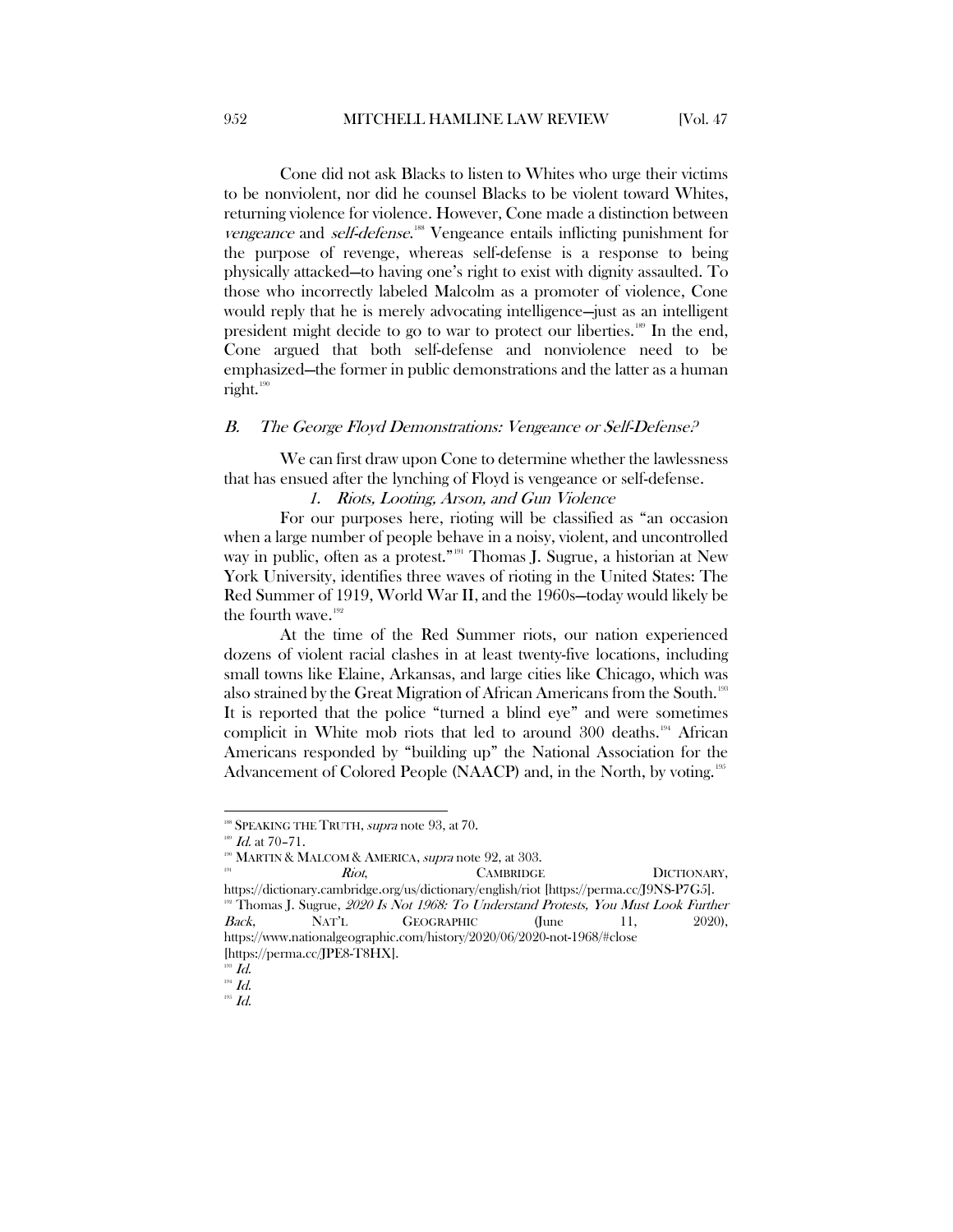Cone did not ask Blacks to listen to Whites who urge their victims to be nonviolent, nor did he counsel Blacks to be violent toward Whites, returning violence for violence. However, Cone made a distinction between *vengeance* and *self-defense*.[188] Vengeance entails inflicting punishment for the purpose of revenge, whereas self-defense is a response to being physically attacked—to having one's right to exist with dignity assaulted. To those who incorrectly labeled Malcolm as a promoter of violence, Cone would reply that he is merely advocating intelligence—just as an intelligent president might decide to go to war to protect our liberties.[189] In the end, Cone argued that both self-defense and nonviolence need to be emphasized—the former in public demonstrations and the latter as a human right.[190]

### *B. The George Floyd Demonstrations: Vengeance or Self-Defense?*

We can first draw upon Cone to determine whether the lawlessness that has ensued after the lynching of Floyd is vengeance or self-defense.

#### *1. Riots, Looting, Arson, and Gun Violence*

For our purposes here, rioting will be classified as "an occasion when a large number of people behave in a noisy, violent, and uncontrolled way in public, often as a protest."[191] Thomas J. Sugrue, a historian at New York University, identifies three waves of rioting in the United States: The Red Summer of 1919, World War II, and the 1960s—today would likely be the fourth wave.[192]

At the time of the Red Summer riots, our nation experienced dozens of violent racial clashes in at least twenty-five locations, including small towns like Elaine, Arkansas, and large cities like Chicago, which was also strained by the Great Migration of African Americans from the South.[193] It is reported that the police "turned a blind eye" and were sometimes complicit in White mob riots that led to around 300 deaths.[194] African Americans responded by "building up" the National Association for the Advancement of Colored People (NAACP) and, in the North, by voting.[195]

---

[188] SPEAKING THE TRUTH, *supra* note 93, at 70.

[189] *Id.* at 70–71.

[190] MARTIN & MALCOM & AMERICA, *supra* note 92, at 303.

[191] *Riot*, CAMBRIDGE DICTIONARY, https://dictionary.cambridge.org/us/dictionary/english/riot [https://perma.cc/J9NS-P7G5].

[192] Thomas J. Sugrue, *2020 Is Not 1968: To Understand Protests, You Must Look Further Back*, NAT'L GEOGRAPHIC (June 11, 2020), https://www.nationalgeographic.com/history/2020/06/2020-not-1968/#close [https://perma.cc/JPE8-T8HX].

[193] *Id.*

[194] *Id.*

[195] *Id.*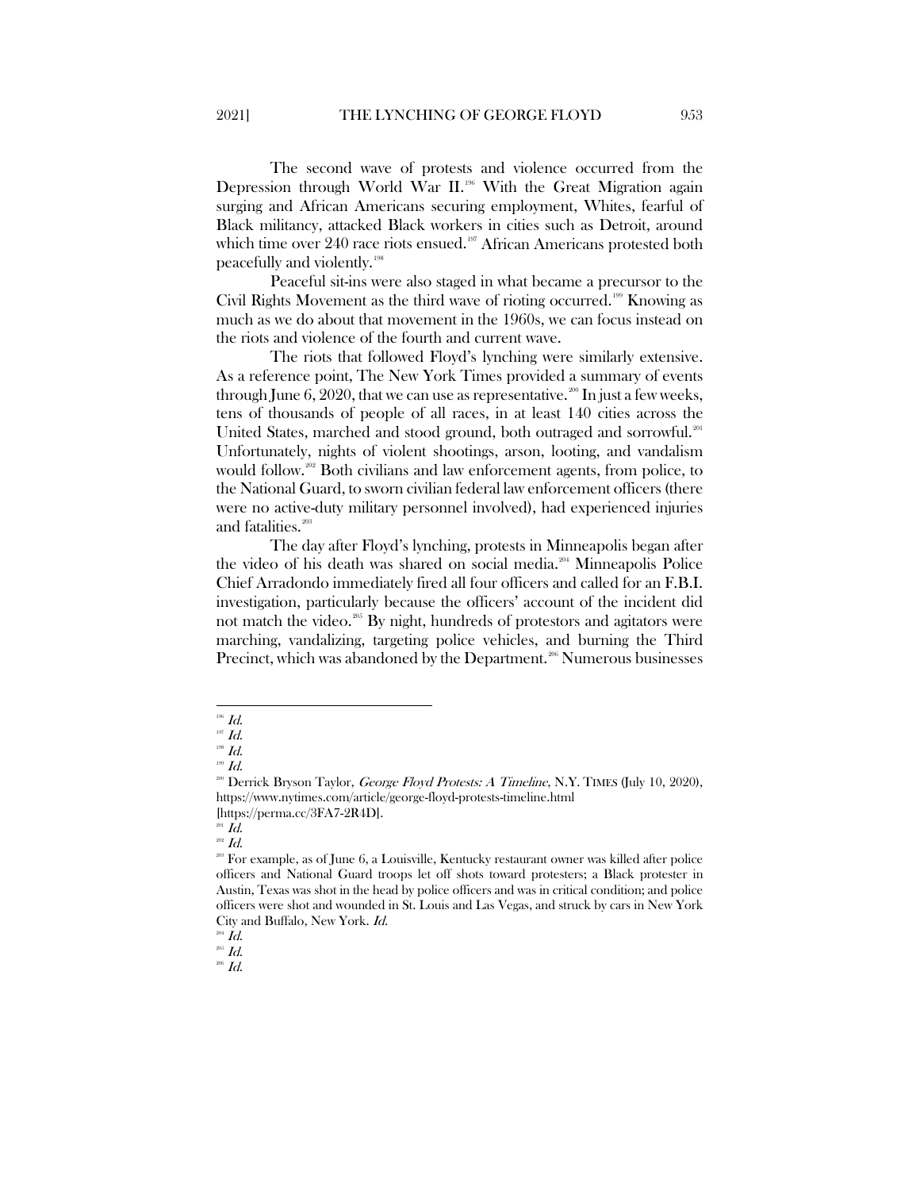The second wave of protests and violence occurred from the Depression through World War II.[196] With the Great Migration again surging and African Americans securing employment, Whites, fearful of Black militancy, attacked Black workers in cities such as Detroit, around which time over 240 race riots ensued.[197] African Americans protested both peacefully and violently.[198]

Peaceful sit-ins were also staged in what became a precursor to the Civil Rights Movement as the third wave of rioting occurred.[199] Knowing as much as we do about that movement in the 1960s, we can focus instead on the riots and violence of the fourth and current wave.

The riots that followed Floyd's lynching were similarly extensive. As a reference point, The New York Times provided a summary of events through June 6, 2020, that we can use as representative.[200] In just a few weeks, tens of thousands of people of all races, in at least 140 cities across the United States, marched and stood ground, both outraged and sorrowful.[201] Unfortunately, nights of violent shootings, arson, looting, and vandalism would follow.[202] Both civilians and law enforcement agents, from police, to the National Guard, to sworn civilian federal law enforcement officers (there were no active-duty military personnel involved), had experienced injuries and fatalities.[203]

The day after Floyd's lynching, protests in Minneapolis began after the video of his death was shared on social media.[204] Minneapolis Police Chief Arradondo immediately fired all four officers and called for an F.B.I. investigation, particularly because the officers' account of the incident did not match the video.[205] By night, hundreds of protestors and agitators were marching, vandalizing, targeting police vehicles, and burning the Third Precinct, which was abandoned by the Department.[206] Numerous businesses

---

[196] *Id.*

[197] *Id.*

[198] *Id.*

[199] *Id.*

[200] Derrick Bryson Taylor, *George Floyd Protests: A Timeline*, N.Y. TIMES (July 10, 2020), https://www.nytimes.com/article/george-floyd-protests-timeline.html [https://perma.cc/3FA7-2R4D].

[201] *Id.*

[202] *Id.*

[203] For example, as of June 6, a Louisville, Kentucky restaurant owner was killed after police officers and National Guard troops let off shots toward protesters; a Black protester in Austin, Texas was shot in the head by police officers and was in critical condition; and police officers were shot and wounded in St. Louis and Las Vegas, and struck by cars in New York City and Buffalo, New York. *Id.*

[204] *Id.*

[205] *Id.*

[206] *Id.*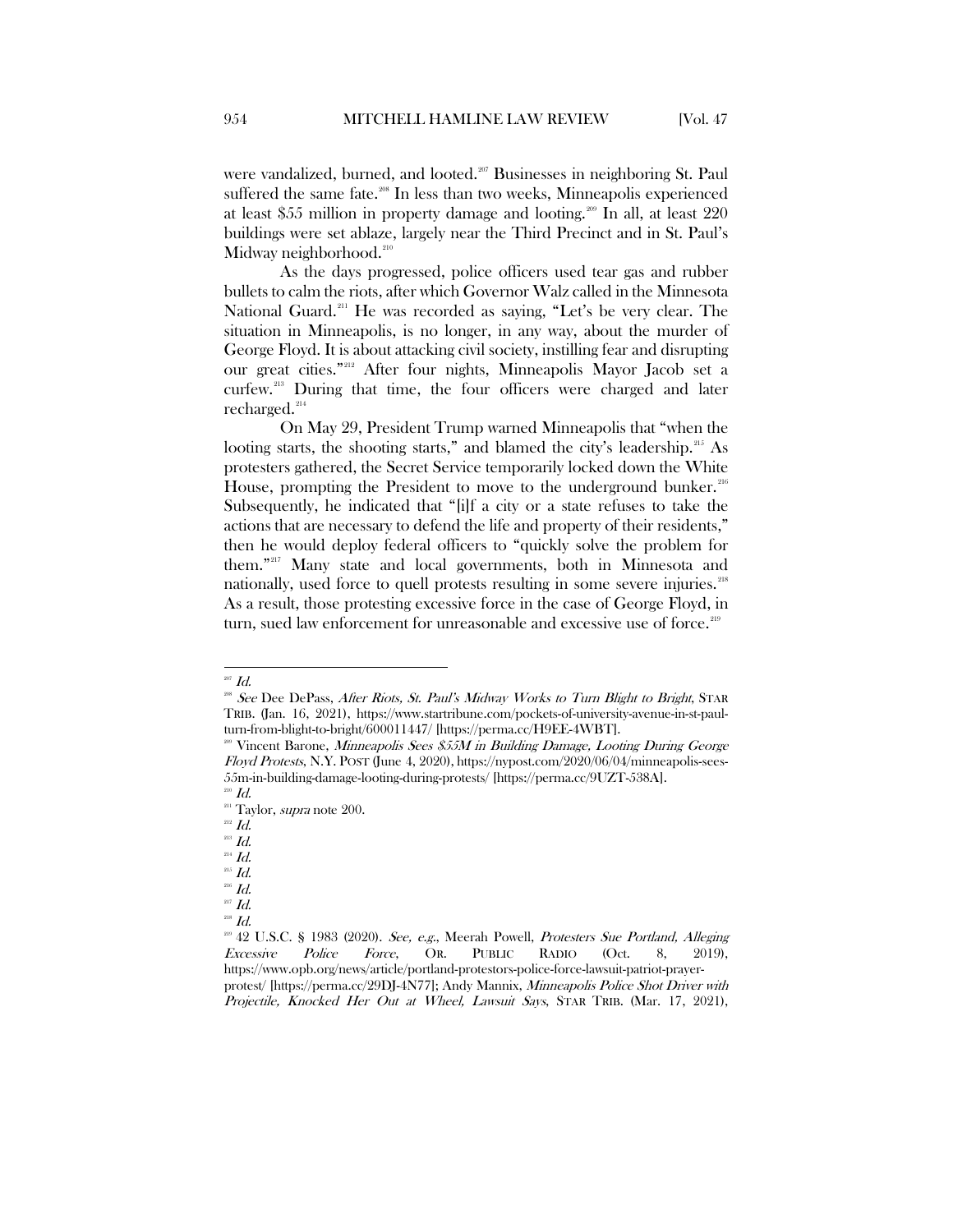were vandalized, burned, and looted.[207] Businesses in neighboring St. Paul suffered the same fate.[208] In less than two weeks, Minneapolis experienced at least $55 million in property damage and looting.[209] In all, at least 220 buildings were set ablaze, largely near the Third Precinct and in St. Paul's Midway neighborhood.[210]

As the days progressed, police officers used tear gas and rubber bullets to calm the riots, after which Governor Walz called in the Minnesota National Guard.[211] He was recorded as saying, "Let's be very clear. The situation in Minneapolis, is no longer, in any way, about the murder of George Floyd. It is about attacking civil society, instilling fear and disrupting our great cities."[212] After four nights, Minneapolis Mayor Jacob set a curfew.[213] During that time, the four officers were charged and later recharged.[214]

On May 29, President Trump warned Minneapolis that "when the looting starts, the shooting starts," and blamed the city's leadership.[215] As protesters gathered, the Secret Service temporarily locked down the White House, prompting the President to move to the underground bunker.[216] Subsequently, he indicated that "[i]f a city or a state refuses to take the actions that are necessary to defend the life and property of their residents," then he would deploy federal officers to "quickly solve the problem for them."[217] Many state and local governments, both in Minnesota and nationally, used force to quell protests resulting in some severe injuries.[218] As a result, those protesting excessive force in the case of George Floyd, in turn, sued law enforcement for unreasonable and excessive use of force.[219]

---

[207] *Id.*

[208] *See* Dee DePass, *After Riots, St. Paul's Midway Works to Turn Blight to Bright*, STAR TRIB. (Jan. 16, 2021), https://www.startribune.com/pockets-of-university-avenue-in-st-paul-turn-from-blight-to-bright/600011447/ [https://perma.cc/H9EE-4WBT].

[209] Vincent Barone, *Minneapolis Sees $55M in Building Damage, Looting During George Floyd Protests*, N.Y. POST (June 4, 2020), https://nypost.com/2020/06/04/minneapolis-sees-55m-in-building-damage-looting-during-protests/ [https://perma.cc/9UZT-538A].

[210] *Id.*

[211] Taylor, *supra* note 200.

[212] *Id.*

[213] *Id.*

[214] *Id.*

[215] *Id.*

[216] *Id.*

[217] *Id.*

[218] *Id.*

[219] 42 U.S.C. § 1983 (2020). *See, e.g.*, Meerah Powell, *Protesters Sue Portland, Alleging Excessive Police Force*, OR. PUBLIC RADIO (Oct. 8, 2019), https://www.opb.org/news/article/portland-protestors-police-force-lawsuit-patriot-prayer-protest/ [https://perma.cc/29DJ-4N77]; Andy Mannix, *Minneapolis Police Shot Driver with Projectile, Knocked Her Out at Wheel, Lawsuit Says*, STAR TRIB. (Mar. 17, 2021),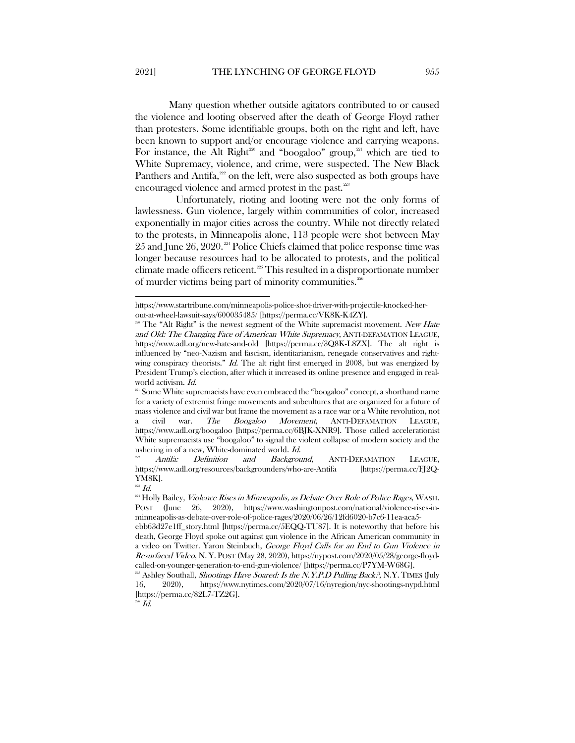Many question whether outside agitators contributed to or caused the violence and looting observed after the death of George Floyd rather than protesters. Some identifiable groups, both on the right and left, have been known to support and/or encourage violence and carrying weapons. For instance, the Alt Right[220] and "boogaloo" group,[221] which are tied to White Supremacy, violence, and crime, were suspected. The New Black Panthers and Antifa,[222] on the left, were also suspected as both groups have encouraged violence and armed protest in the past.[223]

Unfortunately, rioting and looting were not the only forms of lawlessness. Gun violence, largely within communities of color, increased exponentially in major cities across the country. While not directly related to the protests, in Minneapolis alone, 113 people were shot between May 25 and June 26, 2020.[224] Police Chiefs claimed that police response time was longer because resources had to be allocated to protests, and the political climate made officers reticent.[225] This resulted in a disproportionate number of murder victims being part of minority communities.[226]

---

https://www.startribune.com/minneapolis-police-shot-driver-with-projectile-knocked-her-out-at-wheel-lawsuit-says/600035485/ [https://perma.cc/VK8K-K4ZY].

[220] The "Alt Right" is the newest segment of the White supremacist movement. *New Hate and Old: The Changing Face of American White Supremacy*, ANTI-DEFAMATION LEAGUE, https://www.adl.org/new-hate-and-old [https://perma.cc/3Q8K-L8ZX]. The alt right is influenced by "neo-Nazism and fascism, identitarianism, renegade conservatives and right-wing conspiracy theorists." *Id.* The alt right first emerged in 2008, but was energized by President Trump's election, after which it increased its online presence and engaged in real-world activism. *Id.*

[221] Some White supremacists have even embraced the "boogaloo" concept, a shorthand name for a variety of extremist fringe movements and subcultures that are organized for a future of mass violence and civil war but frame the movement as a race war or a White revolution, not a civil war. *The Boogaloo Movement*, ANTI-DEFAMATION LEAGUE, https://www.adl.org/boogaloo [https://perma.cc/6BJK-XNR9]. Those called accelerationist White supremacists use "boogaloo" to signal the violent collapse of modern society and the ushering in of a new, White-dominated world. *Id.*

[222] *Antifa: Definition and Background*, ANTI-DEFAMATION LEAGUE, https://www.adl.org/resources/backgrounders/who-are-Antifa [https://perma.cc/FJ2Q-YM8K].

[223] *Id.*

[224] Holly Bailey, *Violence Rises in Minneapolis, as Debate Over Role of Police Rages*, WASH. POST (June 26, 2020), https://www.washingtonpost.com/national/violence-rises-in-minneapolis-as-debate-over-role-of-police-rages/2020/06/26/12fd6020-b7c6-11ea-aca5-ebb63d27e1ff_story.html [https://perma.cc/5EQQ-TU87]. It is noteworthy that before his death, George Floyd spoke out against gun violence in the African American community in a video on Twitter. Yaron Steinbuch, *George Floyd Calls for an End to Gun Violence in Resurfaced Video*, N. Y. POST (May 28, 2020), https://nypost.com/2020/05/28/george-floyd-called-on-younger-generation-to-end-gun-violence/ [https://perma.cc/P7YM-W68G].

[225] Ashley Southall, *Shootings Have Soared: Is the N.Y.P.D Pulling Back?*, N.Y. TIMES (July 16, 2020), https://www.nytimes.com/2020/07/16/nyregion/nyc-shootings-nypd.html [https://perma.cc/82L7-TZ2G].

[226] *Id.*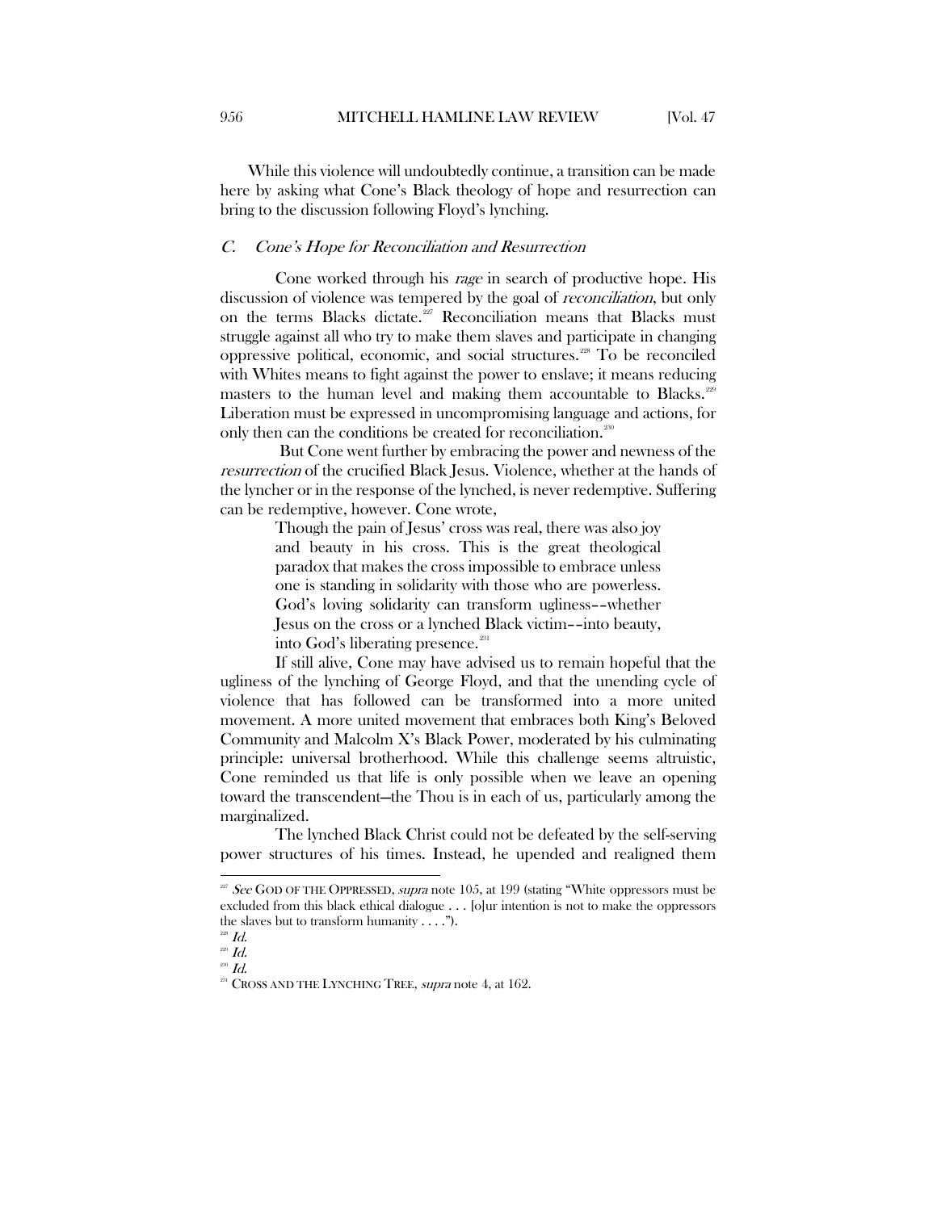While this violence will undoubtedly continue, a transition can be made here by asking what Cone's Black theology of hope and resurrection can bring to the discussion following Floyd's lynching.

### *C. Cone's Hope for Reconciliation and Resurrection*

Cone worked through his *rage* in search of productive hope. His discussion of violence was tempered by the goal of *reconciliation*, but only on the terms Blacks dictate.[227] Reconciliation means that Blacks must struggle against all who try to make them slaves and participate in changing oppressive political, economic, and social structures.[228] To be reconciled with Whites means to fight against the power to enslave; it means reducing masters to the human level and making them accountable to Blacks.[229] Liberation must be expressed in uncompromising language and actions, for only then can the conditions be created for reconciliation.[230]

But Cone went further by embracing the power and newness of the *resurrection* of the crucified Black Jesus. Violence, whether at the hands of the lyncher or in the response of the lynched, is never redemptive. Suffering can be redemptive, however. Cone wrote,

> Though the pain of Jesus' cross was real, there was also joy and beauty in his cross. This is the great theological paradox that makes the cross impossible to embrace unless one is standing in solidarity with those who are powerless. God's loving solidarity can transform ugliness––whether Jesus on the cross or a lynched Black victim––into beauty, into God's liberating presence.[231]

If still alive, Cone may have advised us to remain hopeful that the ugliness of the lynching of George Floyd, and that the unending cycle of violence that has followed can be transformed into a more united movement. A more united movement that embraces both King's Beloved Community and Malcolm X's Black Power, moderated by his culminating principle: universal brotherhood. While this challenge seems altruistic, Cone reminded us that life is only possible when we leave an opening toward the transcendent—the Thou is in each of us, particularly among the marginalized.

The lynched Black Christ could not be defeated by the self-serving power structures of his times. Instead, he upended and realigned them

---

[227] *See* GOD OF THE OPPRESSED, *supra* note 105, at 199 (stating "White oppressors must be excluded from this black ethical dialogue . . . [o]ur intention is not to make the oppressors the slaves but to transform humanity . . . .").

[228] *Id.*

[229] *Id.*

[230] *Id.*

[231] CROSS AND THE LYNCHING TREE, *supra* note 4, at 162.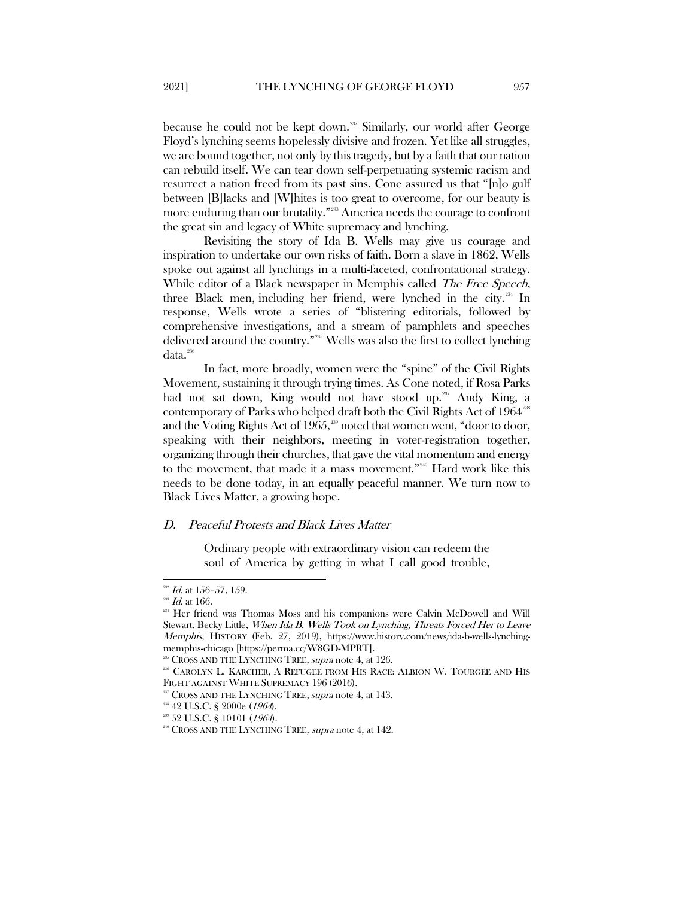because he could not be kept down.[232] Similarly, our world after George Floyd's lynching seems hopelessly divisive and frozen. Yet like all struggles, we are bound together, not only by this tragedy, but by a faith that our nation can rebuild itself. We can tear down self-perpetuating systemic racism and resurrect a nation freed from its past sins. Cone assured us that "[n]o gulf between [B]lacks and [W]hites is too great to overcome, for our beauty is more enduring than our brutality."[233] America needs the courage to confront the great sin and legacy of White supremacy and lynching.

Revisiting the story of Ida B. Wells may give us courage and inspiration to undertake our own risks of faith. Born a slave in 1862, Wells spoke out against all lynchings in a multi-faceted, confrontational strategy. While editor of a Black newspaper in Memphis called *The Free Speech*, three Black men, including her friend, were lynched in the city.[234] In response, Wells wrote a series of "blistering editorials, followed by comprehensive investigations, and a stream of pamphlets and speeches delivered around the country."[235] Wells was also the first to collect lynching data.[236]

In fact, more broadly, women were the "spine" of the Civil Rights Movement, sustaining it through trying times. As Cone noted, if Rosa Parks had not sat down, King would not have stood up.[237] Andy King, a contemporary of Parks who helped draft both the Civil Rights Act of 1964[238] and the Voting Rights Act of 1965,[239] noted that women went, "door to door, speaking with their neighbors, meeting in voter-registration together, organizing through their churches, that gave the vital momentum and energy to the movement, that made it a mass movement."[240] Hard work like this needs to be done today, in an equally peaceful manner. We turn now to Black Lives Matter, a growing hope.

### *D. Peaceful Protests and Black Lives Matter*

> Ordinary people with extraordinary vision can redeem the soul of America by getting in what I call good trouble,

---

[232] *Id.* at 156–57, 159.

[233] *Id.* at 166.

[234] Her friend was Thomas Moss and his companions were Calvin McDowell and Will Stewart. Becky Little, *When Ida B. Wells Took on Lynching, Threats Forced Her to Leave Memphis*, HISTORY (Feb. 27, 2019), https://www.history.com/news/ida-b-wells-lynching-memphis-chicago [https://perma.cc/W8GD-MPRT].

[235] CROSS AND THE LYNCHING TREE, *supra* note 4, at 126.

[236] CAROLYN L. KARCHER, A REFUGEE FROM HIS RACE: ALBION W. TOURGEE AND HIS FIGHT AGAINST WHITE SUPREMACY 196 (2016).

[237] CROSS AND THE LYNCHING TREE, *supra* note 4, at 143.

[238] 42 U.S.C. § 2000e (*1964*).

[239] 52 U.S.C. § 10101 (*1964*).

[240] CROSS AND THE LYNCHING TREE, *supra* note 4, at 142.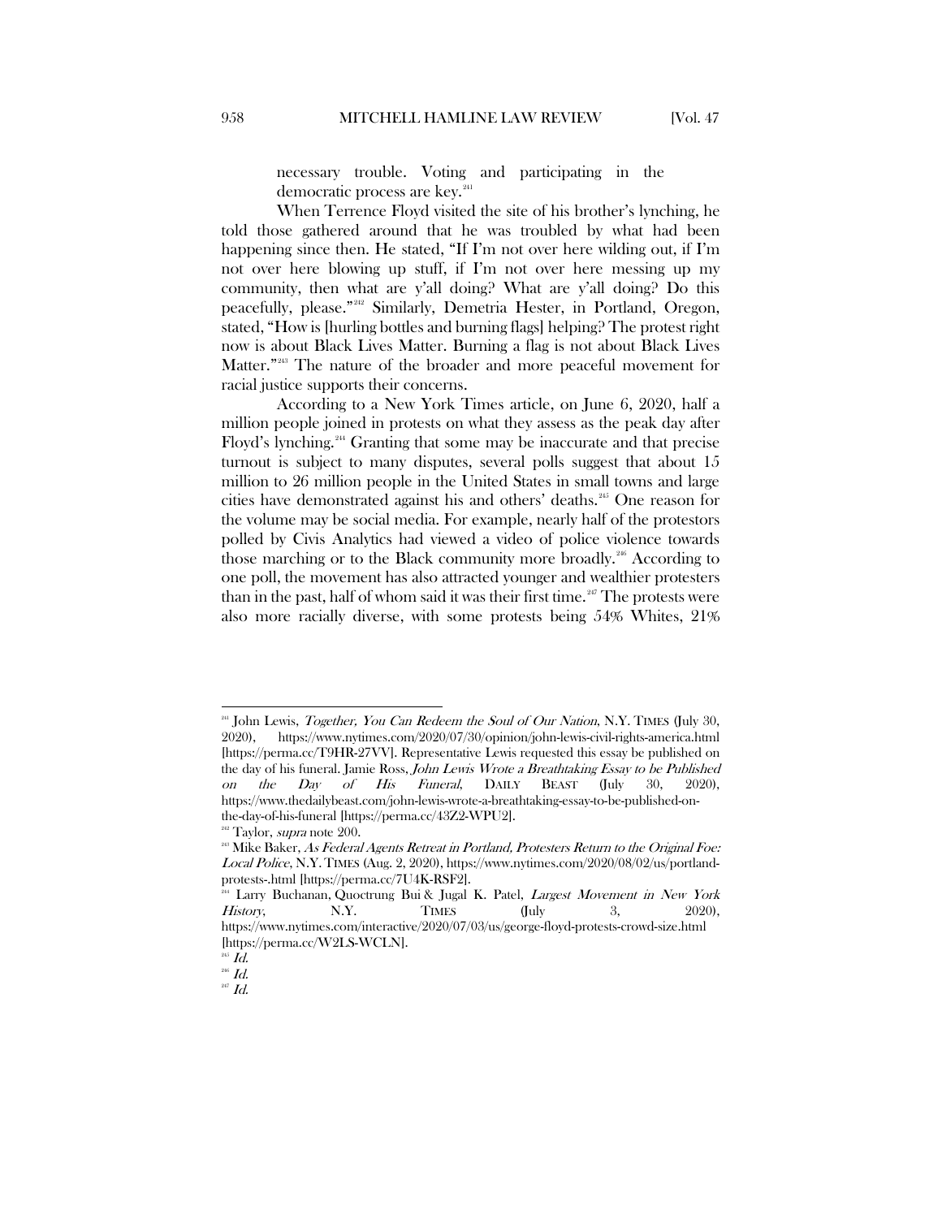> necessary trouble. Voting and participating in the democratic process are key.[241]

When Terrence Floyd visited the site of his brother's lynching, he told those gathered around that he was troubled by what had been happening since then. He stated, "If I'm not over here wilding out, if I'm not over here blowing up stuff, if I'm not over here messing up my community, then what are y'all doing? What are y'all doing? Do this peacefully, please."[242] Similarly, Demetria Hester, in Portland, Oregon, stated, "How is [hurling bottles and burning flags] helping? The protest right now is about Black Lives Matter. Burning a flag is not about Black Lives Matter."[243] The nature of the broader and more peaceful movement for racial justice supports their concerns.

According to a New York Times article, on June 6, 2020, half a million people joined in protests on what they assess as the peak day after Floyd's lynching.[244] Granting that some may be inaccurate and that precise turnout is subject to many disputes, several polls suggest that about 15 million to 26 million people in the United States in small towns and large cities have demonstrated against his and others' deaths.[245] One reason for the volume may be social media. For example, nearly half of the protestors polled by Civis Analytics had viewed a video of police violence towards those marching or to the Black community more broadly.[246] According to one poll, the movement has also attracted younger and wealthier protesters than in the past, half of whom said it was their first time.[247] The protests were also more racially diverse, with some protests being 54% Whites, 21%

---

[241] John Lewis, *Together, You Can Redeem the Soul of Our Nation*, N.Y. TIMES (July 30, 2020), https://www.nytimes.com/2020/07/30/opinion/john-lewis-civil-rights-america.html [https://perma.cc/T9HR-27VV]. Representative Lewis requested this essay be published on the day of his funeral. Jamie Ross, *John Lewis Wrote a Breathtaking Essay to be Published on the Day of His Funeral*, DAILY BEAST (July 30, 2020), https://www.thedailybeast.com/john-lewis-wrote-a-breathtaking-essay-to-be-published-on-the-day-of-his-funeral [https://perma.cc/43Z2-WPU2].

[242] Taylor, *supra* note 200.

[243] Mike Baker, *As Federal Agents Retreat in Portland, Protesters Return to the Original Foe: Local Police*, N.Y. TIMES (Aug. 2, 2020), https://www.nytimes.com/2020/08/02/us/portland-protests-.html [https://perma.cc/7U4K-RSF2].

[244] Larry Buchanan, Quoctrung Bui & Jugal K. Patel, *Largest Movement in New York History*, N.Y. TIMES (July 3, 2020), https://www.nytimes.com/interactive/2020/07/03/us/george-floyd-protests-crowd-size.html [https://perma.cc/W2LS-WCLN].

[245] *Id.*

[246] *Id.*

[247] *Id.*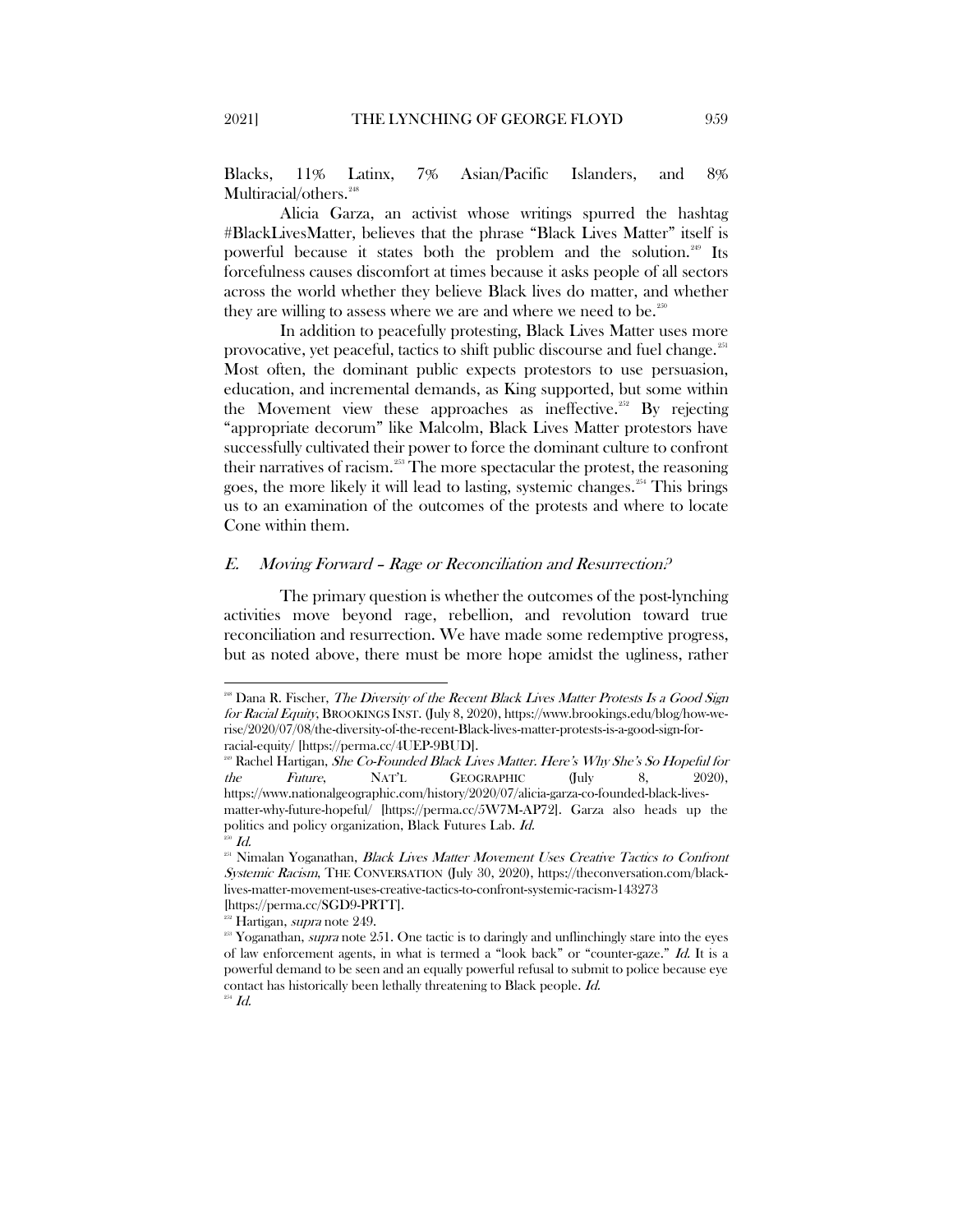Blacks, 11% Latinx, 7% Asian/Pacific Islanders, and 8% Multiracial/others.[248]

Alicia Garza, an activist whose writings spurred the hashtag #BlackLivesMatter, believes that the phrase "Black Lives Matter" itself is powerful because it states both the problem and the solution.[249] Its forcefulness causes discomfort at times because it asks people of all sectors across the world whether they believe Black lives do matter, and whether they are willing to assess where we are and where we need to be.[250]

In addition to peacefully protesting, Black Lives Matter uses more provocative, yet peaceful, tactics to shift public discourse and fuel change.[251] Most often, the dominant public expects protestors to use persuasion, education, and incremental demands, as King supported, but some within the Movement view these approaches as ineffective.[252] By rejecting "appropriate decorum" like Malcolm, Black Lives Matter protestors have successfully cultivated their power to force the dominant culture to confront their narratives of racism.[253] The more spectacular the protest, the reasoning goes, the more likely it will lead to lasting, systemic changes.[254] This brings us to an examination of the outcomes of the protests and where to locate Cone within them.

### *E. Moving Forward – Rage or Reconciliation and Resurrection?*

The primary question is whether the outcomes of the post-lynching activities move beyond rage, rebellion, and revolution toward true reconciliation and resurrection. We have made some redemptive progress, but as noted above, there must be more hope amidst the ugliness, rather

---

[248] Dana R. Fischer, *The Diversity of the Recent Black Lives Matter Protests Is a Good Sign for Racial Equity*, BROOKINGS INST. (July 8, 2020), https://www.brookings.edu/blog/how-we-rise/2020/07/08/the-diversity-of-the-recent-Black-lives-matter-protests-is-a-good-sign-for-racial-equity/ [https://perma.cc/4UEP-9BUD].

[249] Rachel Hartigan, *She Co-Founded Black Lives Matter. Here's Why She's So Hopeful for the Future*, NAT'L GEOGRAPHIC (July 8, 2020), https://www.nationalgeographic.com/history/2020/07/alicia-garza-co-founded-black-lives-matter-why-future-hopeful/ [https://perma.cc/5W7M-AP72]. Garza also heads up the politics and policy organization, Black Futures Lab. *Id.*

[250] *Id.*

[251] Nimalan Yoganathan, *Black Lives Matter Movement Uses Creative Tactics to Confront Systemic Racism*, THE CONVERSATION (July 30, 2020), https://theconversation.com/black-lives-matter-movement-uses-creative-tactics-to-confront-systemic-racism-143273 [https://perma.cc/SGD9-PRTT].

[252] Hartigan, *supra* note 249.

[253] Yoganathan, *supra* note 251. One tactic is to daringly and unflinchingly stare into the eyes of law enforcement agents, in what is termed a "look back" or "counter-gaze." *Id.* It is a powerful demand to be seen and an equally powerful refusal to submit to police because eye contact has historically been lethally threatening to Black people. *Id.*

[254] *Id.*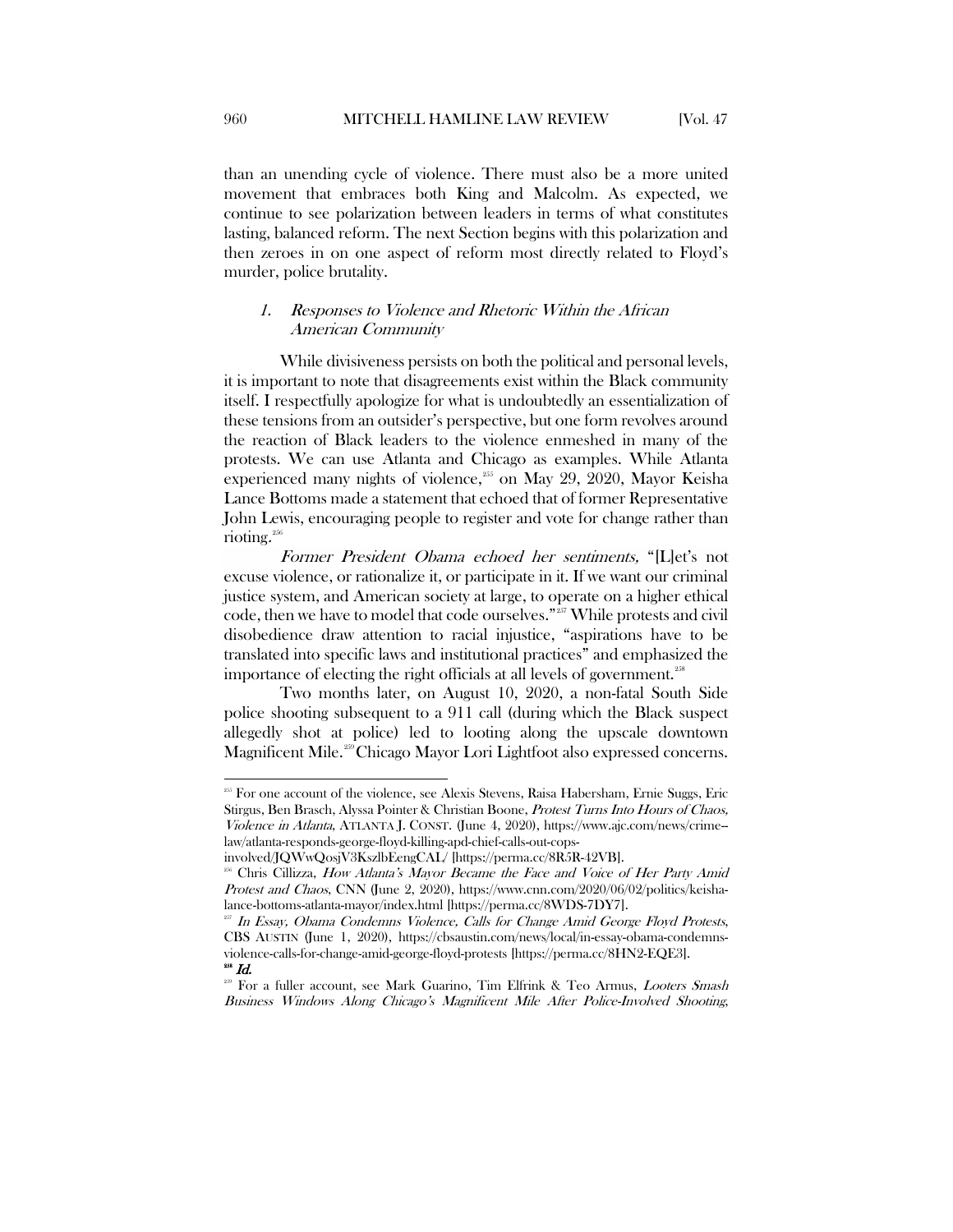than an unending cycle of violence. There must also be a more united movement that embraces both King and Malcolm. As expected, we continue to see polarization between leaders in terms of what constitutes lasting, balanced reform. The next Section begins with this polarization and then zeroes in on one aspect of reform most directly related to Floyd's murder, police brutality.

### 1. *Responses to Violence and Rhetoric Within the African American Community*

While divisiveness persists on both the political and personal levels, it is important to note that disagreements exist within the Black community itself. I respectfully apologize for what is undoubtedly an essentialization of these tensions from an outsider's perspective, but one form revolves around the reaction of Black leaders to the violence enmeshed in many of the protests. We can use Atlanta and Chicago as examples. While Atlanta experienced many nights of violence,[255] on May 29, 2020, Mayor Keisha Lance Bottoms made a statement that echoed that of former Representative John Lewis, encouraging people to register and vote for change rather than rioting.[256]

*Former President Obama echoed her sentiments,* "[L]et's not excuse violence, or rationalize it, or participate in it. If we want our criminal justice system, and American society at large, to operate on a higher ethical code, then we have to model that code ourselves."[257] While protests and civil disobedience draw attention to racial injustice, "aspirations have to be translated into specific laws and institutional practices" and emphasized the importance of electing the right officials at all levels of government.[258]

Two months later, on August 10, 2020, a non-fatal South Side police shooting subsequent to a 911 call (during which the Black suspect allegedly shot at police) led to looting along the upscale downtown Magnificent Mile.[259] Chicago Mayor Lori Lightfoot also expressed concerns.

---

[255] For one account of the violence, see Alexis Stevens, Raisa Habersham, Ernie Suggs, Eric Stirgus, Ben Brasch, Alyssa Pointer & Christian Boone, *Protest Turns Into Hours of Chaos, Violence in Atlanta*, ATLANTA J. CONST. (June 4, 2020), https://www.ajc.com/news/crime--law/atlanta-responds-george-floyd-killing-apd-chief-calls-out-cops-involved/JQWwQosjV3KszlbEengCAL/ [https://perma.cc/8R5R-42VB].

[256] Chris Cillizza, *How Atlanta's Mayor Became the Face and Voice of Her Party Amid Protest and Chaos*, CNN (June 2, 2020), https://www.cnn.com/2020/06/02/politics/keisha-lance-bottoms-atlanta-mayor/index.html [https://perma.cc/8WDS-7DY7].

[257] *In Essay, Obama Condemns Violence, Calls for Change Amid George Floyd Protests*, CBS AUSTIN (June 1, 2020), https://cbsaustin.com/news/local/in-essay-obama-condemns-violence-calls-for-change-amid-george-floyd-protests [https://perma.cc/8HN2-EQE3].

[258] *Id.*

[259] For a fuller account, see Mark Guarino, Tim Elfrink & Teo Armus, *Looters Smash Business Windows Along Chicago's Magnificent Mile After Police-Involved Shooting,*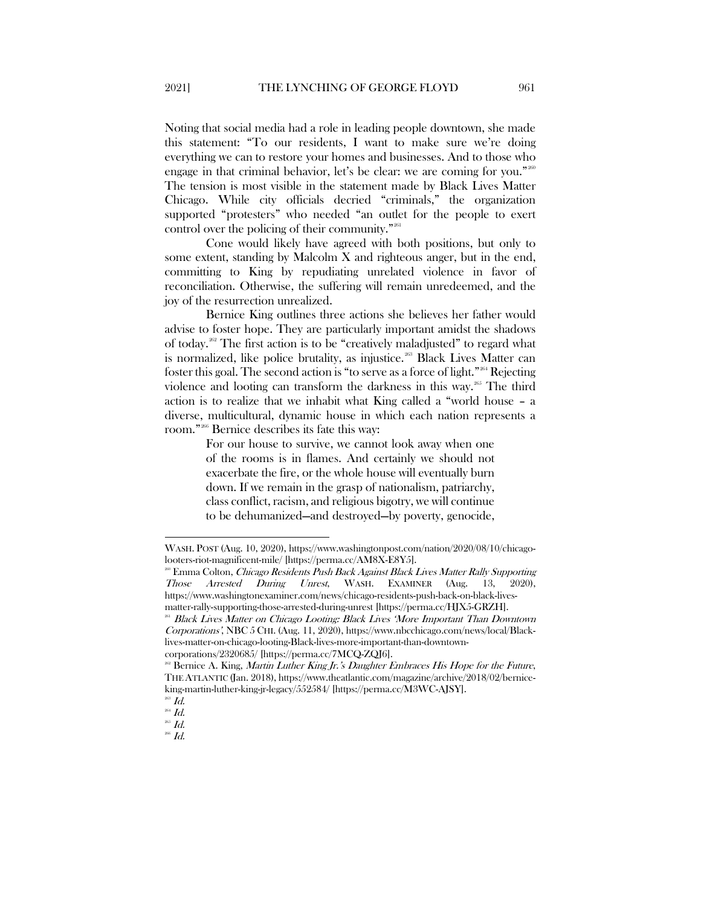Noting that social media had a role in leading people downtown, she made this statement: "To our residents, I want to make sure we're doing everything we can to restore your homes and businesses. And to those who engage in that criminal behavior, let's be clear: we are coming for you."[260] The tension is most visible in the statement made by Black Lives Matter Chicago. While city officials decried "criminals," the organization supported "protesters" who needed "an outlet for the people to exert control over the policing of their community."[261]

Cone would likely have agreed with both positions, but only to some extent, standing by Malcolm X and righteous anger, but in the end, committing to King by repudiating unrelated violence in favor of reconciliation. Otherwise, the suffering will remain unredeemed, and the joy of the resurrection unrealized.

Bernice King outlines three actions she believes her father would advise to foster hope. They are particularly important amidst the shadows of today.[262] The first action is to be "creatively maladjusted" to regard what is normalized, like police brutality, as injustice.[263] Black Lives Matter can foster this goal. The second action is "to serve as a force of light."[264] Rejecting violence and looting can transform the darkness in this way.[265] The third action is to realize that we inhabit what King called a "world house – a diverse, multicultural, dynamic house in which each nation represents a room."[266] Bernice describes its fate this way:

> For our house to survive, we cannot look away when one of the rooms is in flames. And certainly we should not exacerbate the fire, or the whole house will eventually burn down. If we remain in the grasp of nationalism, patriarchy, class conflict, racism, and religious bigotry, we will continue to be dehumanized—and destroyed—by poverty, genocide,

---

WASH. POST (Aug. 10, 2020), https://www.washingtonpost.com/nation/2020/08/10/chicago-looters-riot-magnificent-mile/ [https://perma.cc/AM8X-E8Y5].

[260] Emma Colton, *Chicago Residents Push Back Against Black Lives Matter Rally Supporting Those Arrested During Unrest*, WASH. EXAMINER (Aug. 13, 2020), https://www.washingtonexaminer.com/news/chicago-residents-push-back-on-black-lives-matter-rally-supporting-those-arrested-during-unrest [https://perma.cc/HJX5-GRZH].

[261] *Black Lives Matter on Chicago Looting: Black Lives 'More Important Than Downtown Corporations'*, NBC 5 CHI. (Aug. 11, 2020), https://www.nbcchicago.com/news/local/Black-lives-matter-on-chicago-looting-Black-lives-more-important-than-downtown-corporations/2320685/ [https://perma.cc/7MCQ-ZQJ6].

[262] Bernice A. King, *Martin Luther King Jr.'s Daughter Embraces His Hope for the Future*, THE ATLANTIC (Jan. 2018), https://www.theatlantic.com/magazine/archive/2018/02/bernice-king-martin-luther-king-jr-legacy/552584/ [https://perma.cc/M3WC-AJSY].

[263] *Id.*

[264] *Id.*

[265] *Id.*

[266] *Id.*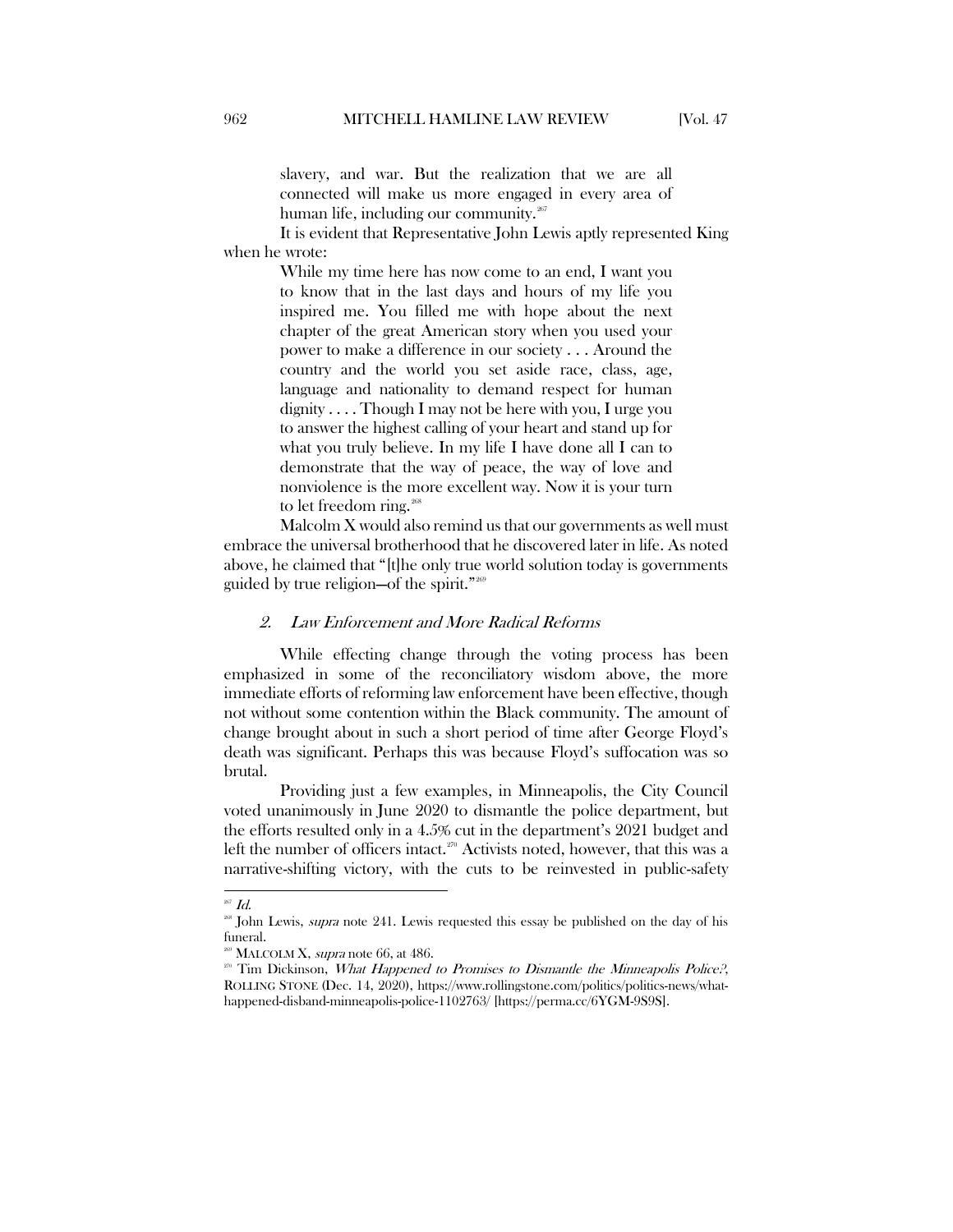> slavery, and war. But the realization that we are all connected will make us more engaged in every area of human life, including our community.[267]

It is evident that Representative John Lewis aptly represented King when he wrote:

> While my time here has now come to an end, I want you to know that in the last days and hours of my life you inspired me. You filled me with hope about the next chapter of the great American story when you used your power to make a difference in our society . . . Around the country and the world you set aside race, class, age, language and nationality to demand respect for human dignity . . . . Though I may not be here with you, I urge you to answer the highest calling of your heart and stand up for what you truly believe. In my life I have done all I can to demonstrate that the way of peace, the way of love and nonviolence is the more excellent way. Now it is your turn to let freedom ring.[268]

Malcolm X would also remind us that our governments as well must embrace the universal brotherhood that he discovered later in life. As noted above, he claimed that "[t]he only true world solution today is governments guided by true religion—of the spirit."[269]

### *2. Law Enforcement and More Radical Reforms*

While effecting change through the voting process has been emphasized in some of the reconciliatory wisdom above, the more immediate efforts of reforming law enforcement have been effective, though not without some contention within the Black community. The amount of change brought about in such a short period of time after George Floyd's death was significant. Perhaps this was because Floyd's suffocation was so brutal.

Providing just a few examples, in Minneapolis, the City Council voted unanimously in June 2020 to dismantle the police department, but the efforts resulted only in a 4.5% cut in the department's 2021 budget and left the number of officers intact.[270] Activists noted, however, that this was a narrative-shifting victory, with the cuts to be reinvested in public-safety

---

[267] *Id.*

[268] John Lewis, *supra* note 241. Lewis requested this essay be published on the day of his funeral.

[269] MALCOLM X, *supra* note 66, at 486.

[270] Tim Dickinson, *What Happened to Promises to Dismantle the Minneapolis Police?*, ROLLING STONE (Dec. 14, 2020), https://www.rollingstone.com/politics/politics-news/what-happened-disband-minneapolis-police-1102763/ [https://perma.cc/6YGM-9S9S].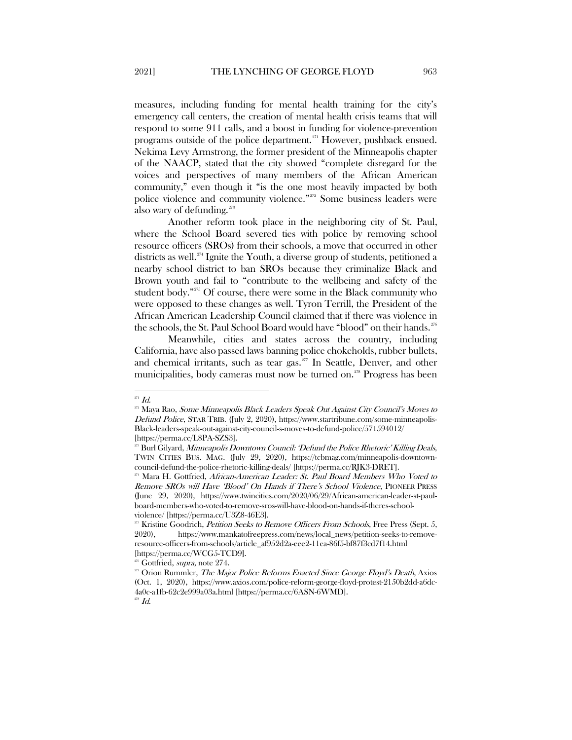measures, including funding for mental health training for the city's emergency call centers, the creation of mental health crisis teams that will respond to some 911 calls, and a boost in funding for violence-prevention programs outside of the police department.[271] However, pushback ensued. Nekima Levy Armstrong, the former president of the Minneapolis chapter of the NAACP, stated that the city showed "complete disregard for the voices and perspectives of many members of the African American community," even though it "is the one most heavily impacted by both police violence and community violence."[272] Some business leaders were also wary of defunding.[273]

Another reform took place in the neighboring city of St. Paul, where the School Board severed ties with police by removing school resource officers (SROs) from their schools, a move that occurred in other districts as well.[274] Ignite the Youth, a diverse group of students, petitioned a nearby school district to ban SROs because they criminalize Black and Brown youth and fail to "contribute to the wellbeing and safety of the student body."[275] Of course, there were some in the Black community who were opposed to these changes as well. Tyron Terrill, the President of the African American Leadership Council claimed that if there was violence in the schools, the St. Paul School Board would have "blood" on their hands.[276]

Meanwhile, cities and states across the country, including California, have also passed laws banning police chokeholds, rubber bullets, and chemical irritants, such as tear gas.[277] In Seattle, Denver, and other municipalities, body cameras must now be turned on.[278] Progress has been

---

[271] *Id.*

[272] Maya Rao, *Some Minneapolis Black Leaders Speak Out Against City Council's Moves to Defund Police*, STAR TRIB. (July 2, 2020), https://www.startribune.com/some-minneapolis-Black-leaders-speak-out-against-city-council-s-moves-to-defund-police/571594012/ [https://perma.cc/L8PA-SZS3].

[273] Burl Gilyard, *Minneapolis Downtown Council: 'Defund the Police Rhetoric' Killing Deals*, TWIN CITIES BUS. MAG. (July 29, 2020), https://tcbmag.com/minneapolis-downtown-council-defund-the-police-rhetoric-killing-deals/ [https://perma.cc/RJK3-DRET].

[274] Mara H. Gottfried, *African-American Leader: St. Paul Board Members Who Voted to Remove SROs will Have 'Blood' On Hands if There's School Violence*, PIONEER PRESS (June 29, 2020), https://www.twincities.com/2020/06/29/African-american-leader-st-paul-board-members-who-voted-to-remove-sros-will-have-blood-on-hands-if-theres-school-violence/ [https://perma.cc/U3Z8-46E3].

[275] Kristine Goodrich, *Petition Seeks to Remove Officers From Schools*, Free Press (Sept. 5, 2020), https://www.mankatofreepress.com/news/local_news/petition-seeks-to-remove-resource-officers-from-schools/article_af952d2a-eee2-11ea-86f5-bf87f3cd7f14.html [https://perma.cc/WCG5-TCD9].

[276] Gottfried, *supra*, note 274.

[277] Orion Rummler, *The Major Police Reforms Enacted Since George Floyd's Death*, Axios (Oct. 1, 2020), https://www.axios.com/police-reform-george-floyd-protest-2150b2dd-a6dc-4a0c-a1fb-62c2e999a03a.html [https://perma.cc/6ASN-6WMD].

[278] *Id.*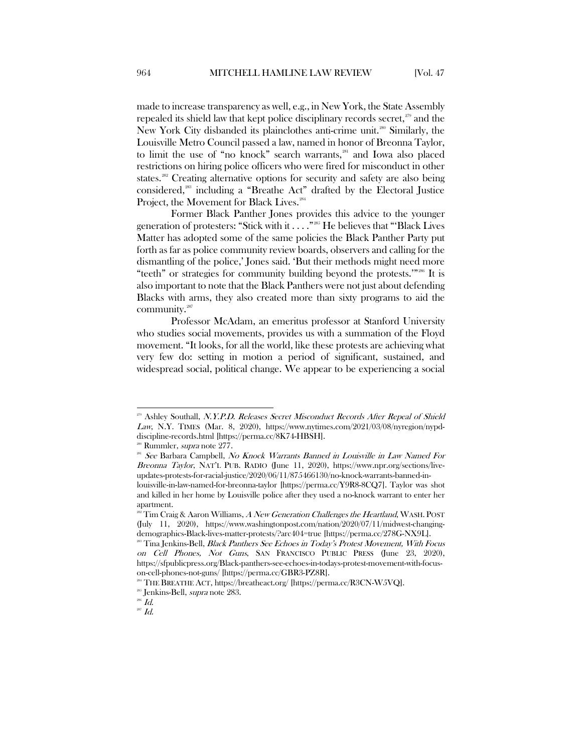made to increase transparency as well, e.g., in New York, the State Assembly repealed its shield law that kept police disciplinary records secret,[279] and the New York City disbanded its plainclothes anti-crime unit.[280] Similarly, the Louisville Metro Council passed a law, named in honor of Breonna Taylor, to limit the use of "no knock" search warrants,[281] and Iowa also placed restrictions on hiring police officers who were fired for misconduct in other states.[282] Creating alternative options for security and safety are also being considered,[283] including a "Breathe Act" drafted by the Electoral Justice Project, the Movement for Black Lives.[284]

Former Black Panther Jones provides this advice to the younger generation of protesters: "Stick with it . . . ."[285] He believes that "'Black Lives Matter has adopted some of the same policies the Black Panther Party put forth as far as police community review boards, observers and calling for the dismantling of the police,' Jones said. 'But their methods might need more "teeth" or strategies for community building beyond the protests.'"[286] It is also important to note that the Black Panthers were not just about defending Blacks with arms, they also created more than sixty programs to aid the community.[287]

Professor McAdam, an emeritus professor at Stanford University who studies social movements, provides us with a summation of the Floyd movement. "It looks, for all the world, like these protests are achieving what very few do: setting in motion a period of significant, sustained, and widespread social, political change. We appear to be experiencing a social

---

[279] Ashley Southall, *N.Y.P.D. Releases Secret Misconduct Records After Repeal of Shield Law*, N.Y. TIMES (Mar. 8, 2020), https://www.nytimes.com/2021/03/08/nyregion/nypd-discipline-records.html [https://perma.cc/8K74-HBSH].

[280] Rummler, *supra* note 277.

[281] *See* Barbara Campbell, *No Knock Warrants Banned in Louisville in Law Named For Breonna Taylor*, NAT'L PUB. RADIO (June 11, 2020), https://www.npr.org/sections/live-updates-protests-for-racial-justice/2020/06/11/875466130/no-knock-warrants-banned-in-louisville-in-law-named-for-breonna-taylor [https://perma.cc/Y9R8-8CQ7]. Taylor was shot and killed in her home by Louisville police after they used a no-knock warrant to enter her apartment.

[282] Tim Craig & Aaron Williams, *A New Generation Challenges the Heartland*, WASH. POST (July 11, 2020), https://www.washingtonpost.com/nation/2020/07/11/midwest-changing-demographics-Black-lives-matter-protests/?arc404=true [https://perma.cc/278G-NX9L].

[283] Tina Jenkins-Bell, *Black Panthers See Echoes in Today's Protest Movement, With Focus on Cell Phones, Not Guns*, SAN FRANCISCO PUBLIC PRESS (June 23, 2020), https://sfpublicpress.org/Black-panthers-see-echoes-in-todays-protest-movement-with-focus-on-cell-phones-not-guns/ [https://perma.cc/GBR3-PZ8R].

[284] THE BREATHE ACT, https://breatheact.org/ [https://perma.cc/R3CN-W5VQ].

[285] Jenkins-Bell, *supra* note 283.

[286] *Id.*

[287] *Id.*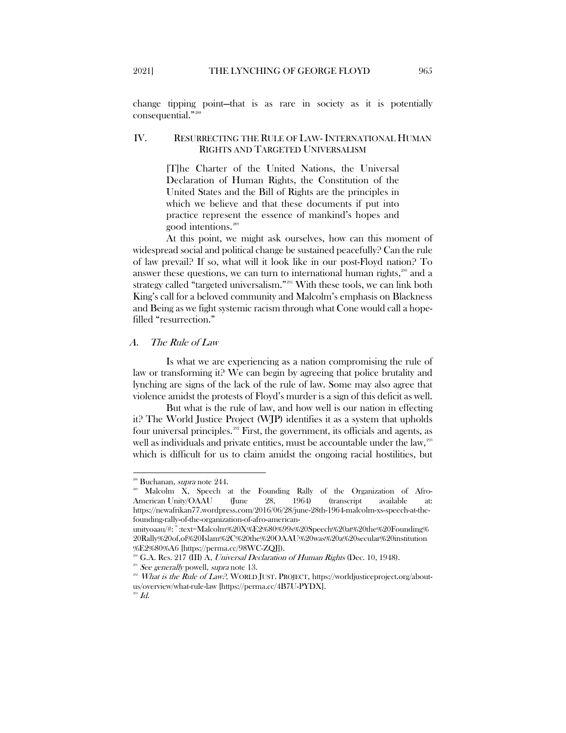change tipping point—that is as rare in society as it is potentially consequential."[288]

## IV. RESURRECTING THE RULE OF LAW- INTERNATIONAL HUMAN RIGHTS AND TARGETED UNIVERSALISM

> [T]he Charter of the United Nations, the Universal Declaration of Human Rights, the Constitution of the United States and the Bill of Rights are the principles in which we believe and that these documents if put into practice represent the essence of mankind's hopes and good intentions.[289]

At this point, we might ask ourselves, how can this moment of widespread social and political change be sustained peacefully? Can the rule of law prevail? If so, what will it look like in our post-Floyd nation? To answer these questions, we can turn to international human rights,[290] and a strategy called "targeted universalism."[291] With these tools, we can link both King's call for a beloved community and Malcolm's emphasis on Blackness and Being as we fight systemic racism through what Cone would call a hope-filled "resurrection."

### *A. The Rule of Law*

Is what we are experiencing as a nation compromising the rule of law or transforming it? We can begin by agreeing that police brutality and lynching are signs of the lack of the rule of law. Some may also agree that violence amidst the protests of Floyd's murder is a sign of this deficit as well.

But what is the rule of law, and how well is our nation in effecting it? The World Justice Project (WJP) identifies it as a system that upholds four universal principles.[292] First, the government, its officials and agents, as well as individuals and private entities, must be accountable under the law,[293] which is difficult for us to claim amidst the ongoing racial hostilities, but

---

[288] Buchanan, *supra* note 244.

[289] Malcolm X, Speech at the Founding Rally of the Organization of Afro-American Unity/OAAU (June 28, 1964) (transcript available at: https://newafrikan77.wordpress.com/2016/06/28/june-28th-1964-malcolm-xs-speech-at-the-founding-rally-of-the-organization-of-afro-american-unityoaau/#:~:text=Malcolm%20X%E2%80%99s%20Speech%20at%20the%20Founding%20Rally%20of,of%20Islam%2C%20the%20OAAU%20was%20a%20secular%20institution%E2%80%A6 [https://perma.cc/98WC-ZQJJ]).

[290] G.A. Res. 217 (III) A, *Universal Declaration of Human Rights* (Dec. 10, 1948).

[291] *See generally* powell, *supra* note 13.

[292] *What is the Rule of Law?*, WORLD JUST. PROJECT, https://worldjusticeproject.org/about-us/overview/what-rule-law [https://perma.cc/4B7U-PYDX].

[293] *Id.*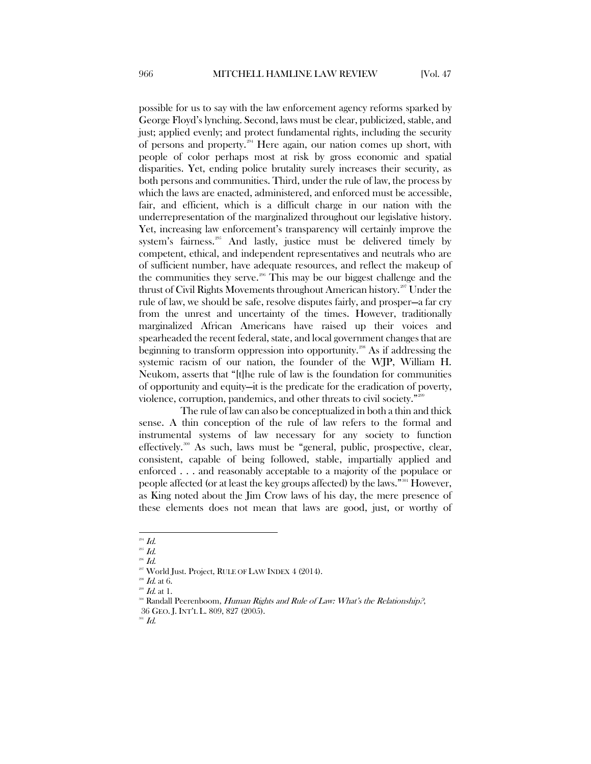possible for us to say with the law enforcement agency reforms sparked by George Floyd's lynching. Second, laws must be clear, publicized, stable, and just; applied evenly; and protect fundamental rights, including the security of persons and property.[294] Here again, our nation comes up short, with people of color perhaps most at risk by gross economic and spatial disparities. Yet, ending police brutality surely increases their security, as both persons and communities. Third, under the rule of law, the process by which the laws are enacted, administered, and enforced must be accessible, fair, and efficient, which is a difficult charge in our nation with the underrepresentation of the marginalized throughout our legislative history. Yet, increasing law enforcement's transparency will certainly improve the system's fairness.[295] And lastly, justice must be delivered timely by competent, ethical, and independent representatives and neutrals who are of sufficient number, have adequate resources, and reflect the makeup of the communities they serve.[296] This may be our biggest challenge and the thrust of Civil Rights Movements throughout American history.[297] Under the rule of law, we should be safe, resolve disputes fairly, and prosper—a far cry from the unrest and uncertainty of the times. However, traditionally marginalized African Americans have raised up their voices and spearheaded the recent federal, state, and local government changes that are beginning to transform oppression into opportunity.[298] As if addressing the systemic racism of our nation, the founder of the WJP, William H. Neukom, asserts that "[t]he rule of law is the foundation for communities of opportunity and equity—it is the predicate for the eradication of poverty, violence, corruption, pandemics, and other threats to civil society."[299]

The rule of law can also be conceptualized in both a thin and thick sense. A thin conception of the rule of law refers to the formal and instrumental systems of law necessary for any society to function effectively.[300] As such, laws must be "general, public, prospective, clear, consistent, capable of being followed, stable, impartially applied and enforced . . . and reasonably acceptable to a majority of the populace or people affected (or at least the key groups affected) by the laws."[301] However, as King noted about the Jim Crow laws of his day, the mere presence of these elements does not mean that laws are good, just, or worthy of

---

[294] *Id.*
[295] *Id.*
[296] *Id.*
[297] World Just. Project, RULE OF LAW INDEX 4 (2014).
[298] *Id.* at 6.
[299] *Id.* at 1.
[300] Randall Peerenboom, *Human Rights and Rule of Law: What's the Relationship?*, 36 GEO. J. INT'L L. 809, 827 (2005).
[301] *Id.*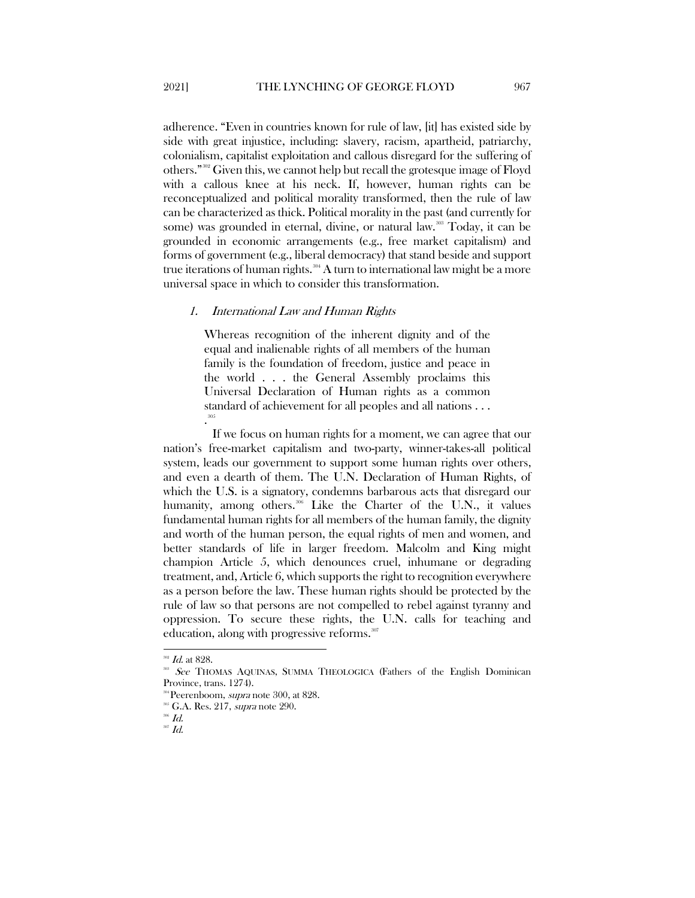adherence. "Even in countries known for rule of law, [it] has existed side by side with great injustice, including: slavery, racism, apartheid, patriarchy, colonialism, capitalist exploitation and callous disregard for the suffering of others."[302] Given this, we cannot help but recall the grotesque image of Floyd with a callous knee at his neck. If, however, human rights can be reconceptualized and political morality transformed, then the rule of law can be characterized as thick. Political morality in the past (and currently for some) was grounded in eternal, divine, or natural law.[303] Today, it can be grounded in economic arrangements (e.g., free market capitalism) and forms of government (e.g., liberal democracy) that stand beside and support true iterations of human rights.[304] A turn to international law might be a more universal space in which to consider this transformation.

### *1. International Law and Human Rights*

> Whereas recognition of the inherent dignity and of the equal and inalienable rights of all members of the human family is the foundation of freedom, justice and peace in the world . . . the General Assembly proclaims this Universal Declaration of Human rights as a common standard of achievement for all peoples and all nations . . . .[305]

If we focus on human rights for a moment, we can agree that our nation's free-market capitalism and two-party, winner-takes-all political system, leads our government to support some human rights over others, and even a dearth of them. The U.N. Declaration of Human Rights, of which the U.S. is a signatory, condemns barbarous acts that disregard our humanity, among others.[306] Like the Charter of the U.N., it values fundamental human rights for all members of the human family, the dignity and worth of the human person, the equal rights of men and women, and better standards of life in larger freedom. Malcolm and King might champion Article 5, which denounces cruel, inhumane or degrading treatment, and, Article 6, which supports the right to recognition everywhere as a person before the law. These human rights should be protected by the rule of law so that persons are not compelled to rebel against tyranny and oppression. To secure these rights, the U.N. calls for teaching and education, along with progressive reforms.[307]

---

[302] *Id.* at 828.

[303] *See* THOMAS AQUINAS, SUMMA THEOLOGICA (Fathers of the English Dominican Province, trans. 1274).

[304] Peerenboom, *supra* note 300, at 828.

[305] G.A. Res. 217, *supra* note 290.

[306] *Id.*

[307] *Id.*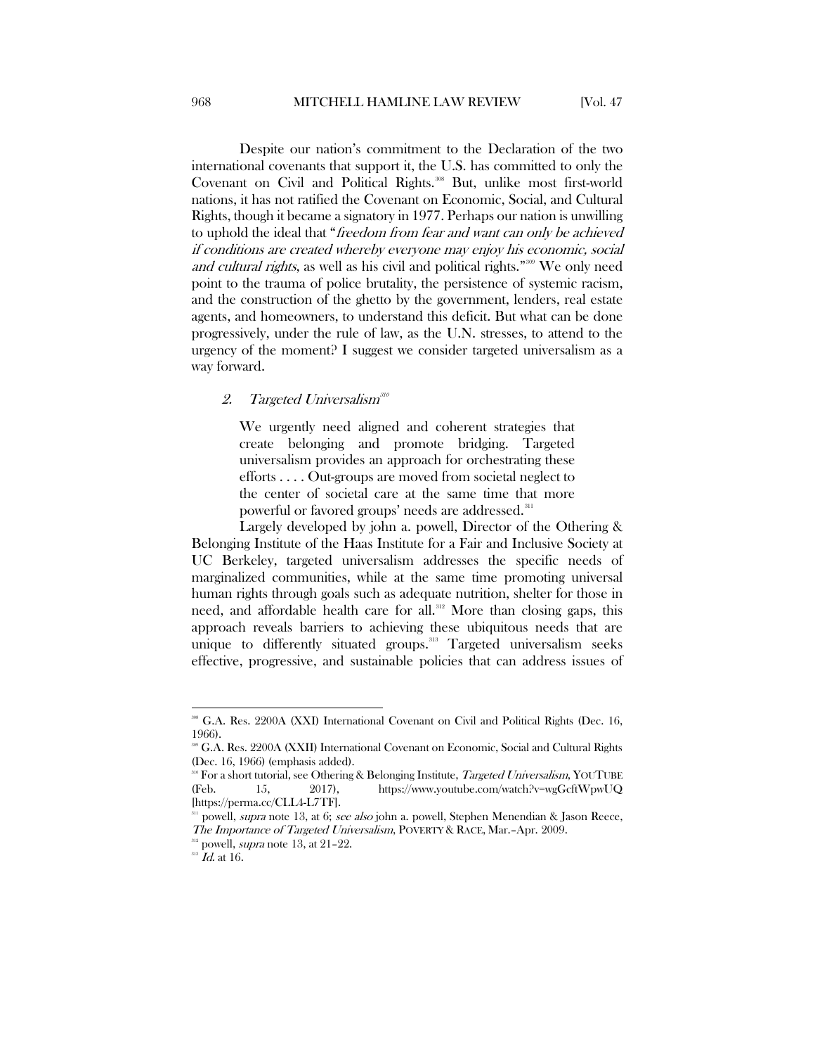Despite our nation's commitment to the Declaration of the two international covenants that support it, the U.S. has committed to only the Covenant on Civil and Political Rights.[308] But, unlike most first-world nations, it has not ratified the Covenant on Economic, Social, and Cultural Rights, though it became a signatory in 1977. Perhaps our nation is unwilling to uphold the ideal that "*freedom from fear and want can only be achieved if conditions are created whereby everyone may enjoy his economic, social and cultural rights*, as well as his civil and political rights."[309] We only need point to the trauma of police brutality, the persistence of systemic racism, and the construction of the ghetto by the government, lenders, real estate agents, and homeowners, to understand this deficit. But what can be done progressively, under the rule of law, as the U.N. stresses, to attend to the urgency of the moment? I suggest we consider targeted universalism as a way forward.

### 2. *Targeted Universalism*[310]

> We urgently need aligned and coherent strategies that create belonging and promote bridging. Targeted universalism provides an approach for orchestrating these efforts . . . . Out-groups are moved from societal neglect to the center of societal care at the same time that more powerful or favored groups' needs are addressed.[311]

Largely developed by john a. powell, Director of the Othering & Belonging Institute of the Haas Institute for a Fair and Inclusive Society at UC Berkeley, targeted universalism addresses the specific needs of marginalized communities, while at the same time promoting universal human rights through goals such as adequate nutrition, shelter for those in need, and affordable health care for all.[312] More than closing gaps, this approach reveals barriers to achieving these ubiquitous needs that are unique to differently situated groups.[313] Targeted universalism seeks effective, progressive, and sustainable policies that can address issues of

---

[308] G.A. Res. 2200A (XXI) International Covenant on Civil and Political Rights (Dec. 16, 1966).

[309] G.A. Res. 2200A (XXII) International Covenant on Economic, Social and Cultural Rights (Dec. 16, 1966) (emphasis added).

[310] For a short tutorial, see Othering & Belonging Institute, *Targeted Universalism*, YOUTUBE (Feb. 15, 2017), https://www.youtube.com/watch?v=wgGcftWpwUQ [https://perma.cc/CLL4-L7TF].

[311] powell, *supra* note 13, at 6; *see also* john a. powell, Stephen Menendian & Jason Reece, *The Importance of Targeted Universalism*, POVERTY & RACE, Mar.–Apr. 2009.

[312] powell, *supra* note 13, at 21–22.

[313] *Id.* at 16.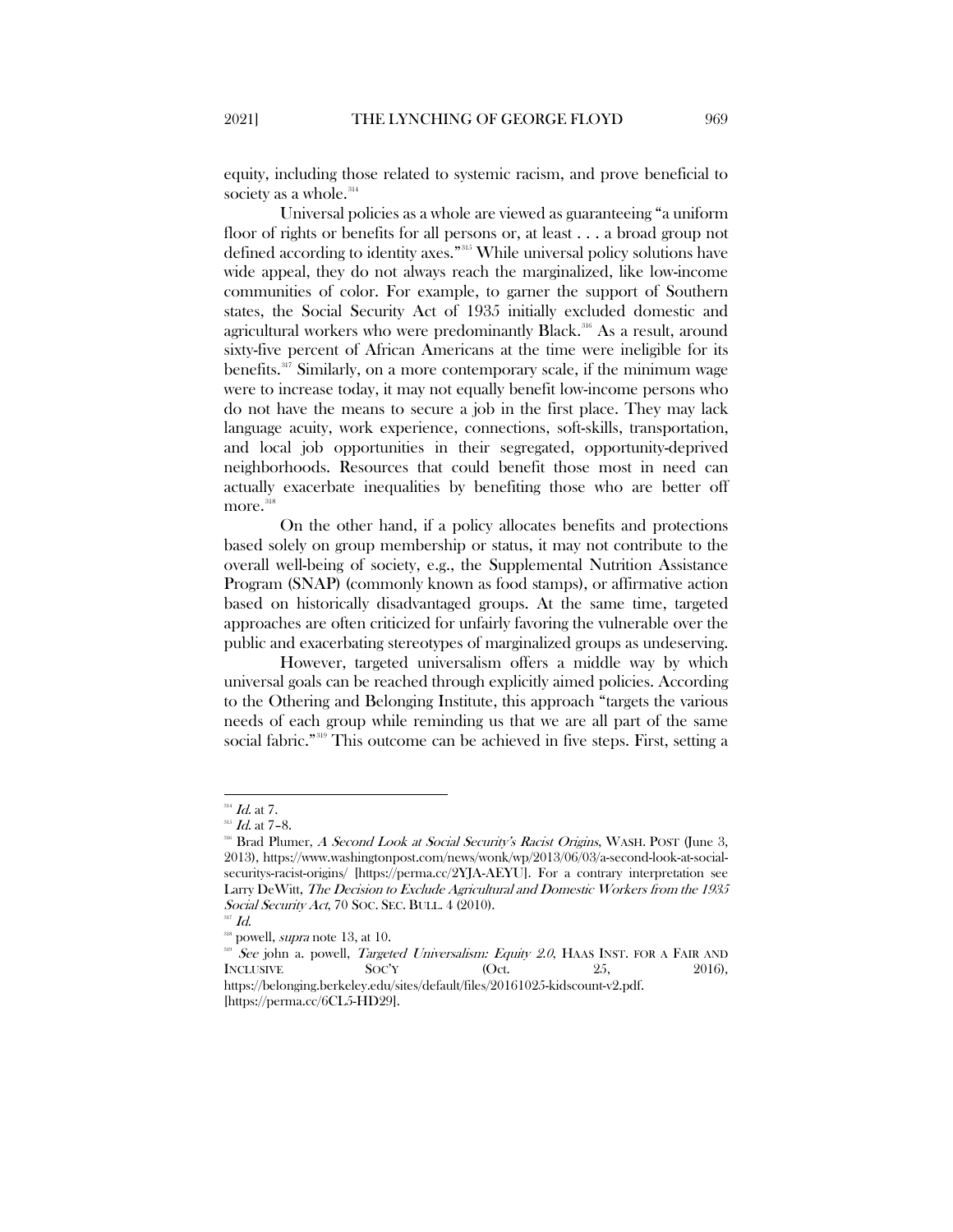equity, including those related to systemic racism, and prove beneficial to society as a whole.[314]

Universal policies as a whole are viewed as guaranteeing "a uniform floor of rights or benefits for all persons or, at least . . . a broad group not defined according to identity axes."[315] While universal policy solutions have wide appeal, they do not always reach the marginalized, like low-income communities of color. For example, to garner the support of Southern states, the Social Security Act of 1935 initially excluded domestic and agricultural workers who were predominantly Black.[316] As a result, around sixty-five percent of African Americans at the time were ineligible for its benefits.[317] Similarly, on a more contemporary scale, if the minimum wage were to increase today, it may not equally benefit low-income persons who do not have the means to secure a job in the first place. They may lack language acuity, work experience, connections, soft-skills, transportation, and local job opportunities in their segregated, opportunity-deprived neighborhoods. Resources that could benefit those most in need can actually exacerbate inequalities by benefiting those who are better off more.[318]

On the other hand, if a policy allocates benefits and protections based solely on group membership or status, it may not contribute to the overall well-being of society, e.g., the Supplemental Nutrition Assistance Program (SNAP) (commonly known as food stamps), or affirmative action based on historically disadvantaged groups. At the same time, targeted approaches are often criticized for unfairly favoring the vulnerable over the public and exacerbating stereotypes of marginalized groups as undeserving.

However, targeted universalism offers a middle way by which universal goals can be reached through explicitly aimed policies. According to the Othering and Belonging Institute, this approach "targets the various needs of each group while reminding us that we are all part of the same social fabric."[319] This outcome can be achieved in five steps. First, setting a

---

[314] *Id.* at 7.

[315] *Id.* at 7–8.

[316] Brad Plumer, *A Second Look at Social Security's Racist Origins*, WASH. POST (June 3, 2013), https://www.washingtonpost.com/news/wonk/wp/2013/06/03/a-second-look-at-social-securitys-racist-origins/ [https://perma.cc/2YJA-AEYU]. For a contrary interpretation see Larry DeWitt, *The Decision to Exclude Agricultural and Domestic Workers from the 1935 Social Security Act*, 70 SOC. SEC. BULL. 4 (2010).

[317] *Id.*

[318] powell, *supra* note 13, at 10.

[319] *See* john a. powell, *Targeted Universalism: Equity 2.0*, HAAS INST. FOR A FAIR AND INCLUSIVE SOC'Y (Oct. 25, 2016), https://belonging.berkeley.edu/sites/default/files/20161025-kidscount-v2.pdf. [https://perma.cc/6CL5-HD29].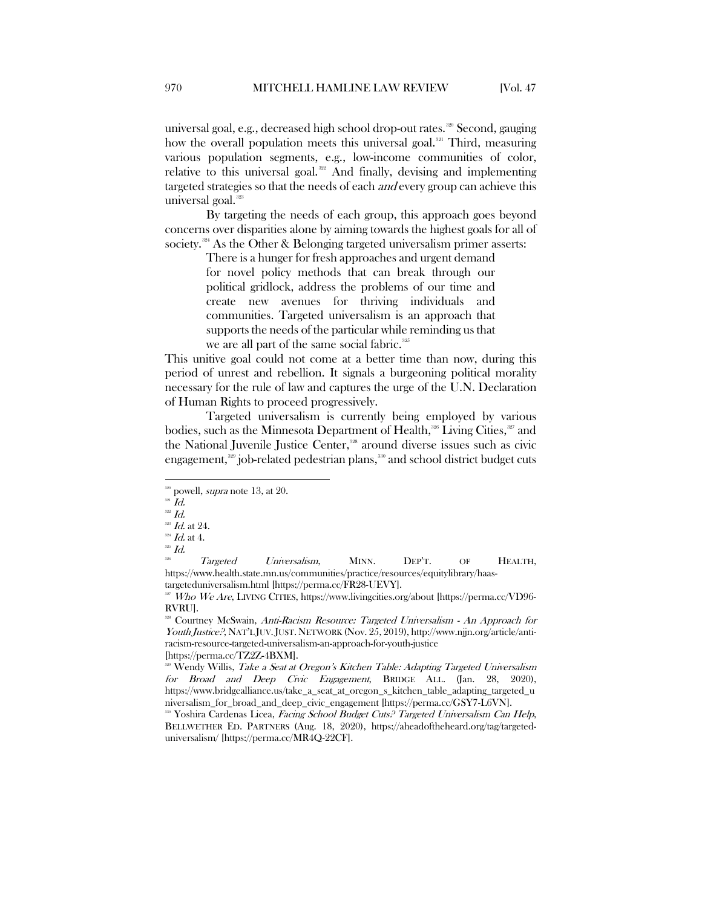universal goal, e.g., decreased high school drop-out rates.[320] Second, gauging how the overall population meets this universal goal.[321] Third, measuring various population segments, e.g., low-income communities of color, relative to this universal goal.[322] And finally, devising and implementing targeted strategies so that the needs of each *and* every group can achieve this universal goal.[323]

By targeting the needs of each group, this approach goes beyond concerns over disparities alone by aiming towards the highest goals for all of society.[324] As the Other & Belonging targeted universalism primer asserts:

> There is a hunger for fresh approaches and urgent demand for novel policy methods that can break through our political gridlock, address the problems of our time and create new avenues for thriving individuals and communities. Targeted universalism is an approach that supports the needs of the particular while reminding us that we are all part of the same social fabric.[325]

This unitive goal could not come at a better time than now, during this period of unrest and rebellion. It signals a burgeoning political morality necessary for the rule of law and captures the urge of the U.N. Declaration of Human Rights to proceed progressively.

Targeted universalism is currently being employed by various bodies, such as the Minnesota Department of Health,[326] Living Cities,[327] and the National Juvenile Justice Center,[328] around diverse issues such as civic engagement,[329] job-related pedestrian plans,[330] and school district budget cuts

---

[320] powell, *supra* note 13, at 20.

[321] *Id.*

[322] *Id.*

[323] *Id.* at 24.

[324] *Id.* at 4.

[325] *Id.*

[326] *Targeted Universalism*, MINN. DEP'T. OF HEALTH, https://www.health.state.mn.us/communities/practice/resources/equitylibrary/haas-targeteduniversalism.html [https://perma.cc/FR28-UEVY].

[327] *Who We Are*, LIVING CITIES, https://www.livingcities.org/about [https://perma.cc/VD96-RVRU].

[328] Courtney McSwain, *Anti-Racism Resource: Targeted Universalism - An Approach for Youth Justice?*, NAT'L JUV. JUST. NETWORK (Nov. 25, 2019), http://www.njjn.org/article/anti-racism-resource-targeted-universalism-an-approach-for-youth-justice [https://perma.cc/TZ2Z-4BXM].

[329] Wendy Willis, *Take a Seat at Oregon's Kitchen Table: Adapting Targeted Universalism for Broad and Deep Civic Engagement*, BRIDGE ALL. (Jan. 28, 2020), https://www.bridgealliance.us/take_a_seat_at_oregon_s_kitchen_table_adapting_targeted_universalism_for_broad_and_deep_civic_engagement [https://perma.cc/GSY7-L6VN].

[330] Yoshira Cardenas Licea, *Facing School Budget Cuts? Targeted Universalism Can Help*, BELLWETHER ED. PARTNERS (Aug. 18, 2020), https://aheadoftheheard.org/tag/targeted-universalism/ [https://perma.cc/MR4Q-22CF].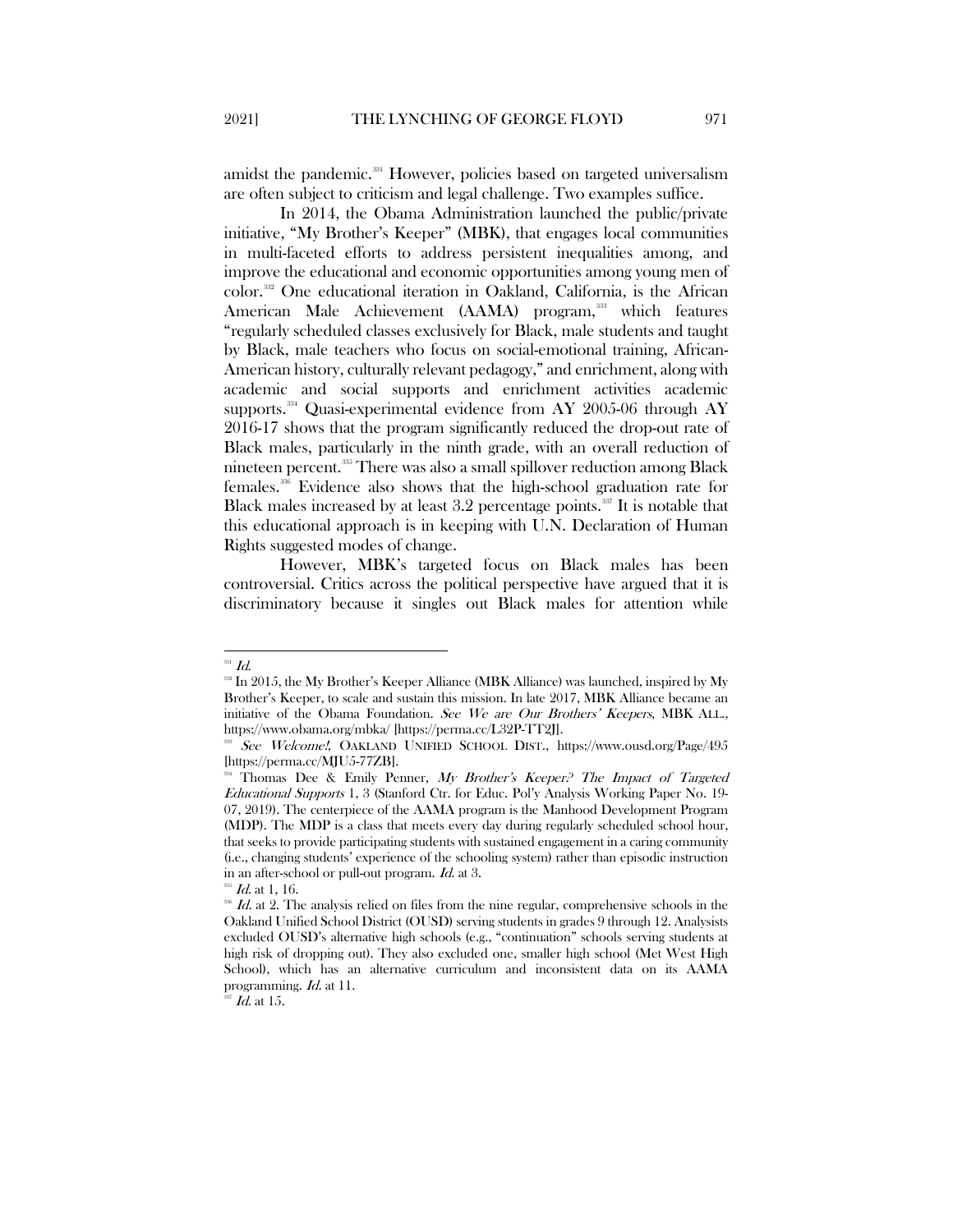amidst the pandemic.[331] However, policies based on targeted universalism are often subject to criticism and legal challenge. Two examples suffice.

In 2014, the Obama Administration launched the public/private initiative, "My Brother's Keeper" (MBK), that engages local communities in multi-faceted efforts to address persistent inequalities among, and improve the educational and economic opportunities among young men of color.[332] One educational iteration in Oakland, California, is the African American Male Achievement (AAMA) program,[333] which features "regularly scheduled classes exclusively for Black, male students and taught by Black, male teachers who focus on social-emotional training, African-American history, culturally relevant pedagogy," and enrichment, along with academic and social supports and enrichment activities academic supports.[334] Quasi-experimental evidence from AY 2005-06 through AY 2016-17 shows that the program significantly reduced the drop-out rate of Black males, particularly in the ninth grade, with an overall reduction of nineteen percent.[335] There was also a small spillover reduction among Black females.[336] Evidence also shows that the high-school graduation rate for Black males increased by at least 3.2 percentage points.[337] It is notable that this educational approach is in keeping with U.N. Declaration of Human Rights suggested modes of change.

However, MBK's targeted focus on Black males has been controversial. Critics across the political perspective have argued that it is discriminatory because it singles out Black males for attention while

---

[331] *Id.*

[332] In 2015, the My Brother's Keeper Alliance (MBK Alliance) was launched, inspired by My Brother's Keeper, to scale and sustain this mission. In late 2017, MBK Alliance became an initiative of the Obama Foundation. *See We are Our Brothers' Keepers*, MBK ALL., https://www.obama.org/mbka/ [https://perma.cc/L32P-TT2J].

[333] *See Welcome!*, OAKLAND UNIFIED SCHOOL DIST., https://www.ousd.org/Page/495 [https://perma.cc/MJU5-77ZB].

[334] Thomas Dee & Emily Penner, *My Brother's Keeper? The Impact of Targeted Educational Supports* 1, 3 (Stanford Ctr. for Educ. Pol'y Analysis Working Paper No. 19-07, 2019). The centerpiece of the AAMA program is the Manhood Development Program (MDP). The MDP is a class that meets every day during regularly scheduled school hour, that seeks to provide participating students with sustained engagement in a caring community (i.e., changing students' experience of the schooling system) rather than episodic instruction in an after-school or pull-out program. *Id.* at 3.

[335] *Id.* at 1, 16.

[336] *Id.* at 2. The analysis relied on files from the nine regular, comprehensive schools in the Oakland Unified School District (OUSD) serving students in grades 9 through 12. Analysists excluded OUSD's alternative high schools (e.g., "continuation" schools serving students at high risk of dropping out). They also excluded one, smaller high school (Met West High School), which has an alternative curriculum and inconsistent data on its AAMA programming. *Id.* at 11.

[337] *Id.* at 15.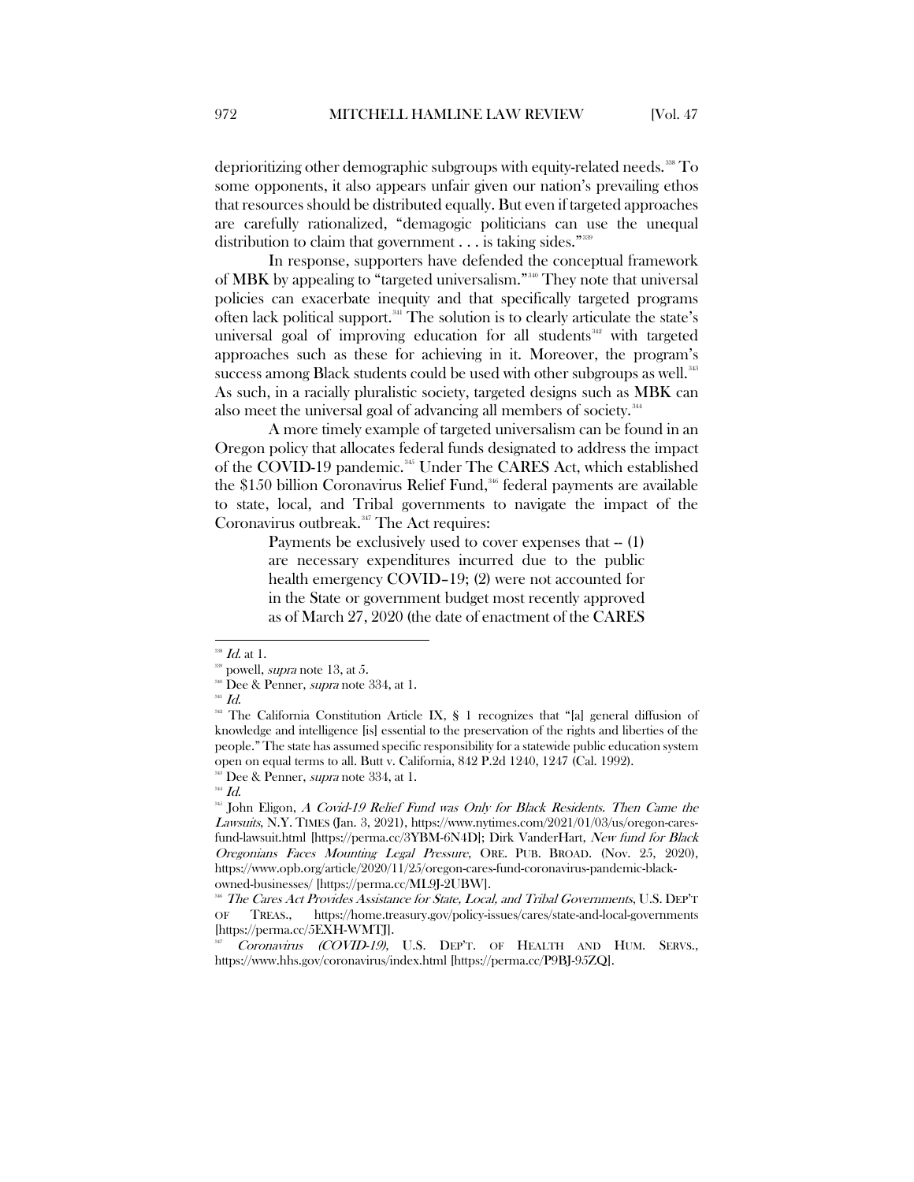deprioritizing other demographic subgroups with equity-related needs.[338] To some opponents, it also appears unfair given our nation's prevailing ethos that resources should be distributed equally. But even if targeted approaches are carefully rationalized, "demagogic politicians can use the unequal distribution to claim that government . . . is taking sides."[339]

In response, supporters have defended the conceptual framework of MBK by appealing to "targeted universalism."[340] They note that universal policies can exacerbate inequity and that specifically targeted programs often lack political support.[341] The solution is to clearly articulate the state's universal goal of improving education for all students[342] with targeted approaches such as these for achieving in it. Moreover, the program's success among Black students could be used with other subgroups as well.[343] As such, in a racially pluralistic society, targeted designs such as MBK can also meet the universal goal of advancing all members of society.[344]

A more timely example of targeted universalism can be found in an Oregon policy that allocates federal funds designated to address the impact of the COVID-19 pandemic.[345] Under The CARES Act, which established the $150 billion Coronavirus Relief Fund,[346] federal payments are available to state, local, and Tribal governments to navigate the impact of the Coronavirus outbreak.[347] The Act requires:

> Payments be exclusively used to cover expenses that -- (1) are necessary expenditures incurred due to the public health emergency COVID–19; (2) were not accounted for in the State or government budget most recently approved as of March 27, 2020 (the date of enactment of the CARES

---

[338] *Id.* at 1.

[339] powell, *supra* note 13, at 5.

[340] Dee & Penner, *supra* note 334, at 1.

[341] *Id.*

[342] The California Constitution Article IX, § 1 recognizes that "[a] general diffusion of knowledge and intelligence [is] essential to the preservation of the rights and liberties of the people." The state has assumed specific responsibility for a statewide public education system open on equal terms to all. Butt v. California, 842 P.2d 1240, 1247 (Cal. 1992).

[343] Dee & Penner, *supra* note 334, at 1.

[344] *Id.*

[345] John Eligon, *A Covid-19 Relief Fund was Only for Black Residents. Then Came the Lawsuits*, N.Y. TIMES (Jan. 3, 2021), https://www.nytimes.com/2021/01/03/us/oregon-cares-fund-lawsuit.html [https://perma.cc/3YBM-6N4D]; Dirk VanderHart, *New fund for Black Oregonians Faces Mounting Legal Pressure*, ORE. PUB. BROAD. (Nov. 25, 2020), https://www.opb.org/article/2020/11/25/oregon-cares-fund-coronavirus-pandemic-black-owned-businesses/ [https://perma.cc/ML9J-2UBW].

[346] *The Cares Act Provides Assistance for State, Local, and Tribal Governments*, U.S. DEP'T OF TREAS., https://home.treasury.gov/policy-issues/cares/state-and-local-governments [https://perma.cc/5EXH-WMTJ].

[347] *Coronavirus (COVID-19)*, U.S. DEP'T. OF HEALTH AND HUM. SERVS., https://www.hhs.gov/coronavirus/index.html [https://perma.cc/P9BJ-95ZQ].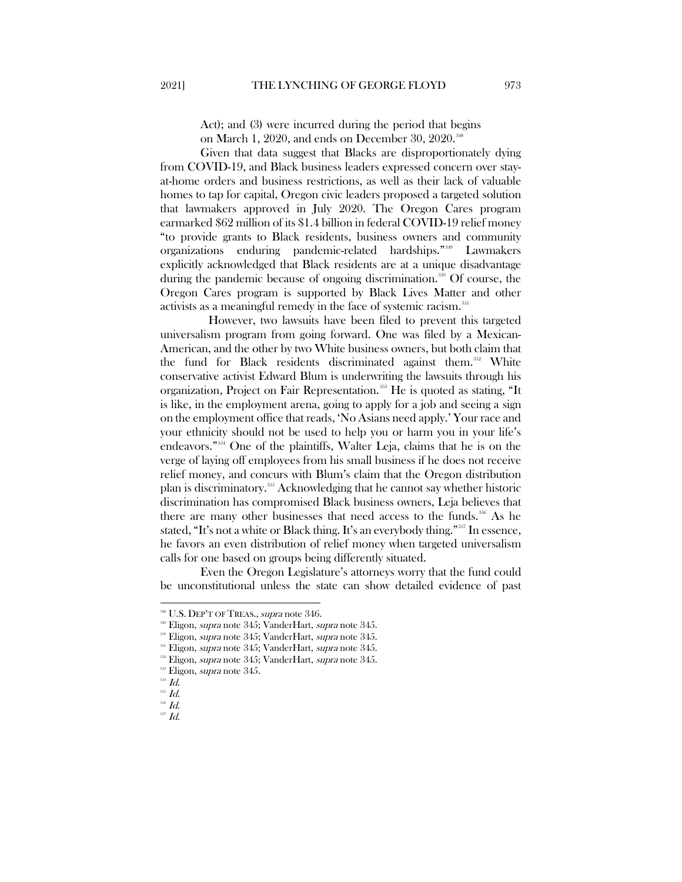> Act); and (3) were incurred during the period that begins on March 1, 2020, and ends on December 30, 2020.[348]

Given that data suggest that Blacks are disproportionately dying from COVID-19, and Black business leaders expressed concern over stay-at-home orders and business restrictions, as well as their lack of valuable homes to tap for capital, Oregon civic leaders proposed a targeted solution that lawmakers approved in July 2020. The Oregon Cares program earmarked $62 million of its $1.4 billion in federal COVID-19 relief money "to provide grants to Black residents, business owners and community organizations enduring pandemic-related hardships."[349] Lawmakers explicitly acknowledged that Black residents are at a unique disadvantage during the pandemic because of ongoing discrimination.[350] Of course, the Oregon Cares program is supported by Black Lives Matter and other activists as a meaningful remedy in the face of systemic racism.[351]

However, two lawsuits have been filed to prevent this targeted universalism program from going forward. One was filed by a Mexican-American, and the other by two White business owners, but both claim that the fund for Black residents discriminated against them.[352] White conservative activist Edward Blum is underwriting the lawsuits through his organization, Project on Fair Representation.[353] He is quoted as stating, "It is like, in the employment arena, going to apply for a job and seeing a sign on the employment office that reads, 'No Asians need apply.' Your race and your ethnicity should not be used to help you or harm you in your life's endeavors."[354] One of the plaintiffs, Walter Leja, claims that he is on the verge of laying off employees from his small business if he does not receive relief money, and concurs with Blum's claim that the Oregon distribution plan is discriminatory.[355] Acknowledging that he cannot say whether historic discrimination has compromised Black business owners, Leja believes that there are many other businesses that need access to the funds.[356] As he stated, "It's not a white or Black thing. It's an everybody thing."[357] In essence, he favors an even distribution of relief money when targeted universalism calls for one based on groups being differently situated.

Even the Oregon Legislature's attorneys worry that the fund could be unconstitutional unless the state can show detailed evidence of past

---

[348] U.S. DEP'T OF TREAS., *supra* note 346.
[349] Eligon, *supra* note 345; VanderHart, *supra* note 345.
[350] Eligon, *supra* note 345; VanderHart, *supra* note 345.
[351] Eligon, *supra* note 345; VanderHart, *supra* note 345.
[352] Eligon, *supra* note 345; VanderHart, *supra* note 345.
[353] Eligon, *supra* note 345.
[354] *Id.*
[355] *Id.*
[356] *Id.*
[357] *Id.*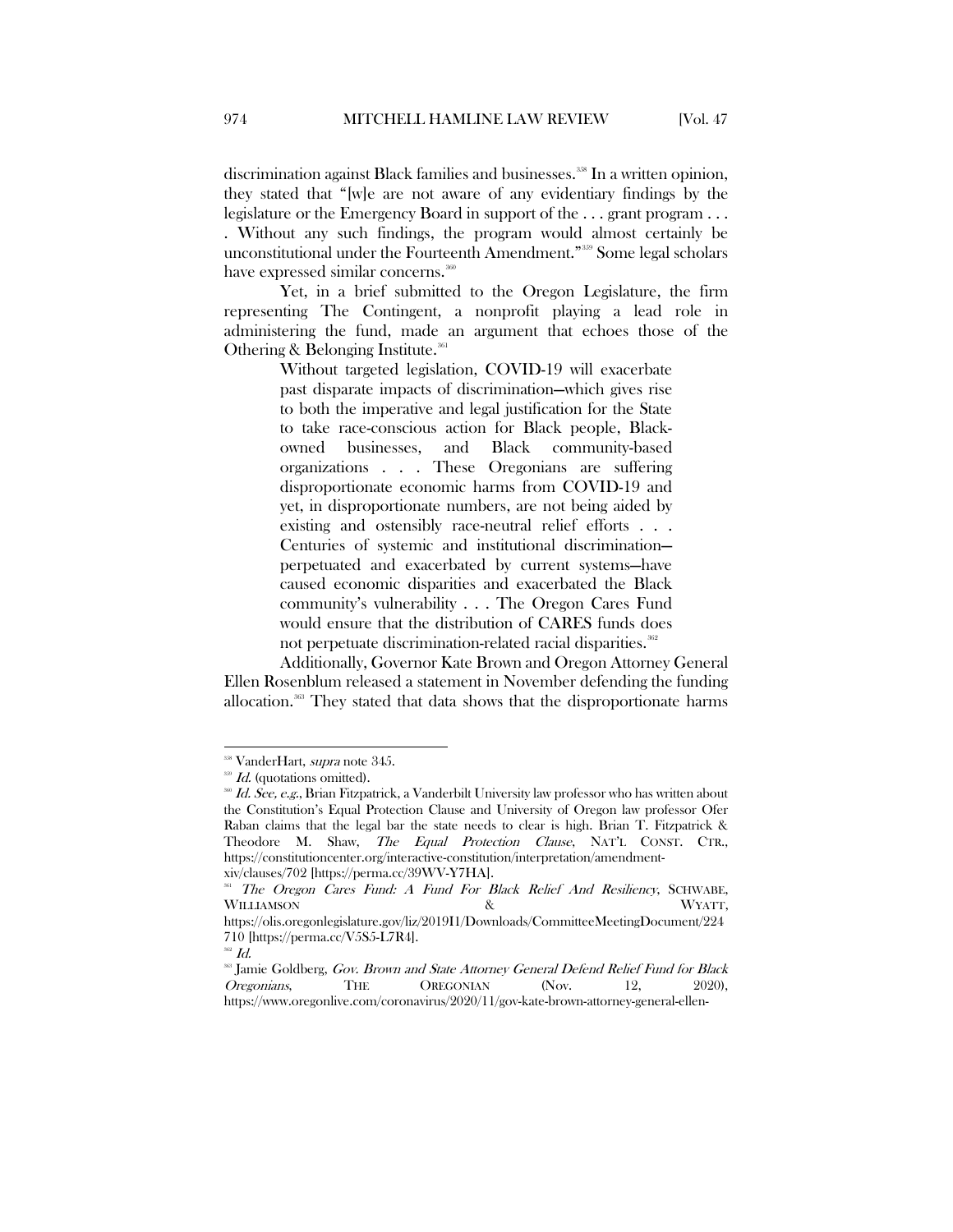discrimination against Black families and businesses.[358] In a written opinion, they stated that "[w]e are not aware of any evidentiary findings by the legislature or the Emergency Board in support of the . . . grant program . . . . Without any such findings, the program would almost certainly be unconstitutional under the Fourteenth Amendment."[359] Some legal scholars have expressed similar concerns.[360]

Yet, in a brief submitted to the Oregon Legislature, the firm representing The Contingent, a nonprofit playing a lead role in administering the fund, made an argument that echoes those of the Othering & Belonging Institute.[361]

> Without targeted legislation, COVID-19 will exacerbate past disparate impacts of discrimination—which gives rise to both the imperative and legal justification for the State to take race-conscious action for Black people, Black-owned businesses, and Black community-based organizations . . . These Oregonians are suffering disproportionate economic harms from COVID-19 and yet, in disproportionate numbers, are not being aided by existing and ostensibly race-neutral relief efforts . . . Centuries of systemic and institutional discrimination—perpetuated and exacerbated by current systems—have caused economic disparities and exacerbated the Black community's vulnerability . . . The Oregon Cares Fund would ensure that the distribution of CARES funds does not perpetuate discrimination-related racial disparities.[362]

Additionally, Governor Kate Brown and Oregon Attorney General Ellen Rosenblum released a statement in November defending the funding allocation.[363] They stated that data shows that the disproportionate harms

---

[358] VanderHart, *supra* note 345.

[359] *Id.* (quotations omitted).

[360] *Id. See, e.g.*, Brian Fitzpatrick, a Vanderbilt University law professor who has written about the Constitution's Equal Protection Clause and University of Oregon law professor Ofer Raban claims that the legal bar the state needs to clear is high. Brian T. Fitzpatrick & Theodore M. Shaw, *The Equal Protection Clause*, NAT'L CONST. CTR., https://constitutioncenter.org/interactive-constitution/interpretation/amendment-xiv/clauses/702 [https://perma.cc/39WV-Y7HA].

[361] *The Oregon Cares Fund: A Fund For Black Relief And Resiliency*, SCHWABE, WILLIAMSON & WYATT, https://olis.oregonlegislature.gov/liz/2019I1/Downloads/CommitteeMeetingDocument/224710 [https://perma.cc/V5S5-L7R4].

[362] *Id.*

[363] Jamie Goldberg, *Gov. Brown and State Attorney General Defend Relief Fund for Black Oregonians*, THE OREGONIAN (Nov. 12, 2020), https://www.oregonlive.com/coronavirus/2020/11/gov-kate-brown-attorney-general-ellen-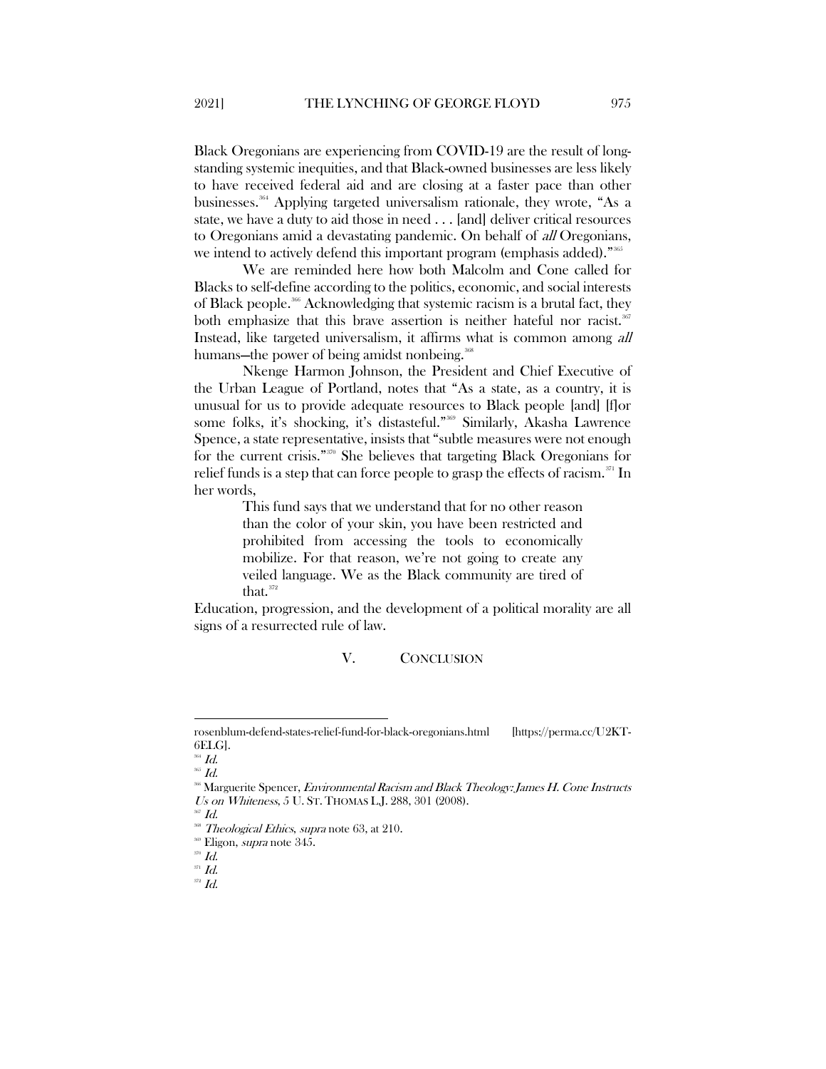Black Oregonians are experiencing from COVID-19 are the result of long-standing systemic inequities, and that Black-owned businesses are less likely to have received federal aid and are closing at a faster pace than other businesses.[364] Applying targeted universalism rationale, they wrote, "As a state, we have a duty to aid those in need . . . [and] deliver critical resources to Oregonians amid a devastating pandemic. On behalf of *all* Oregonians, we intend to actively defend this important program (emphasis added)."[365]

We are reminded here how both Malcolm and Cone called for Blacks to self-define according to the politics, economic, and social interests of Black people.[366] Acknowledging that systemic racism is a brutal fact, they both emphasize that this brave assertion is neither hateful nor racist.[367] Instead, like targeted universalism, it affirms what is common among *all* humans—the power of being amidst nonbeing.[368]

Nkenge Harmon Johnson, the President and Chief Executive of the Urban League of Portland, notes that "As a state, as a country, it is unusual for us to provide adequate resources to Black people [and] [f]or some folks, it's shocking, it's distasteful."[369] Similarly, Akasha Lawrence Spence, a state representative, insists that "subtle measures were not enough for the current crisis."[370] She believes that targeting Black Oregonians for relief funds is a step that can force people to grasp the effects of racism.[371] In her words,

> This fund says that we understand that for no other reason than the color of your skin, you have been restricted and prohibited from accessing the tools to economically mobilize. For that reason, we're not going to create any veiled language. We as the Black community are tired of that.[372]

Education, progression, and the development of a political morality are all signs of a resurrected rule of law.

## V. CONCLUSION

---

rosenblum-defend-states-relief-fund-for-black-oregonians.html [https://perma.cc/U2KT-6ELG].

[364] *Id.*

[365] *Id.*

[366] Marguerite Spencer, *Environmental Racism and Black Theology: James H. Cone Instructs Us on Whiteness*, 5 U. ST. THOMAS L.J. 288, 301 (2008).

[367] *Id.*

[368] *Theological Ethics*, *supra* note 63, at 210.

[369] Eligon, *supra* note 345.

[370] *Id.*

[371] *Id.*

[372] *Id.*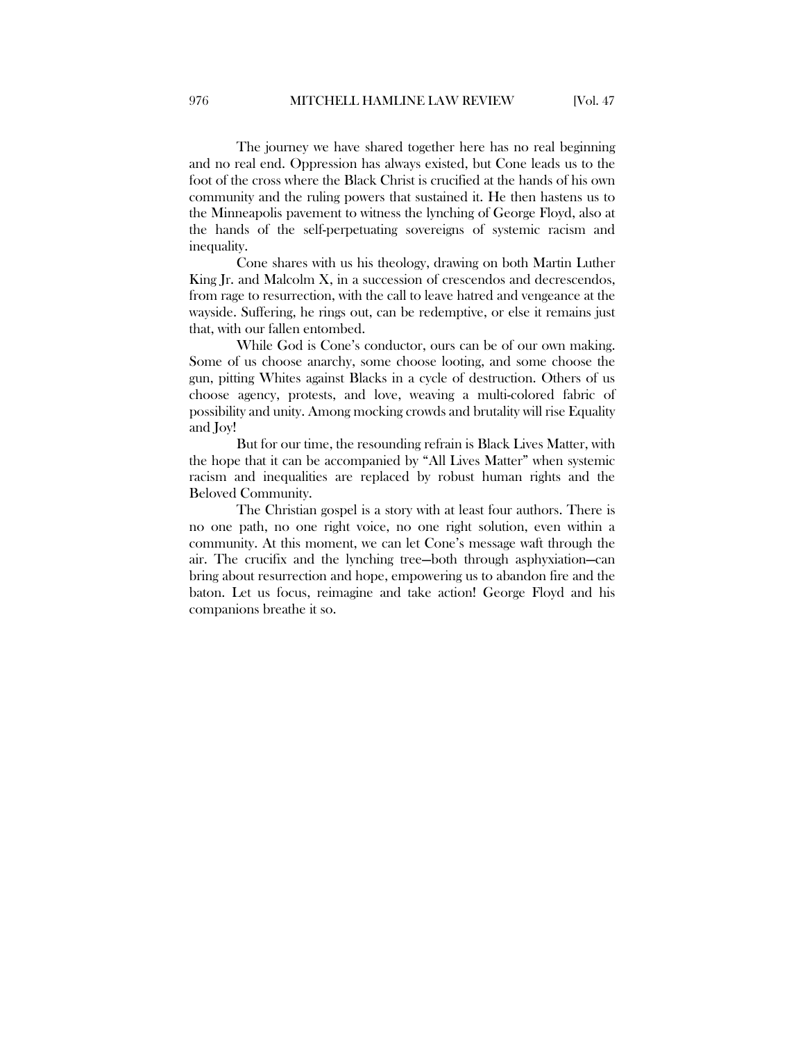The journey we have shared together here has no real beginning and no real end. Oppression has always existed, but Cone leads us to the foot of the cross where the Black Christ is crucified at the hands of his own community and the ruling powers that sustained it. He then hastens us to the Minneapolis pavement to witness the lynching of George Floyd, also at the hands of the self-perpetuating sovereigns of systemic racism and inequality.

Cone shares with us his theology, drawing on both Martin Luther King Jr. and Malcolm X, in a succession of crescendos and decrescendos, from rage to resurrection, with the call to leave hatred and vengeance at the wayside. Suffering, he rings out, can be redemptive, or else it remains just that, with our fallen entombed.

While God is Cone's conductor, ours can be of our own making. Some of us choose anarchy, some choose looting, and some choose the gun, pitting Whites against Blacks in a cycle of destruction. Others of us choose agency, protests, and love, weaving a multi-colored fabric of possibility and unity. Among mocking crowds and brutality will rise Equality and Joy!

But for our time, the resounding refrain is Black Lives Matter, with the hope that it can be accompanied by "All Lives Matter" when systemic racism and inequalities are replaced by robust human rights and the Beloved Community.

The Christian gospel is a story with at least four authors. There is no one path, no one right voice, no one right solution, even within a community. At this moment, we can let Cone's message waft through the air. The crucifix and the lynching tree—both through asphyxiation—can bring about resurrection and hope, empowering us to abandon fire and the baton. Let us focus, reimagine and take action! George Floyd and his companions breathe it so.